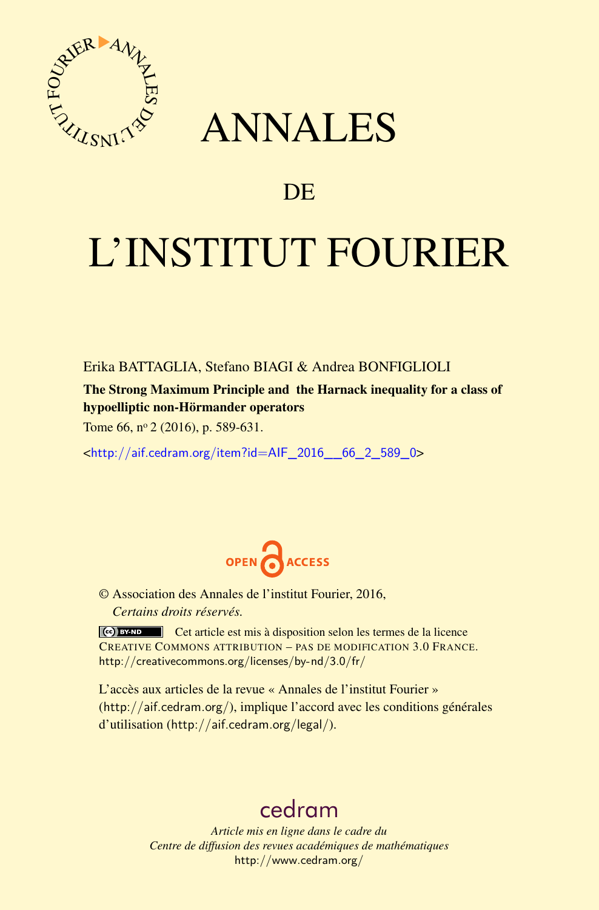# ANNALES

## DE

# L'INSTITUT FOURIER

Erika BATTAGLIA, Stefano BIAGI & Andrea BONFIGLIOLI

**The Strong Maximum Principle and the Harnack inequality for a class of hypoelliptic non-Hörmander operators**

Tome 66, nº 2 (2016), p. 589-631.

<http://aif.cedram.org/item?id=AIF_2016__66_2_589_0>

OPEN ACCESS

© Association des Annales de l'institut Fourier, 2016,
*Certains droits réservés.*

Cet article est mis à disposition selon les termes de la licence CREATIVE COMMONS ATTRIBUTION – PAS DE MODIFICATION 3.0 FRANCE.
http://creativecommons.org/licenses/by-nd/3.0/fr/

L'accès aux articles de la revue « Annales de l'institut Fourier » (http://aif.cedram.org/), implique l'accord avec les conditions générales d'utilisation (http://aif.cedram.org/legal/).

cedram

*Article mis en ligne dans le cadre du*
*Centre de diffusion des revues académiques de mathématiques*
http://www.cedram.org/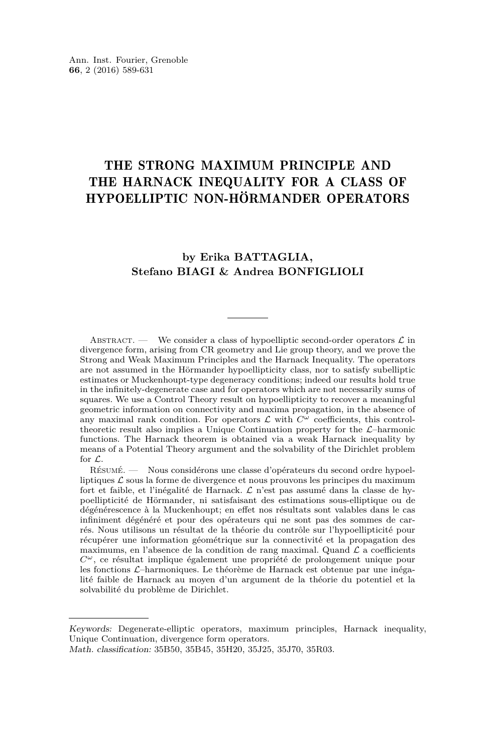# THE STRONG MAXIMUM PRINCIPLE AND THE HARNACK INEQUALITY FOR A CLASS OF HYPOELLIPTIC NON-HÖRMANDER OPERATORS

**by Erika BATTAGLIA, Stefano BIAGI & Andrea BONFIGLIOLI**

---

Abstract. — We consider a class of hypoelliptic second-order operators $\mathcal{L}$ in divergence form, arising from CR geometry and Lie group theory, and we prove the Strong and Weak Maximum Principles and the Harnack Inequality. The operators are not assumed in the Hörmander hypoellipticity class, nor to satisfy subelliptic estimates or Muckenhoupt-type degeneracy conditions; indeed our results hold true in the infinitely-degenerate case and for operators which are not necessarily sums of squares. We use a Control Theory result on hypoellipticity to recover a meaningful geometric information on connectivity and maxima propagation, in the absence of any maximal rank condition. For operators $\mathcal{L}$ with $C^\omega$ coefficients, this control-theoretic result also implies a Unique Continuation property for the $\mathcal{L}$–harmonic functions. The Harnack theorem is obtained via a weak Harnack inequality by means of a Potential Theory argument and the solvability of the Dirichlet problem for $\mathcal{L}$.

Résumé. — Nous considérons une classe d'opérateurs du second ordre hypoelliptiques $\mathcal{L}$ sous la forme de divergence et nous prouvons les principes du maximum fort et faible, et l'inégalité de Harnack. $\mathcal{L}$ n'est pas assumé dans la classe de hypoellipticité de Hörmander, ni satisfaisant des estimations sous-elliptique ou de dégénérescence à la Muckenhoupt; en effet nos résultats sont valables dans le cas infiniment dégénéré et pour des opérateurs qui ne sont pas des sommes de carrés. Nous utilisons un résultat de la théorie du contrôle sur l'hypoellipticité pour récupérer une information géométrique sur la connectivité et la propagation des maximums, en l'absence de la condition de rang maximal. Quand $\mathcal{L}$ a coefficients $C^\omega$, ce résultat implique également une propriété de prolongement unique pour les fonctions $\mathcal{L}$–harmoniques. Le théorème de Harnack est obtenue par une inégalité faible de Harnack au moyen d'un argument de la théorie du potentiel et la solvabilité du problème de Dirichlet.

---

*Keywords:* Degenerate-elliptic operators, maximum principles, Harnack inequality, Unique Continuation, divergence form operators.
*Math. classification:* 35B50, 35B45, 35H20, 35J25, 35J70, 35R03.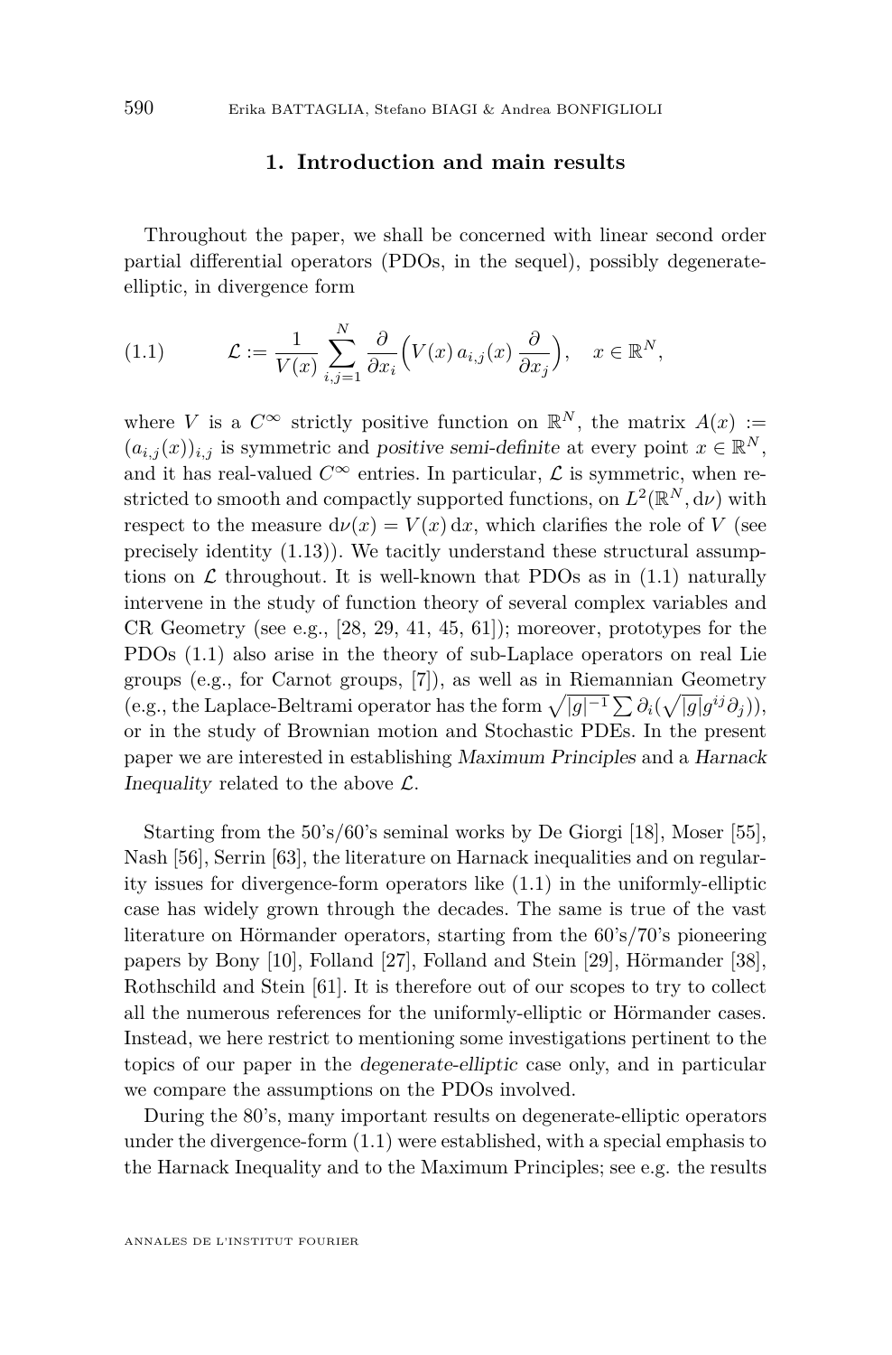## 1. Introduction and main results

Throughout the paper, we shall be concerned with linear second order partial differential operators (PDOs, in the sequel), possibly degenerate-elliptic, in divergence form

$$\mathcal{L} := \frac{1}{V(x)} \sum_{i,j=1}^{N} \frac{\partial}{\partial x_i}\Big(V(x)\, a_{i,j}(x)\, \frac{\partial}{\partial x_j}\Big), \quad x \in \mathbb{R}^N, \tag{1.1}$$

where $V$ is a $C^\infty$ strictly positive function on $\mathbb{R}^N$, the matrix $A(x) := (a_{i,j}(x))_{i,j}$ is symmetric and *positive semi-definite* at every point $x \in \mathbb{R}^N$, and it has real-valued $C^\infty$ entries. In particular, $\mathcal{L}$ is symmetric, when restricted to smooth and compactly supported functions, on $L^2(\mathbb{R}^N, \mathrm{d}\nu)$ with respect to the measure $\mathrm{d}\nu(x) = V(x)\,\mathrm{d}x$, which clarifies the role of $V$ (see precisely identity (1.13)). We tacitly understand these structural assumptions on $\mathcal{L}$ throughout. It is well-known that PDOs as in (1.1) naturally intervene in the study of function theory of several complex variables and CR Geometry (see e.g., [28, 29, 41, 45, 61]); moreover, prototypes for the PDOs (1.1) also arise in the theory of sub-Laplace operators on real Lie groups (e.g., for Carnot groups, [7]), as well as in Riemannian Geometry (e.g., the Laplace-Beltrami operator has the form $\sqrt{|g|^{-1}}\sum \partial_i(\sqrt{|g|}g^{ij}\partial_j)$), or in the study of Brownian motion and Stochastic PDEs. In the present paper we are interested in establishing *Maximum Principles* and a *Harnack Inequality* related to the above $\mathcal{L}$.

Starting from the 50's/60's seminal works by De Giorgi [18], Moser [55], Nash [56], Serrin [63], the literature on Harnack inequalities and on regularity issues for divergence-form operators like (1.1) in the uniformly-elliptic case has widely grown through the decades. The same is true of the vast literature on Hörmander operators, starting from the 60's/70's pioneering papers by Bony [10], Folland [27], Folland and Stein [29], Hörmander [38], Rothschild and Stein [61]. It is therefore out of our scopes to try to collect all the numerous references for the uniformly-elliptic or Hörmander cases. Instead, we here restrict to mentioning some investigations pertinent to the topics of our paper in the *degenerate-elliptic* case only, and in particular we compare the assumptions on the PDOs involved.

During the 80's, many important results on degenerate-elliptic operators under the divergence-form (1.1) were established, with a special emphasis to the Harnack Inequality and to the Maximum Principles; see e.g. the results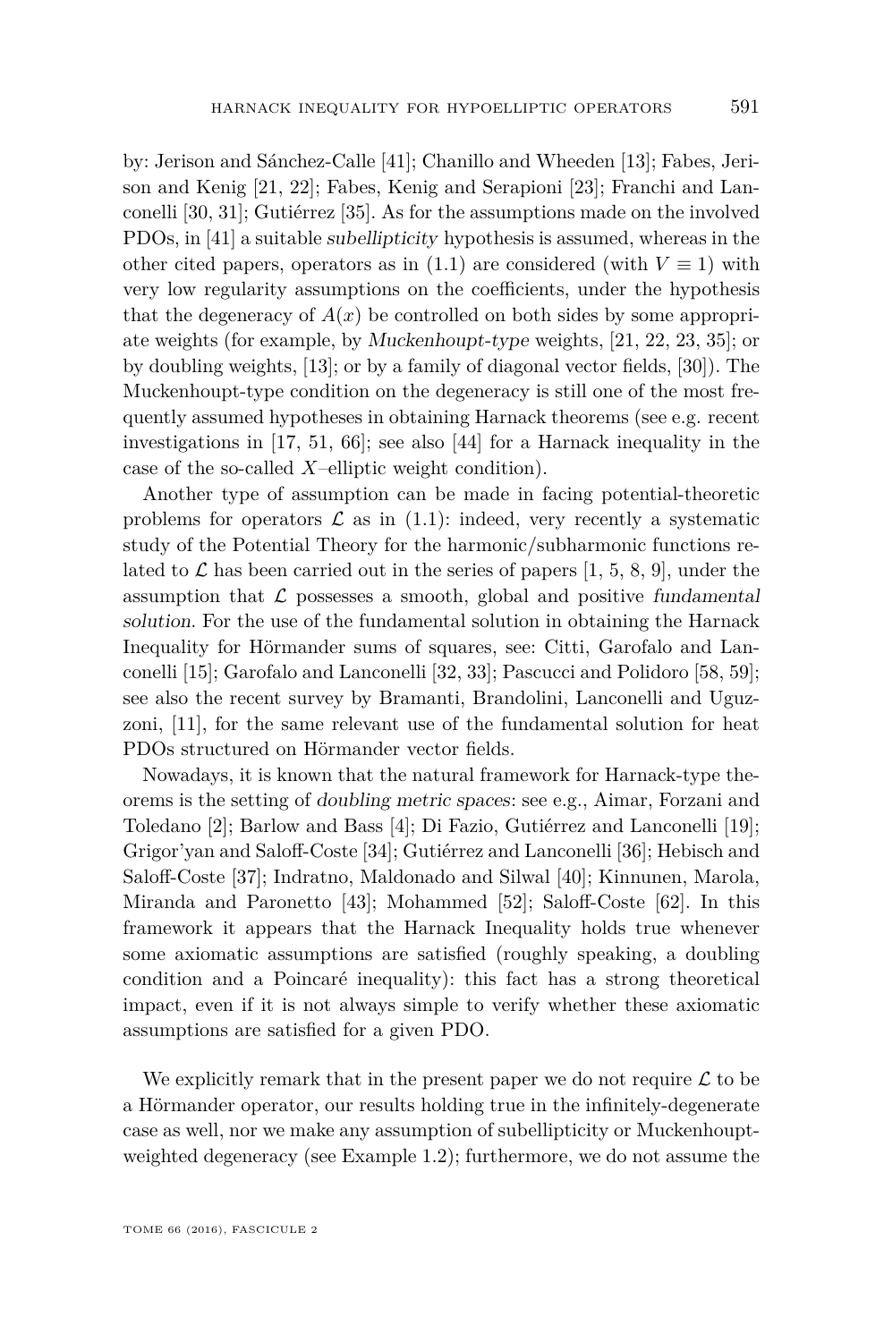by: Jerison and Sánchez-Calle [41]; Chanillo and Wheeden [13]; Fabes, Jerison and Kenig [21, 22]; Fabes, Kenig and Serapioni [23]; Franchi and Lanconelli [30, 31]; Gutiérrez [35]. As for the assumptions made on the involved PDOs, in [41] a suitable *subellipticity* hypothesis is assumed, whereas in the other cited papers, operators as in (1.1) are considered (with $V \equiv 1$) with very low regularity assumptions on the coefficients, under the hypothesis that the degeneracy of $A(x)$ be controlled on both sides by some appropriate weights (for example, by *Muckenhoupt-type* weights, [21, 22, 23, 35]; or by doubling weights, [13]; or by a family of diagonal vector fields, [30]). The Muckenhoupt-type condition on the degeneracy is still one of the most frequently assumed hypotheses in obtaining Harnack theorems (see e.g. recent investigations in [17, 51, 66]; see also [44] for a Harnack inequality in the case of the so-called $X$–elliptic weight condition).

Another type of assumption can be made in facing potential-theoretic problems for operators $\mathcal{L}$ as in (1.1): indeed, very recently a systematic study of the Potential Theory for the harmonic/subharmonic functions related to $\mathcal{L}$ has been carried out in the series of papers [1, 5, 8, 9], under the assumption that $\mathcal{L}$ possesses a smooth, global and positive *fundamental solution*. For the use of the fundamental solution in obtaining the Harnack Inequality for Hörmander sums of squares, see: Citti, Garofalo and Lanconelli [15]; Garofalo and Lanconelli [32, 33]; Pascucci and Polidoro [58, 59]; see also the recent survey by Bramanti, Brandolini, Lanconelli and Uguzzoni, [11], for the same relevant use of the fundamental solution for heat PDOs structured on Hörmander vector fields.

Nowadays, it is known that the natural framework for Harnack-type theorems is the setting of *doubling metric spaces*: see e.g., Aimar, Forzani and Toledano [2]; Barlow and Bass [4]; Di Fazio, Gutiérrez and Lanconelli [19]; Grigor'yan and Saloff-Coste [34]; Gutiérrez and Lanconelli [36]; Hebisch and Saloff-Coste [37]; Indratno, Maldonado and Silwal [40]; Kinnunen, Marola, Miranda and Paronetto [43]; Mohammed [52]; Saloff-Coste [62]. In this framework it appears that the Harnack Inequality holds true whenever some axiomatic assumptions are satisfied (roughly speaking, a doubling condition and a Poincaré inequality): this fact has a strong theoretical impact, even if it is not always simple to verify whether these axiomatic assumptions are satisfied for a given PDO.

We explicitly remark that in the present paper we do not require $\mathcal{L}$ to be a Hörmander operator, our results holding true in the infinitely-degenerate case as well, nor we make any assumption of subellipticity or Muckenhoupt-weighted degeneracy (see Example 1.2); furthermore, we do not assume the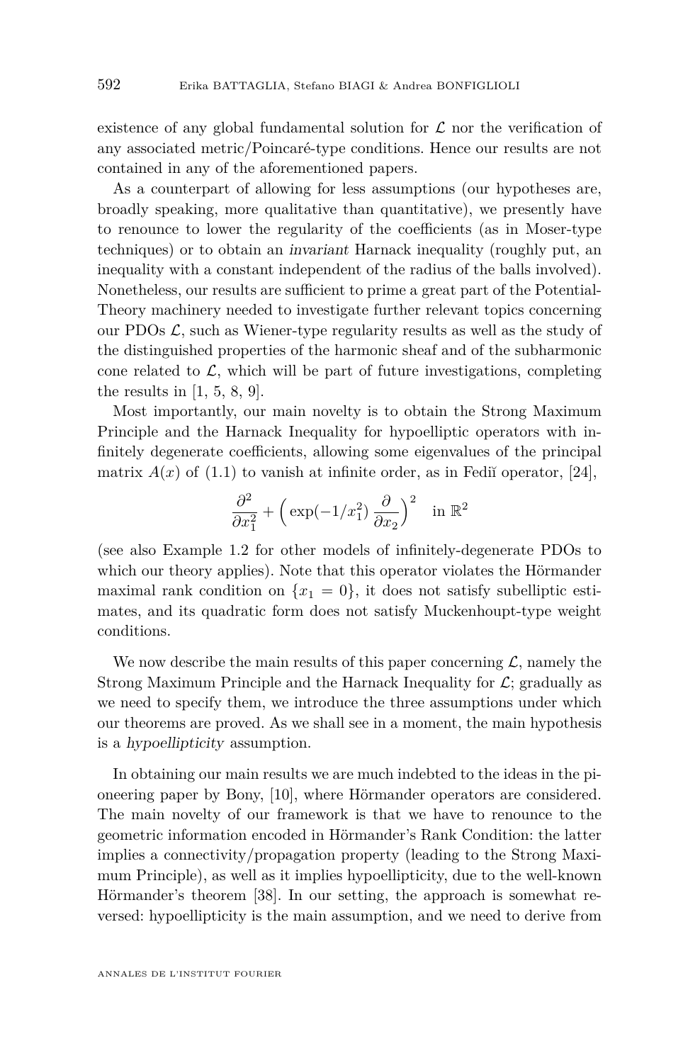existence of any global fundamental solution for $\mathcal{L}$ nor the verification of any associated metric/Poincaré-type conditions. Hence our results are not contained in any of the aforementioned papers.

As a counterpart of allowing for less assumptions (our hypotheses are, broadly speaking, more qualitative than quantitative), we presently have to renounce to lower the regularity of the coefficients (as in Moser-type techniques) or to obtain an *invariant* Harnack inequality (roughly put, an inequality with a constant independent of the radius of the balls involved). Nonetheless, our results are sufficient to prime a great part of the Potential-Theory machinery needed to investigate further relevant topics concerning our PDOs $\mathcal{L}$, such as Wiener-type regularity results as well as the study of the distinguished properties of the harmonic sheaf and of the subharmonic cone related to $\mathcal{L}$, which will be part of future investigations, completing the results in [1, 5, 8, 9].

Most importantly, our main novelty is to obtain the Strong Maximum Principle and the Harnack Inequality for hypoelliptic operators with infinitely degenerate coefficients, allowing some eigenvalues of the principal matrix $A(x)$ of (1.1) to vanish at infinite order, as in Fediĭ operator, [24],

$$\frac{\partial^2}{\partial x_1^2} + \Big( \exp(-1/x_1^2) \, \frac{\partial}{\partial x_2} \Big)^2 \quad \text{in } \mathbb{R}^2$$

(see also Example 1.2 for other models of infinitely-degenerate PDOs to which our theory applies). Note that this operator violates the Hörmander maximal rank condition on $\{x_1 = 0\}$, it does not satisfy subelliptic estimates, and its quadratic form does not satisfy Muckenhoupt-type weight conditions.

We now describe the main results of this paper concerning $\mathcal{L}$, namely the Strong Maximum Principle and the Harnack Inequality for $\mathcal{L}$; gradually as we need to specify them, we introduce the three assumptions under which our theorems are proved. As we shall see in a moment, the main hypothesis is a *hypoellipticity* assumption.

In obtaining our main results we are much indebted to the ideas in the pioneering paper by Bony, [10], where Hörmander operators are considered. The main novelty of our framework is that we have to renounce to the geometric information encoded in Hörmander's Rank Condition: the latter implies a connectivity/propagation property (leading to the Strong Maximum Principle), as well as it implies hypoellipticity, due to the well-known Hörmander's theorem [38]. In our setting, the approach is somewhat reversed: hypoellipticity is the main assumption, and we need to derive from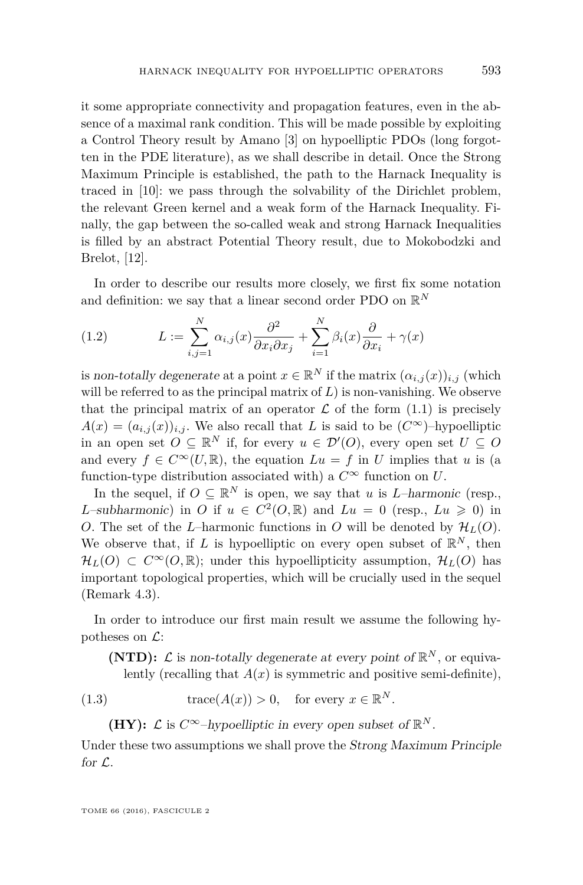it some appropriate connectivity and propagation features, even in the absence of a maximal rank condition. This will be made possible by exploiting a Control Theory result by Amano [3] on hypoelliptic PDOs (long forgotten in the PDE literature), as we shall describe in detail. Once the Strong Maximum Principle is established, the path to the Harnack Inequality is traced in [10]: we pass through the solvability of the Dirichlet problem, the relevant Green kernel and a weak form of the Harnack Inequality. Finally, the gap between the so-called weak and strong Harnack Inequalities is filled by an abstract Potential Theory result, due to Mokobodzki and Brelot, [12].

In order to describe our results more closely, we first fix some notation and definition: we say that a linear second order PDO on $\mathbb{R}^N$

$$L := \sum_{i,j=1}^{N} \alpha_{i,j}(x) \frac{\partial^2}{\partial x_i \partial x_j} + \sum_{i=1}^{N} \beta_i(x) \frac{\partial}{\partial x_i} + \gamma(x) \tag{1.2}$$

is *non-totally degenerate* at a point $x \in \mathbb{R}^N$ if the matrix $(\alpha_{i,j}(x))_{i,j}$ (which will be referred to as the principal matrix of $L$) is non-vanishing. We observe that the principal matrix of an operator $\mathcal{L}$ of the form (1.1) is precisely $A(x) = (a_{i,j}(x))_{i,j}$. We also recall that $L$ is said to be $(C^\infty)$–hypoelliptic in an open set $O \subseteq \mathbb{R}^N$ if, for every $u \in \mathcal{D}'(O)$, every open set $U \subseteq O$ and every $f \in C^\infty(U, \mathbb{R})$, the equation $Lu = f$ in $U$ implies that $u$ is (a function-type distribution associated with) a $C^\infty$ function on $U$.

In the sequel, if $O \subseteq \mathbb{R}^N$ is open, we say that $u$ is *$L$–harmonic* (resp., *$L$–subharmonic*) in $O$ if $u \in C^2(O, \mathbb{R})$ and $Lu = 0$ (resp., $Lu \geqslant 0$) in $O$. The set of the $L$–harmonic functions in $O$ will be denoted by $\mathcal{H}_L(O)$. We observe that, if $L$ is hypoelliptic on every open subset of $\mathbb{R}^N$, then $\mathcal{H}_L(O) \subset C^\infty(O, \mathbb{R})$; under this hypoellipticity assumption, $\mathcal{H}_L(O)$ has important topological properties, which will be crucially used in the sequel (Remark 4.3).

In order to introduce our first main result we assume the following hypotheses on $\mathcal{L}$:

**(NTD):** $\mathcal{L}$ is *non-totally degenerate at every point of* $\mathbb{R}^N$, or equivalently (recalling that $A(x)$ is symmetric and positive semi-definite),

$$\text{trace}(A(x)) > 0, \quad \text{for every } x \in \mathbb{R}^N. \tag{1.3}$$

**(HY):** $\mathcal{L}$ is *$C^\infty$–hypoelliptic in every open subset of* $\mathbb{R}^N$.

Under these two assumptions we shall prove the *Strong Maximum Principle for* $\mathcal{L}$.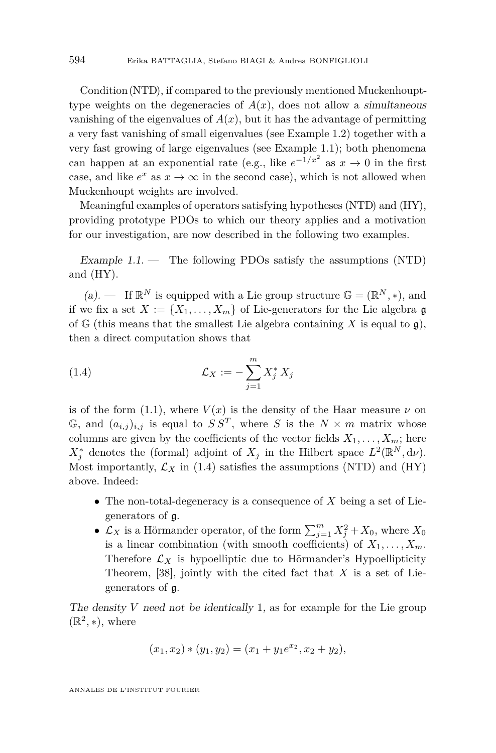Condition (NTD), if compared to the previously mentioned Muckenhoupt-type weights on the degeneracies of $A(x)$, does not allow a *simultaneous* vanishing of the eigenvalues of $A(x)$, but it has the advantage of permitting a very fast vanishing of small eigenvalues (see Example 1.2) together with a very fast growing of large eigenvalues (see Example 1.1); both phenomena can happen at an exponential rate (e.g., like $e^{-1/x^2}$ as $x \to 0$ in the first case, and like $e^x$ as $x \to \infty$ in the second case), which is not allowed when Muckenhoupt weights are involved.

Meaningful examples of operators satisfying hypotheses (NTD) and (HY), providing prototype PDOs to which our theory applies and a motivation for our investigation, are now described in the following two examples.

*Example 1.1.* — The following PDOs satisfy the assumptions (NTD) and (HY).

*(a).* — If $\mathbb{R}^N$ is equipped with a Lie group structure $\mathbb{G} = (\mathbb{R}^N, *)$, and if we fix a set $X := \{X_1, \dots, X_m\}$ of Lie-generators for the Lie algebra $\mathfrak{g}$ of $\mathbb{G}$ (this means that the smallest Lie algebra containing $X$ is equal to $\mathfrak{g}$), then a direct computation shows that

$$\mathcal{L}_X := -\sum_{j=1}^{m} X_j^* \, X_j \tag{1.4}$$

is of the form (1.1), where $V(x)$ is the density of the Haar measure $\nu$ on $\mathbb{G}$, and $(a_{i,j})_{i,j}$ is equal to $S\,S^T$, where $S$ is the $N \times m$ matrix whose columns are given by the coefficients of the vector fields $X_1, \dots, X_m$; here $X_j^*$ denotes the (formal) adjoint of $X_j$ in the Hilbert space $L^2(\mathbb{R}^N, \mathrm{d}\nu)$. Most importantly, $\mathcal{L}_X$ in (1.4) satisfies the assumptions (NTD) and (HY) above. Indeed:

- The non-total-degeneracy is a consequence of $X$ being a set of Lie-generators of $\mathfrak{g}$.
- $\mathcal{L}_X$ is a Hörmander operator, of the form $\sum_{j=1}^m X_j^2 + X_0$, where $X_0$ is a linear combination (with smooth coefficients) of $X_1, \dots, X_m$. Therefore $\mathcal{L}_X$ is hypoelliptic due to Hörmander's Hypoellipticity Theorem, [38], jointly with the cited fact that $X$ is a set of Lie-generators of $\mathfrak{g}$.

*The density $V$ need not be identically* 1, as for example for the Lie group $(\mathbb{R}^2, *)$, where

$$(x_1, x_2) * (y_1, y_2) = (x_1 + y_1 e^{x_2}, x_2 + y_2),$$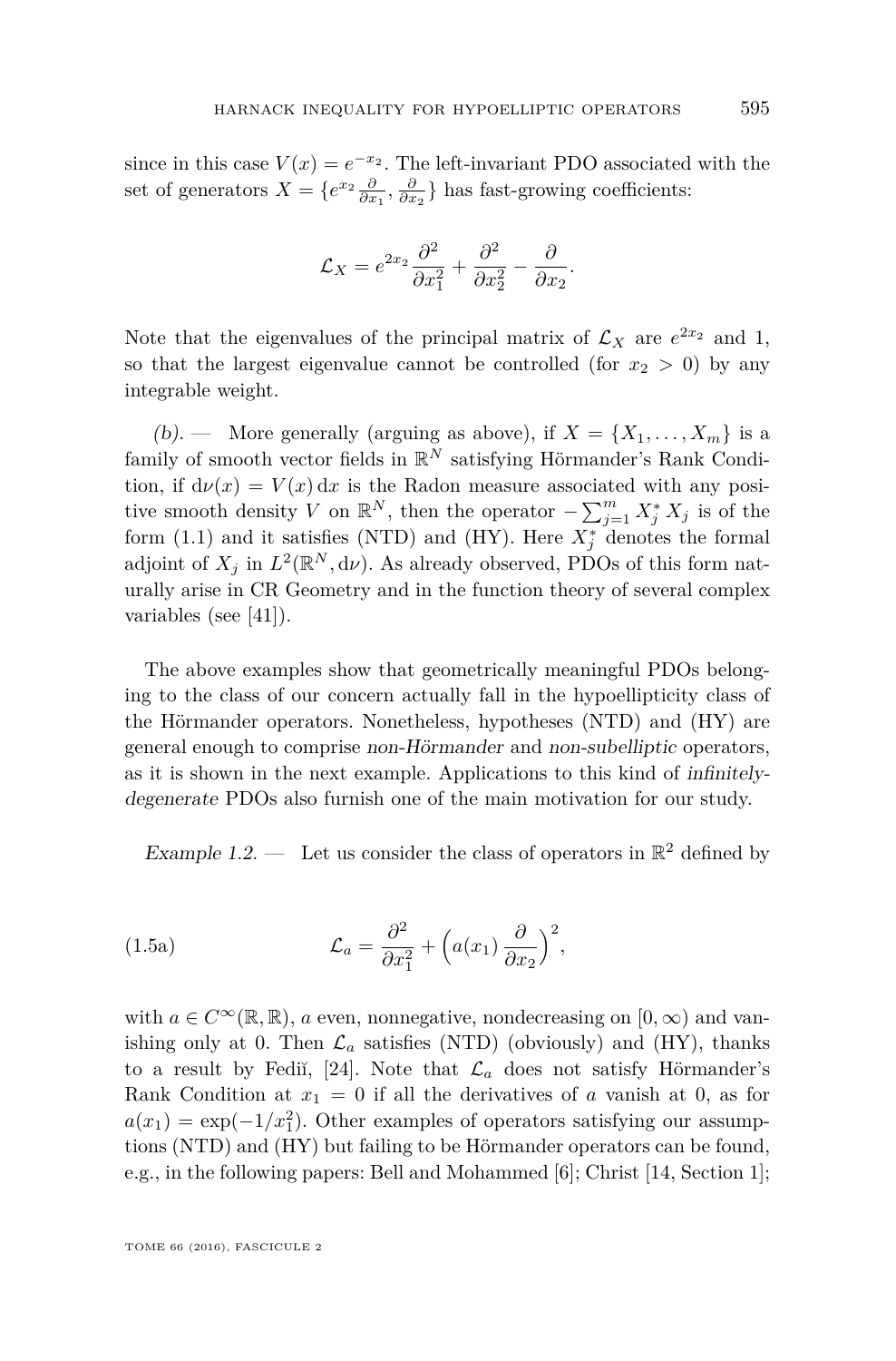since in this case $V(x) = e^{-x_2}$. The left-invariant PDO associated with the set of generators $X = \{e^{x_2} \frac{\partial}{\partial x_1}, \frac{\partial}{\partial x_2}\}$ has fast-growing coefficients:

$$\mathcal{L}_X = e^{2x_2} \frac{\partial^2}{\partial x_1^2} + \frac{\partial^2}{\partial x_2^2} - \frac{\partial}{\partial x_2}.$$

Note that the eigenvalues of the principal matrix of $\mathcal{L}_X$ are $e^{2x_2}$ and 1, so that the largest eigenvalue cannot be controlled (for $x_2 > 0$) by any integrable weight.

*(b).* — More generally (arguing as above), if $X = \{X_1, \dots, X_m\}$ is a family of smooth vector fields in $\mathbb{R}^N$ satisfying Hörmander's Rank Condition, if $\mathrm{d}\nu(x) = V(x)\,\mathrm{d}x$ is the Radon measure associated with any positive smooth density $V$ on $\mathbb{R}^N$, then the operator $-\sum_{j=1}^m X_j^* \, X_j$ is of the form (1.1) and it satisfies (NTD) and (HY). Here $X_j^*$ denotes the formal adjoint of $X_j$ in $L^2(\mathbb{R}^N, \mathrm{d}\nu)$. As already observed, PDOs of this form naturally arise in CR Geometry and in the function theory of several complex variables (see [41]).

The above examples show that geometrically meaningful PDOs belonging to the class of our concern actually fall in the hypoellipticity class of the Hörmander operators. Nonetheless, hypotheses (NTD) and (HY) are general enough to comprise *non-Hörmander* and *non-subelliptic* operators, as it is shown in the next example. Applications to this kind of *infinitely-degenerate* PDOs also furnish one of the main motivation for our study.

*Example 1.2.* — Let us consider the class of operators in $\mathbb{R}^2$ defined by

$$\mathcal{L}_a = \frac{\partial^2}{\partial x_1^2} + \Big(a(x_1)\, \frac{\partial}{\partial x_2}\Big)^2, \tag{1.5a}$$

with $a \in C^\infty(\mathbb{R}, \mathbb{R})$, $a$ even, nonnegative, nondecreasing on $[0, \infty)$ and vanishing only at 0. Then $\mathcal{L}_a$ satisfies (NTD) (obviously) and (HY), thanks to a result by Fediĭ, [24]. Note that $\mathcal{L}_a$ does not satisfy Hörmander's Rank Condition at $x_1 = 0$ if all the derivatives of $a$ vanish at 0, as for $a(x_1) = \exp(-1/x_1^2)$. Other examples of operators satisfying our assumptions (NTD) and (HY) but failing to be Hörmander operators can be found, e.g., in the following papers: Bell and Mohammed [6]; Christ [14, Section 1];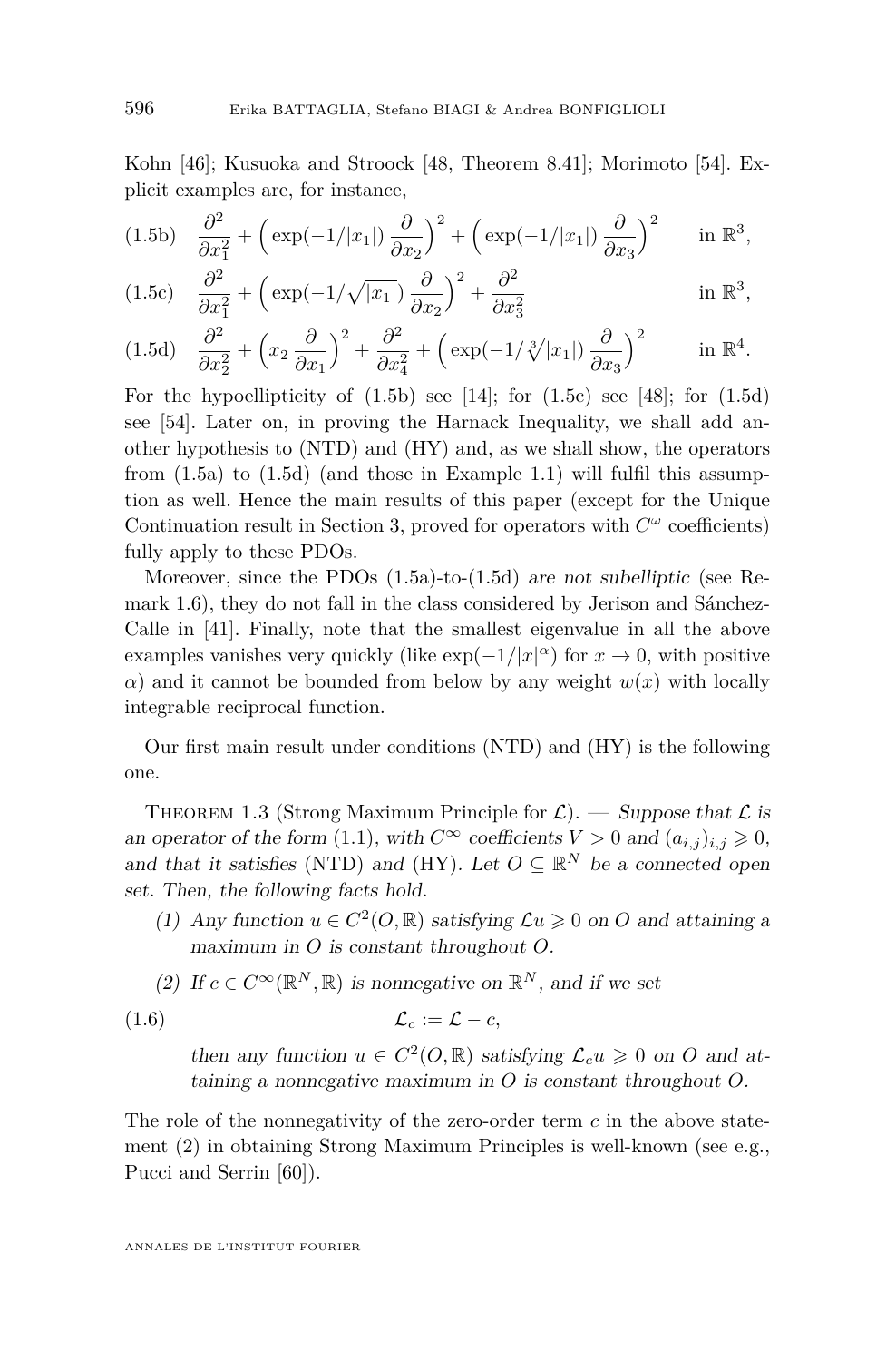Kohn [46]; Kusuoka and Stroock [48, Theorem 8.41]; Morimoto [54]. Explicit examples are, for instance,

$$\text{(1.5b)}\quad \frac{\partial^2}{\partial x_1^2} + \Big(\exp(-1/|x_1|)\,\frac{\partial}{\partial x_2}\Big)^2 + \Big(\exp(-1/|x_1|)\,\frac{\partial}{\partial x_3}\Big)^2 \qquad \text{in } \mathbb{R}^3,$$

$$\text{(1.5c)}\quad \frac{\partial^2}{\partial x_1^2} + \Big(\exp(-1/\sqrt{|x_1|})\,\frac{\partial}{\partial x_2}\Big)^2 + \frac{\partial^2}{\partial x_3^2} \qquad \text{in } \mathbb{R}^3,$$

$$\text{(1.5d)}\quad \frac{\partial^2}{\partial x_2^2} + \Big(x_2\,\frac{\partial}{\partial x_1}\Big)^2 + \frac{\partial^2}{\partial x_4^2} + \Big(\exp(-1/\sqrt[3]{|x_1|})\,\frac{\partial}{\partial x_3}\Big)^2 \qquad \text{in } \mathbb{R}^4.$$

For the hypoellipticity of (1.5b) see [14]; for (1.5c) see [48]; for (1.5d) see [54]. Later on, in proving the Harnack Inequality, we shall add another hypothesis to (NTD) and (HY) and, as we shall show, the operators from (1.5a) to (1.5d) (and those in Example 1.1) will fulfil this assumption as well. Hence the main results of this paper (except for the Unique Continuation result in Section 3, proved for operators with $C^\omega$ coefficients) fully apply to these PDOs.

Moreover, since the PDOs (1.5a)-to-(1.5d) *are not subelliptic* (see Remark 1.6), they do not fall in the class considered by Jerison and Sánchez-Calle in [41]. Finally, note that the smallest eigenvalue in all the above examples vanishes very quickly (like $\exp(-1/|x|^\alpha)$ for $x \to 0$, with positive $\alpha$) and it cannot be bounded from below by any weight $w(x)$ with locally integrable reciprocal function.

Our first main result under conditions (NTD) and (HY) is the following one.

Theorem 1.3 (Strong Maximum Principle for $\mathcal{L}$). — *Suppose that $\mathcal{L}$ is an operator of the form* (1.1)*, with $C^\infty$ coefficients $V > 0$ and $(a_{i,j})_{i,j} \geqslant 0$, and that it satisfies* (NTD) *and* (HY)*. Let $O \subseteq \mathbb{R}^N$ be a connected open set. Then, the following facts hold.*

1. *Any function $u \in C^2(O, \mathbb{R})$ satisfying $\mathcal{L}u \geqslant 0$ on $O$ and attaining a maximum in $O$ is constant throughout $O$.*
2. *If $c \in C^\infty(\mathbb{R}^N, \mathbb{R})$ is nonnegative on $\mathbb{R}^N$, and if we set*

$$\text{(1.6)}\qquad \mathcal{L}_c := \mathcal{L} - c,$$

*then any function $u \in C^2(O, \mathbb{R})$ satisfying $\mathcal{L}_c u \geqslant 0$ on $O$ and attaining a nonnegative maximum in $O$ is constant throughout $O$.*

The role of the nonnegativity of the zero-order term $c$ in the above statement (2) in obtaining Strong Maximum Principles is well-known (see e.g., Pucci and Serrin [60]).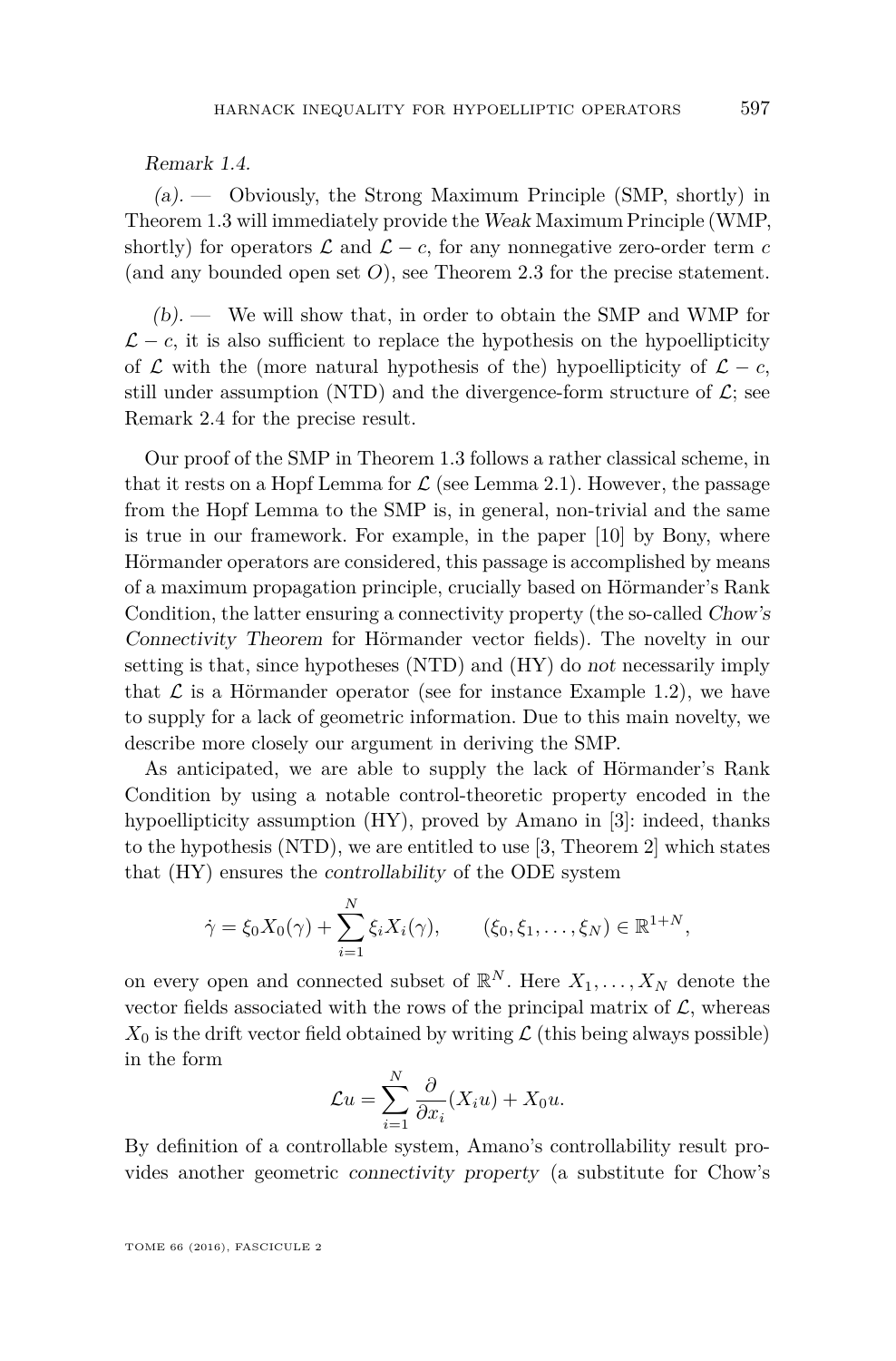*Remark 1.4.*

*(a).* — Obviously, the Strong Maximum Principle (SMP, shortly) in Theorem 1.3 will immediately provide the *Weak* Maximum Principle (WMP, shortly) for operators $\mathcal{L}$ and $\mathcal{L} - c$, for any nonnegative zero-order term $c$ (and any bounded open set $O$), see Theorem 2.3 for the precise statement.

*(b).* — We will show that, in order to obtain the SMP and WMP for $\mathcal{L} - c$, it is also sufficient to replace the hypothesis on the hypoellipticity of $\mathcal{L}$ with the (more natural hypothesis of the) hypoellipticity of $\mathcal{L} - c$, still under assumption (NTD) and the divergence-form structure of $\mathcal{L}$; see Remark 2.4 for the precise result.

Our proof of the SMP in Theorem 1.3 follows a rather classical scheme, in that it rests on a Hopf Lemma for $\mathcal{L}$ (see Lemma 2.1). However, the passage from the Hopf Lemma to the SMP is, in general, non-trivial and the same is true in our framework. For example, in the paper [10] by Bony, where Hörmander operators are considered, this passage is accomplished by means of a maximum propagation principle, crucially based on Hörmander's Rank Condition, the latter ensuring a connectivity property (the so-called *Chow's Connectivity Theorem* for Hörmander vector fields). The novelty in our setting is that, since hypotheses (NTD) and (HY) do *not* necessarily imply that $\mathcal{L}$ is a Hörmander operator (see for instance Example 1.2), we have to supply for a lack of geometric information. Due to this main novelty, we describe more closely our argument in deriving the SMP.

As anticipated, we are able to supply the lack of Hörmander's Rank Condition by using a notable control-theoretic property encoded in the hypoellipticity assumption (HY), proved by Amano in [3]: indeed, thanks to the hypothesis (NTD), we are entitled to use [3, Theorem 2] which states that (HY) ensures the *controllability* of the ODE system

$$\dot{\gamma} = \xi_0 X_0(\gamma) + \sum_{i=1}^{N} \xi_i X_i(\gamma), \qquad (\xi_0, \xi_1, \ldots, \xi_N) \in \mathbb{R}^{1+N},$$

on every open and connected subset of $\mathbb{R}^N$. Here $X_1, \ldots, X_N$ denote the vector fields associated with the rows of the principal matrix of $\mathcal{L}$, whereas $X_0$ is the drift vector field obtained by writing $\mathcal{L}$ (this being always possible) in the form

$$\mathcal{L}u = \sum_{i=1}^{N} \frac{\partial}{\partial x_i}(X_i u) + X_0 u.$$

By definition of a controllable system, Amano's controllability result provides another geometric *connectivity property* (a substitute for Chow's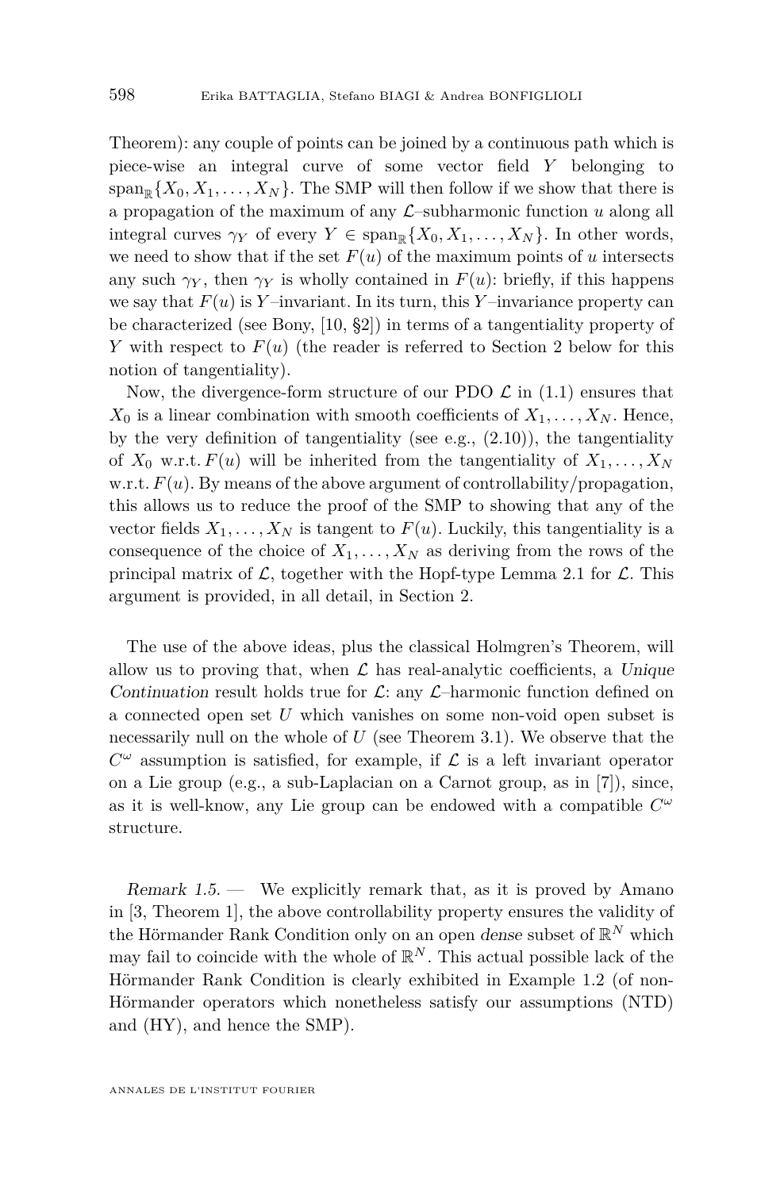Theorem): any couple of points can be joined by a continuous path which is piece-wise an integral curve of some vector field $Y$ belonging to $\mathrm{span}_{\mathbb{R}}\{X_0, X_1, \dots, X_N\}$. The SMP will then follow if we show that there is a propagation of the maximum of any $\mathcal{L}$–subharmonic function $u$ along all integral curves $\gamma_Y$ of every $Y \in \mathrm{span}_{\mathbb{R}}\{X_0, X_1, \dots, X_N\}$. In other words, we need to show that if the set $F(u)$ of the maximum points of $u$ intersects any such $\gamma_Y$, then $\gamma_Y$ is wholly contained in $F(u)$: briefly, if this happens we say that $F(u)$ is $Y$–invariant. In its turn, this $Y$–invariance property can be characterized (see Bony, [10, §2]) in terms of a tangentiality property of $Y$ with respect to $F(u)$ (the reader is referred to Section 2 below for this notion of tangentiality).

Now, the divergence-form structure of our PDO $\mathcal{L}$ in (1.1) ensures that $X_0$ is a linear combination with smooth coefficients of $X_1, \dots, X_N$. Hence, by the very definition of tangentiality (see e.g., (2.10)), the tangentiality of $X_0$ w.r.t. $F(u)$ will be inherited from the tangentiality of $X_1, \dots, X_N$ w.r.t. $F(u)$. By means of the above argument of controllability/propagation, this allows us to reduce the proof of the SMP to showing that any of the vector fields $X_1, \dots, X_N$ is tangent to $F(u)$. Luckily, this tangentiality is a consequence of the choice of $X_1, \dots, X_N$ as deriving from the rows of the principal matrix of $\mathcal{L}$, together with the Hopf-type Lemma 2.1 for $\mathcal{L}$. This argument is provided, in all detail, in Section 2.

The use of the above ideas, plus the classical Holmgren's Theorem, will allow us to proving that, when $\mathcal{L}$ has real-analytic coefficients, a *Unique Continuation* result holds true for $\mathcal{L}$: any $\mathcal{L}$–harmonic function defined on a connected open set $U$ which vanishes on some non-void open subset is necessarily null on the whole of $U$ (see Theorem 3.1). We observe that the $C^\omega$ assumption is satisfied, for example, if $\mathcal{L}$ is a left invariant operator on a Lie group (e.g., a sub-Laplacian on a Carnot group, as in [7]), since, as it is well-know, any Lie group can be endowed with a compatible $C^\omega$ structure.

*Remark 1.5.* — We explicitly remark that, as it is proved by Amano in [3, Theorem 1], the above controllability property ensures the validity of the Hörmander Rank Condition only on an open *dense* subset of $\mathbb{R}^N$ which may fail to coincide with the whole of $\mathbb{R}^N$. This actual possible lack of the Hörmander Rank Condition is clearly exhibited in Example 1.2 (of non-Hörmander operators which nonetheless satisfy our assumptions (NTD) and (HY), and hence the SMP).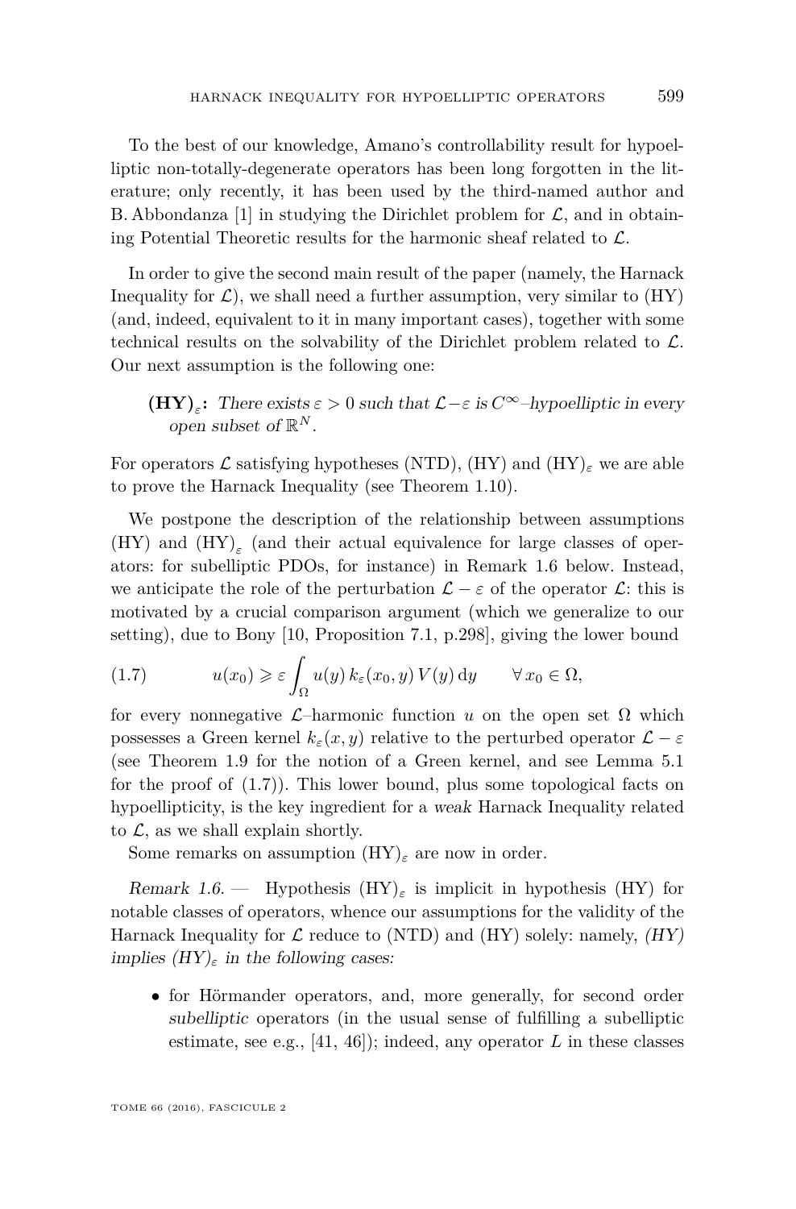To the best of our knowledge, Amano's controllability result for hypoelliptic non-totally-degenerate operators has been long forgotten in the literature; only recently, it has been used by the third-named author and B. Abbondanza [1] in studying the Dirichlet problem for $\mathcal{L}$, and in obtaining Potential Theoretic results for the harmonic sheaf related to $\mathcal{L}$.

In order to give the second main result of the paper (namely, the Harnack Inequality for $\mathcal{L}$), we shall need a further assumption, very similar to (HY) (and, indeed, equivalent to it in many important cases), together with some technical results on the solvability of the Dirichlet problem related to $\mathcal{L}$. Our next assumption is the following one:

> **$(\mathbf{HY})_\varepsilon$:** *There exists $\varepsilon > 0$ such that $\mathcal{L}-\varepsilon$ is $C^\infty$–hypoelliptic in every open subset of $\mathbb{R}^N$.*

For operators $\mathcal{L}$ satisfying hypotheses (NTD), (HY) and $(\mathrm{HY})_\varepsilon$ we are able to prove the Harnack Inequality (see Theorem 1.10).

We postpone the description of the relationship between assumptions (HY) and $(\mathrm{HY})_\varepsilon$ (and their actual equivalence for large classes of operators: for subelliptic PDOs, for instance) in Remark 1.6 below. Instead, we anticipate the role of the perturbation $\mathcal{L}-\varepsilon$ of the operator $\mathcal{L}$: this is motivated by a crucial comparison argument (which we generalize to our setting), due to Bony [10, Proposition 7.1, p.298], giving the lower bound

$$u(x_0) \geqslant \varepsilon \int_\Omega u(y)\, k_\varepsilon(x_0, y)\, V(y)\, \mathrm{d}y \qquad \forall\, x_0 \in \Omega, \tag{1.7}$$

for every nonnegative $\mathcal{L}$–harmonic function $u$ on the open set $\Omega$ which possesses a Green kernel $k_\varepsilon(x, y)$ relative to the perturbed operator $\mathcal{L}-\varepsilon$ (see Theorem 1.9 for the notion of a Green kernel, and see Lemma 5.1 for the proof of (1.7)). This lower bound, plus some topological facts on hypoellipticity, is the key ingredient for a *weak* Harnack Inequality related to $\mathcal{L}$, as we shall explain shortly.

Some remarks on assumption $(\mathrm{HY})_\varepsilon$ are now in order.

*Remark 1.6.* — Hypothesis $(\mathrm{HY})_\varepsilon$ is implicit in hypothesis (HY) for notable classes of operators, whence our assumptions for the validity of the Harnack Inequality for $\mathcal{L}$ reduce to (NTD) and (HY) solely: namely, *(HY) implies $(HY)_\varepsilon$ in the following cases:*

- for Hörmander operators, and, more generally, for second order *subelliptic* operators (in the usual sense of fulfilling a subelliptic estimate, see e.g., [41, 46]); indeed, any operator $L$ in these classes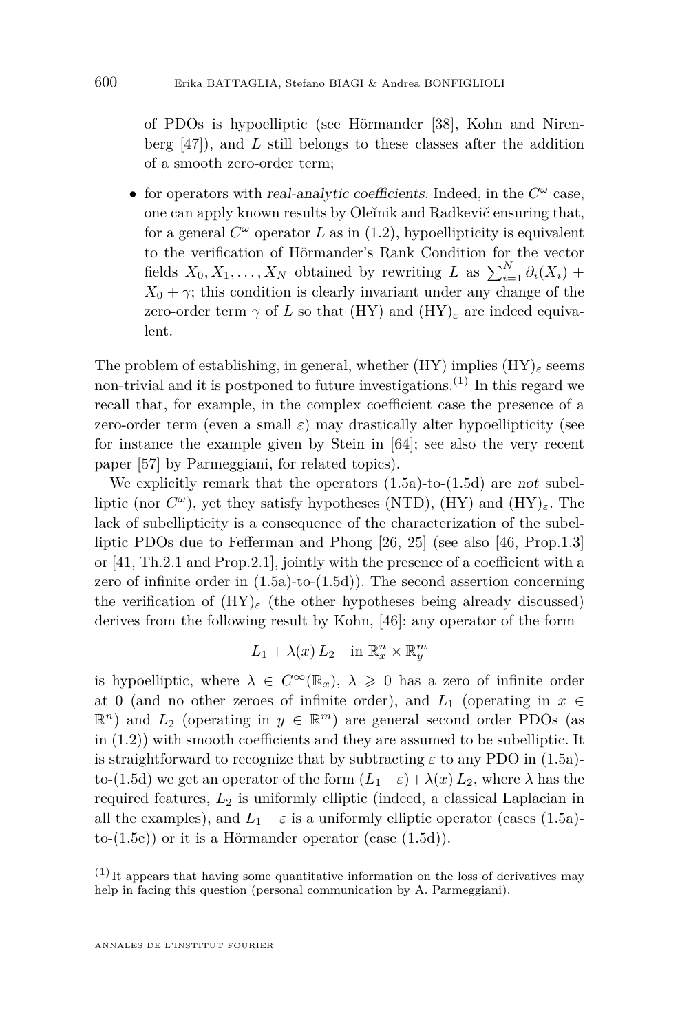of PDOs is hypoelliptic (see Hörmander [38], Kohn and Nirenberg [47]), and $L$ still belongs to these classes after the addition of a smooth zero-order term;

- for operators with *real-analytic coefficients*. Indeed, in the $C^\omega$ case, one can apply known results by Oleĭnik and Radkevič ensuring that, for a general $C^\omega$ operator $L$ as in (1.2), hypoellipticity is equivalent to the verification of Hörmander's Rank Condition for the vector fields $X_0, X_1, \dots, X_N$ obtained by rewriting $L$ as $\sum_{i=1}^N \partial_i(X_i) + X_0 + \gamma$; this condition is clearly invariant under any change of the zero-order term $\gamma$ of $L$ so that (HY) and $(\mathrm{HY})_\varepsilon$ are indeed equivalent.

The problem of establishing, in general, whether (HY) implies $(\mathrm{HY})_\varepsilon$ seems non-trivial and it is postponed to future investigations.(1) In this regard we recall that, for example, in the complex coefficient case the presence of a zero-order term (even a small $\varepsilon$) may drastically alter hypoellipticity (see for instance the example given by Stein in [64]; see also the very recent paper [57] by Parmeggiani, for related topics).

We explicitly remark that the operators (1.5a)-to-(1.5d) are *not* subelliptic (nor $C^\omega$), yet they satisfy hypotheses (NTD), (HY) and $(\mathrm{HY})_\varepsilon$. The lack of subellipticity is a consequence of the characterization of the subelliptic PDOs due to Fefferman and Phong [26, 25] (see also [46, Prop.1.3] or [41, Th.2.1 and Prop.2.1], jointly with the presence of a coefficient with a zero of infinite order in (1.5a)-to-(1.5d)). The second assertion concerning the verification of $(\mathrm{HY})_\varepsilon$ (the other hypotheses being already discussed) derives from the following result by Kohn, [46]: any operator of the form

$$L_1 + \lambda(x)\, L_2 \quad \text{in } \mathbb{R}^n_x \times \mathbb{R}^m_y$$

is hypoelliptic, where $\lambda \in C^\infty(\mathbb{R}_x)$, $\lambda \geqslant 0$ has a zero of infinite order at 0 (and no other zeroes of infinite order), and $L_1$ (operating in $x \in \mathbb{R}^n$) and $L_2$ (operating in $y \in \mathbb{R}^m$) are general second order PDOs (as in (1.2)) with smooth coefficients and they are assumed to be subelliptic. It is straightforward to recognize that by subtracting $\varepsilon$ to any PDO in (1.5a)-to-(1.5d) we get an operator of the form $(L_1 - \varepsilon) + \lambda(x)\, L_2$, where $\lambda$ has the required features, $L_2$ is uniformly elliptic (indeed, a classical Laplacian in all the examples), and $L_1 - \varepsilon$ is a uniformly elliptic operator (cases (1.5a)-to-(1.5c)) or it is a Hörmander operator (case (1.5d)).

---

(1) It appears that having some quantitative information on the loss of derivatives may help in facing this question (personal communication by A. Parmeggiani).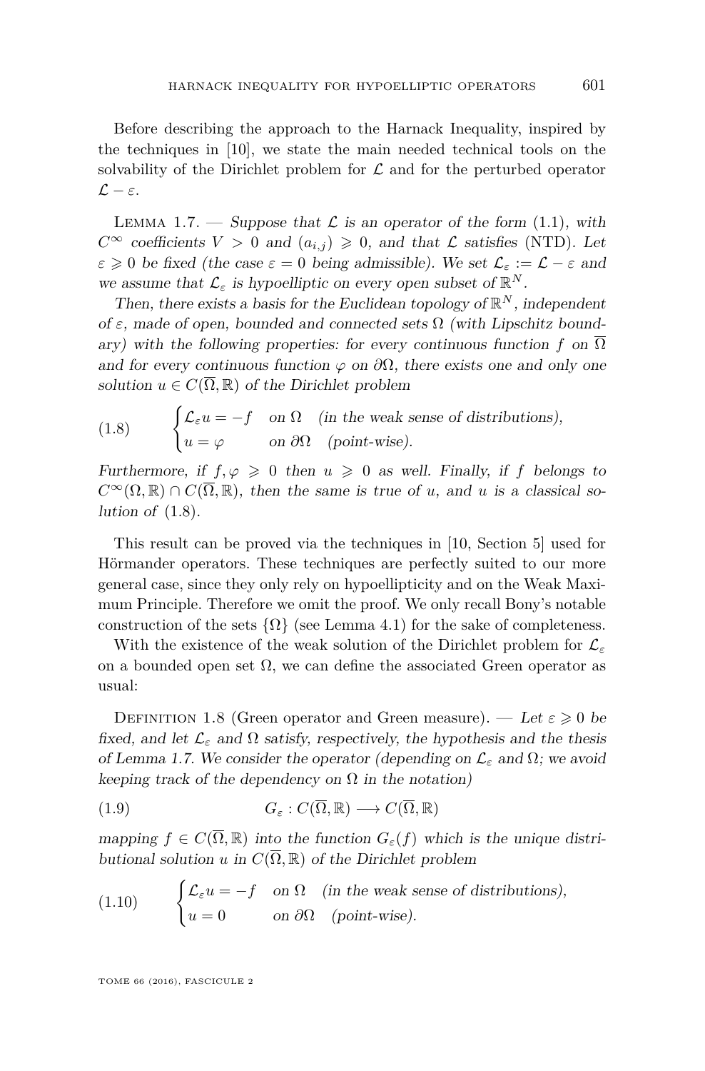Before describing the approach to the Harnack Inequality, inspired by the techniques in [10], we state the main needed technical tools on the solvability of the Dirichlet problem for $\mathcal{L}$ and for the perturbed operator $\mathcal{L} - \varepsilon$.

Lemma 1.7. — *Suppose that $\mathcal{L}$ is an operator of the form* (1.1)*, with $C^\infty$ coefficients $V > 0$ and $(a_{i,j}) \geqslant 0$, and that $\mathcal{L}$ satisfies* (NTD)*. Let $\varepsilon \geqslant 0$ be fixed (the case $\varepsilon = 0$ being admissible). We set $\mathcal{L}_\varepsilon := \mathcal{L} - \varepsilon$ and we assume that $\mathcal{L}_\varepsilon$ is hypoelliptic on every open subset of $\mathbb{R}^N$.*

*Then, there exists a basis for the Euclidean topology of $\mathbb{R}^N$, independent of $\varepsilon$, made of open, bounded and connected sets $\Omega$ (with Lipschitz boundary) with the following properties: for every continuous function $f$ on $\overline{\Omega}$ and for every continuous function $\varphi$ on $\partial\Omega$, there exists one and only one solution $u \in C(\overline{\Omega}, \mathbb{R})$ of the Dirichlet problem*

$$\begin{cases} \mathcal{L}_\varepsilon u = -f & \text{on } \Omega \quad \text{(in the weak sense of distributions)}, \\ u = \varphi & \text{on } \partial\Omega \quad \text{(point-wise)}. \end{cases} \tag{1.8}$$

*Furthermore, if $f, \varphi \geqslant 0$ then $u \geqslant 0$ as well. Finally, if $f$ belongs to $C^\infty(\Omega, \mathbb{R}) \cap C(\overline{\Omega}, \mathbb{R})$, then the same is true of $u$, and $u$ is a classical solution of* (1.8).

This result can be proved via the techniques in [10, Section 5] used for Hörmander operators. These techniques are perfectly suited to our more general case, since they only rely on hypoellipticity and on the Weak Maximum Principle. Therefore we omit the proof. We only recall Bony's notable construction of the sets $\{\Omega\}$ (see Lemma 4.1) for the sake of completeness.

With the existence of the weak solution of the Dirichlet problem for $\mathcal{L}_\varepsilon$ on a bounded open set $\Omega$, we can define the associated Green operator as usual:

Definition 1.8 (Green operator and Green measure). — *Let $\varepsilon \geqslant 0$ be fixed, and let $\mathcal{L}_\varepsilon$ and $\Omega$ satisfy, respectively, the hypothesis and the thesis of Lemma 1.7. We consider the operator (depending on $\mathcal{L}_\varepsilon$ and $\Omega$; we avoid keeping track of the dependency on $\Omega$ in the notation)*

$$G_\varepsilon : C(\overline{\Omega}, \mathbb{R}) \longrightarrow C(\overline{\Omega}, \mathbb{R}) \tag{1.9}$$

*mapping $f \in C(\overline{\Omega}, \mathbb{R})$ into the function $G_\varepsilon(f)$ which is the unique distributional solution $u$ in $C(\overline{\Omega}, \mathbb{R})$ of the Dirichlet problem*

$$\begin{cases} \mathcal{L}_\varepsilon u = -f & \text{on } \Omega \quad \text{(in the weak sense of distributions)}, \\ u = 0 & \text{on } \partial\Omega \quad \text{(point-wise)}. \end{cases} \tag{1.10}$$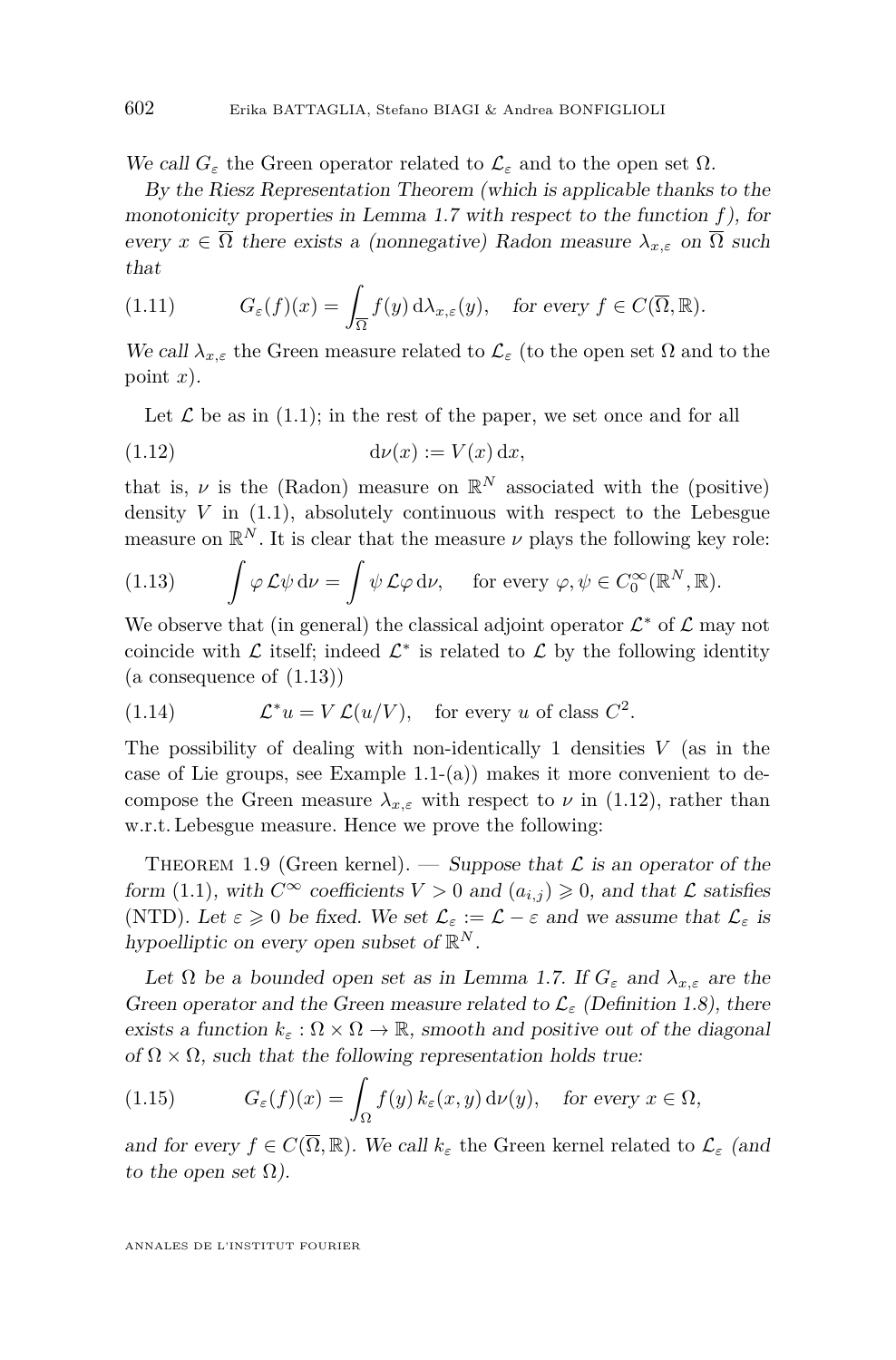*We call* $G_\varepsilon$ the Green operator related to $\mathcal{L}_\varepsilon$ and to the open set $\Omega$.

*By the Riesz Representation Theorem (which is applicable thanks to the monotonicity properties in Lemma 1.7 with respect to the function* $f$*), for every* $x \in \overline{\Omega}$ *there exists a (nonnegative) Radon measure* $\lambda_{x,\varepsilon}$ *on* $\overline{\Omega}$ *such that*

$$G_\varepsilon(f)(x) = \int_{\overline{\Omega}} f(y)\,\mathrm{d}\lambda_{x,\varepsilon}(y), \quad \textit{for every } f \in C(\overline{\Omega}, \mathbb{R}). \tag{1.11}$$

*We call* $\lambda_{x,\varepsilon}$ the Green measure related to $\mathcal{L}_\varepsilon$ (to the open set $\Omega$ and to the point $x$).

Let $\mathcal{L}$ be as in (1.1); in the rest of the paper, we set once and for all

$$\mathrm{d}\nu(x) := V(x)\,\mathrm{d}x, \tag{1.12}$$

that is, $\nu$ is the (Radon) measure on $\mathbb{R}^N$ associated with the (positive) density $V$ in (1.1), absolutely continuous with respect to the Lebesgue measure on $\mathbb{R}^N$. It is clear that the measure $\nu$ plays the following key role:

$$\int \varphi\,\mathcal{L}\psi\,\mathrm{d}\nu = \int \psi\,\mathcal{L}\varphi\,\mathrm{d}\nu, \quad \text{for every } \varphi, \psi \in C_0^\infty(\mathbb{R}^N, \mathbb{R}). \tag{1.13}$$

We observe that (in general) the classical adjoint operator $\mathcal{L}^*$ of $\mathcal{L}$ may not coincide with $\mathcal{L}$ itself; indeed $\mathcal{L}^*$ is related to $\mathcal{L}$ by the following identity (a consequence of (1.13))

$$\mathcal{L}^* u = V\,\mathcal{L}(u/V), \quad \text{for every } u \text{ of class } C^2. \tag{1.14}$$

The possibility of dealing with non-identically 1 densities $V$ (as in the case of Lie groups, see Example 1.1-(a)) makes it more convenient to decompose the Green measure $\lambda_{x,\varepsilon}$ with respect to $\nu$ in (1.12), rather than w.r.t. Lebesgue measure. Hence we prove the following:

Theorem 1.9 (Green kernel). — *Suppose that* $\mathcal{L}$ *is an operator of the form* (1.1)*, with* $C^\infty$ *coefficients* $V > 0$ *and* $(a_{i,j}) \geqslant 0$*, and that* $\mathcal{L}$ *satisfies* (NTD)*. Let* $\varepsilon \geqslant 0$ *be fixed. We set* $\mathcal{L}_\varepsilon := \mathcal{L} - \varepsilon$ *and we assume that* $\mathcal{L}_\varepsilon$ *is hypoelliptic on every open subset of* $\mathbb{R}^N$*.*

*Let* $\Omega$ *be a bounded open set as in Lemma 1.7. If* $G_\varepsilon$ *and* $\lambda_{x,\varepsilon}$ *are the Green operator and the Green measure related to* $\mathcal{L}_\varepsilon$ *(Definition 1.8), there exists a function* $k_\varepsilon : \Omega \times \Omega \to \mathbb{R}$*, smooth and positive out of the diagonal of* $\Omega \times \Omega$*, such that the following representation holds true:*

$$G_\varepsilon(f)(x) = \int_\Omega f(y)\,k_\varepsilon(x,y)\,\mathrm{d}\nu(y), \quad \textit{for every } x \in \Omega, \tag{1.15}$$

*and for every* $f \in C(\overline{\Omega}, \mathbb{R})$*. We call* $k_\varepsilon$ the Green kernel related to $\mathcal{L}_\varepsilon$ *(and to the open set* $\Omega$*).*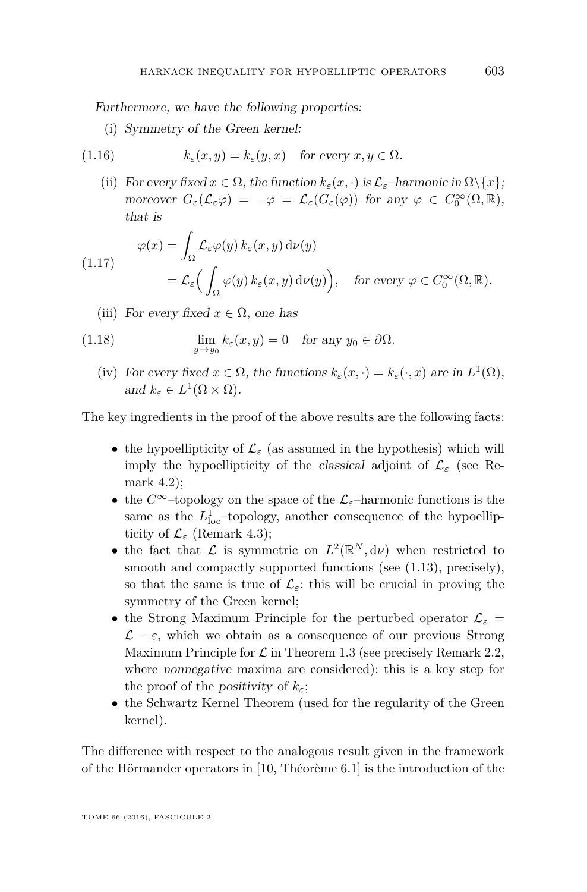*Furthermore, we have the following properties:*

(i) *Symmetry of the Green kernel:*

$$k_\varepsilon(x,y) = k_\varepsilon(y,x) \quad \text{for every } x,y \in \Omega. \tag{1.16}$$

(ii) *For every fixed $x \in \Omega$, the function $k_\varepsilon(x,\cdot)$ is $\mathcal{L}_\varepsilon$–harmonic in $\Omega\backslash\{x\}$; moreover $G_\varepsilon(\mathcal{L}_\varepsilon\varphi) = -\varphi = \mathcal{L}_\varepsilon(G_\varepsilon(\varphi))$ for any $\varphi \in C_0^\infty(\Omega,\mathbb{R})$, that is*

$$\begin{aligned} -\varphi(x) &= \int_\Omega \mathcal{L}_\varepsilon\varphi(y)\, k_\varepsilon(x,y)\,\mathrm{d}\nu(y) \\ &= \mathcal{L}_\varepsilon\Big(\int_\Omega \varphi(y)\, k_\varepsilon(x,y)\,\mathrm{d}\nu(y)\Big), \quad \text{for every } \varphi \in C_0^\infty(\Omega,\mathbb{R}). \end{aligned} \tag{1.17}$$

(iii) *For every fixed $x \in \Omega$, one has*

$$\lim_{y\to y_0} k_\varepsilon(x,y) = 0 \quad \text{for any } y_0 \in \partial\Omega. \tag{1.18}$$

(iv) *For every fixed $x \in \Omega$, the functions $k_\varepsilon(x,\cdot) = k_\varepsilon(\cdot,x)$ are in $L^1(\Omega)$, and $k_\varepsilon \in L^1(\Omega\times\Omega)$.*

The key ingredients in the proof of the above results are the following facts:

- the hypoellipticity of $\mathcal{L}_\varepsilon$ (as assumed in the hypothesis) which will imply the hypoellipticity of the *classical* adjoint of $\mathcal{L}_\varepsilon$ (see Remark 4.2);
- the $C^\infty$–topology on the space of the $\mathcal{L}_\varepsilon$–harmonic functions is the same as the $L^1_{\text{loc}}$–topology, another consequence of the hypoellipticity of $\mathcal{L}_\varepsilon$ (Remark 4.3);
- the fact that $\mathcal{L}$ is symmetric on $L^2(\mathbb{R}^N, \mathrm{d}\nu)$ when restricted to smooth and compactly supported functions (see (1.13), precisely), so that the same is true of $\mathcal{L}_\varepsilon$: this will be crucial in proving the symmetry of the Green kernel;
- the Strong Maximum Principle for the perturbed operator $\mathcal{L}_\varepsilon = \mathcal{L} - \varepsilon$, which we obtain as a consequence of our previous Strong Maximum Principle for $\mathcal{L}$ in Theorem 1.3 (see precisely Remark 2.2, where *nonnegative* maxima are considered): this is a key step for the proof of the *positivity* of $k_\varepsilon$;
- the Schwartz Kernel Theorem (used for the regularity of the Green kernel).

The difference with respect to the analogous result given in the framework of the Hörmander operators in [10, Théorème 6.1] is the introduction of the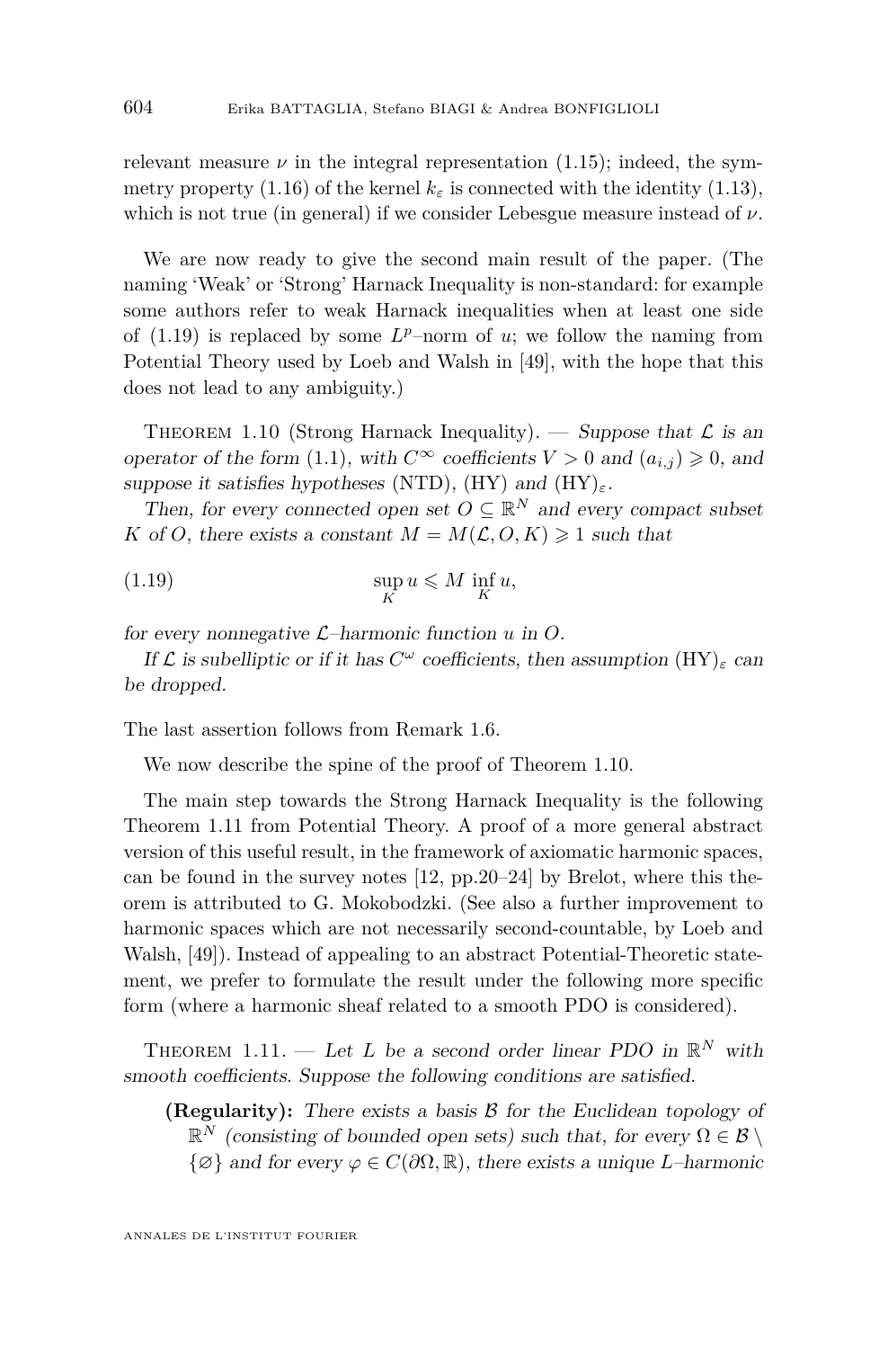relevant measure $\nu$ in the integral representation (1.15); indeed, the symmetry property (1.16) of the kernel $k_\varepsilon$ is connected with the identity (1.13), which is not true (in general) if we consider Lebesgue measure instead of $\nu$.

We are now ready to give the second main result of the paper. (The naming 'Weak' or 'Strong' Harnack Inequality is non-standard: for example some authors refer to weak Harnack inequalities when at least one side of (1.19) is replaced by some $L^p$–norm of $u$; we follow the naming from Potential Theory used by Loeb and Walsh in [49], with the hope that this does not lead to any ambiguity.)

Theorem 1.10 (Strong Harnack Inequality). — *Suppose that $\mathcal{L}$ is an operator of the form* (1.1), *with $C^\infty$ coefficients $V > 0$ and $(a_{i,j}) \geqslant 0$, and suppose it satisfies hypotheses* (NTD), (HY) *and* $(\mathrm{HY})_\varepsilon$.

*Then, for every connected open set $O \subseteq \mathbb{R}^N$ and every compact subset $K$ of $O$, there exists a constant $M = M(\mathcal{L}, O, K) \geqslant 1$ such that*

$$\sup_K u \leqslant M \inf_K u, \tag{1.19}$$

*for every nonnegative $\mathcal{L}$–harmonic function $u$ in $O$.*

*If $\mathcal{L}$ is subelliptic or if it has $C^\omega$ coefficients, then assumption* $(\mathrm{HY})_\varepsilon$ *can be dropped.*

The last assertion follows from Remark 1.6.

We now describe the spine of the proof of Theorem 1.10.

The main step towards the Strong Harnack Inequality is the following Theorem 1.11 from Potential Theory. A proof of a more general abstract version of this useful result, in the framework of axiomatic harmonic spaces, can be found in the survey notes [12, pp.20–24] by Brelot, where this theorem is attributed to G. Mokobodzki. (See also a further improvement to harmonic spaces which are not necessarily second-countable, by Loeb and Walsh, [49]). Instead of appealing to an abstract Potential-Theoretic statement, we prefer to formulate the result under the following more specific form (where a harmonic sheaf related to a smooth PDO is considered).

Theorem 1.11. — *Let $L$ be a second order linear PDO in $\mathbb{R}^N$ with smooth coefficients. Suppose the following conditions are satisfied.*

- **(Regularity):** *There exists a basis $\mathcal{B}$ for the Euclidean topology of $\mathbb{R}^N$ (consisting of bounded open sets) such that, for every $\Omega \in \mathcal{B} \setminus \{\varnothing\}$ and for every $\varphi \in C(\partial\Omega, \mathbb{R})$, there exists a unique $L$–harmonic*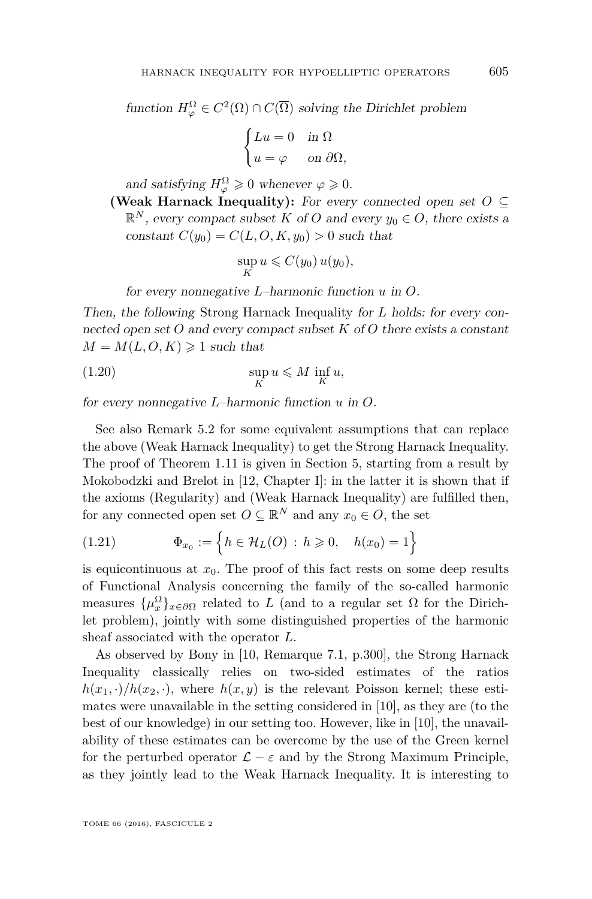*function* $H^\Omega_\varphi \in C^2(\Omega) \cap C(\overline{\Omega})$ *solving the Dirichlet problem*

$$\begin{cases} Lu = 0 & \text{in } \Omega \\ u = \varphi & \text{on } \partial\Omega, \end{cases}$$

*and satisfying* $H^\Omega_\varphi \geqslant 0$ *whenever* $\varphi \geqslant 0$.

**(Weak Harnack Inequality):** *For every connected open set* $O \subseteq \mathbb{R}^N$*, every compact subset* $K$ *of* $O$ *and every* $y_0 \in O$*, there exists a constant* $C(y_0) = C(L, O, K, y_0) > 0$ *such that*

$$\sup_K u \leqslant C(y_0)\, u(y_0),$$

*for every nonnegative* $L$*–harmonic function* $u$ *in* $O$.

*Then, the following* Strong Harnack Inequality *for* $L$ *holds: for every connected open set* $O$ *and every compact subset* $K$ *of* $O$ *there exists a constant* $M = M(L, O, K) \geqslant 1$ *such that*

$$\sup_K u \leqslant M \inf_K u, \tag{1.20}$$

*for every nonnegative* $L$*–harmonic function* $u$ *in* $O$.

See also Remark 5.2 for some equivalent assumptions that can replace the above (Weak Harnack Inequality) to get the Strong Harnack Inequality. The proof of Theorem 1.11 is given in Section 5, starting from a result by Mokobodzki and Brelot in [12, Chapter I]: in the latter it is shown that if the axioms (Regularity) and (Weak Harnack Inequality) are fulfilled then, for any connected open set $O \subseteq \mathbb{R}^N$ and any $x_0 \in O$, the set

$$\Phi_{x_0} := \Big\{ h \in \mathcal{H}_L(O) \,:\, h \geqslant 0, \quad h(x_0) = 1 \Big\} \tag{1.21}$$

is equicontinuous at $x_0$. The proof of this fact rests on some deep results of Functional Analysis concerning the family of the so-called harmonic measures $\{\mu^\Omega_x\}_{x \in \partial\Omega}$ related to $L$ (and to a regular set $\Omega$ for the Dirichlet problem), jointly with some distinguished properties of the harmonic sheaf associated with the operator $L$.

As observed by Bony in [10, Remarque 7.1, p.300], the Strong Harnack Inequality classically relies on two-sided estimates of the ratios $h(x_1, \cdot)/h(x_2, \cdot)$, where $h(x, y)$ is the relevant Poisson kernel; these estimates were unavailable in the setting considered in [10], as they are (to the best of our knowledge) in our setting too. However, like in [10], the unavailability of these estimates can be overcome by the use of the Green kernel for the perturbed operator $\mathcal{L} - \varepsilon$ and by the Strong Maximum Principle, as they jointly lead to the Weak Harnack Inequality. It is interesting to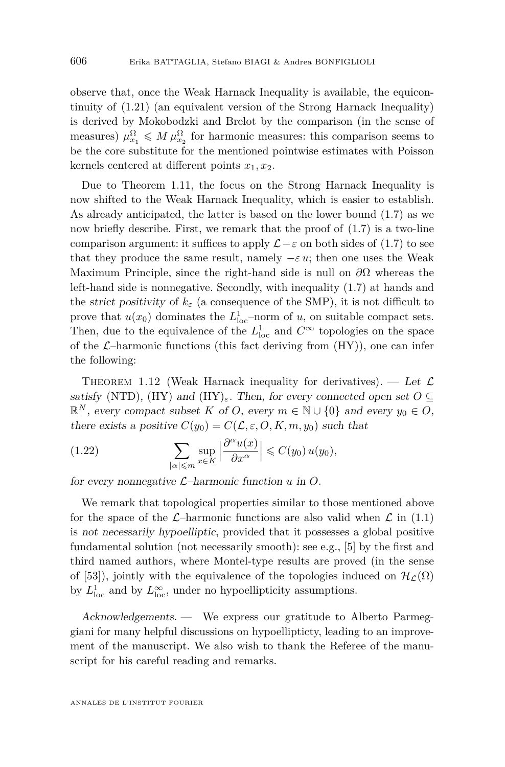observe that, once the Weak Harnack Inequality is available, the equicontinuity of (1.21) (an equivalent version of the Strong Harnack Inequality) is derived by Mokobodzki and Brelot by the comparison (in the sense of measures) $\mu^\Omega_{x_1} \leqslant M\,\mu^\Omega_{x_2}$ for harmonic measures: this comparison seems to be the core substitute for the mentioned pointwise estimates with Poisson kernels centered at different points $x_1, x_2$.

Due to Theorem 1.11, the focus on the Strong Harnack Inequality is now shifted to the Weak Harnack Inequality, which is easier to establish. As already anticipated, the latter is based on the lower bound (1.7) as we now briefly describe. First, we remark that the proof of (1.7) is a two-line comparison argument: it suffices to apply $\mathcal{L}-\varepsilon$ on both sides of (1.7) to see that they produce the same result, namely $-\varepsilon\, u$; then one uses the Weak Maximum Principle, since the right-hand side is null on $\partial\Omega$ whereas the left-hand side is nonnegative. Secondly, with inequality (1.7) at hands and the *strict positivity* of $k_\varepsilon$ (a consequence of the SMP), it is not difficult to prove that $u(x_0)$ dominates the $L^1_{\rm loc}$–norm of $u$, on suitable compact sets. Then, due to the equivalence of the $L^1_{\rm loc}$ and $C^\infty$ topologies on the space of the $\mathcal{L}$–harmonic functions (this fact deriving from (HY)), one can infer the following:

Theorem 1.12 (Weak Harnack inequality for derivatives). — *Let $\mathcal{L}$ satisfy* (NTD), (HY) *and* $(\mathrm{HY})_\varepsilon$. *Then, for every connected open set $O \subseteq \mathbb{R}^N$, every compact subset $K$ of $O$, every $m \in \mathbb{N}\cup\{0\}$ and every $y_0 \in O$, there exists a positive $C(y_0) = C(\mathcal{L}, \varepsilon, O, K, m, y_0)$ such that*

$$\sum_{|\alpha|\leqslant m} \sup_{x\in K} \Big| \frac{\partial^\alpha u(x)}{\partial x^\alpha} \Big| \leqslant C(y_0)\, u(y_0), \tag{1.22}$$

*for every nonnegative $\mathcal{L}$–harmonic function $u$ in $O$.*

We remark that topological properties similar to those mentioned above for the space of the $\mathcal{L}$–harmonic functions are also valid when $\mathcal{L}$ in (1.1) is *not necessarily hypoelliptic*, provided that it possesses a global positive fundamental solution (not necessarily smooth): see e.g., [5] by the first and third named authors, where Montel-type results are proved (in the sense of [53]), jointly with the equivalence of the topologies induced on $\mathcal{H}_{\mathcal{L}}(\Omega)$ by $L^1_{\rm loc}$ and by $L^\infty_{\rm loc}$, under no hypoellipticity assumptions.

*Acknowledgements.* — We express our gratitude to Alberto Parmeggiani for many helpful discussions on hypoellipticty, leading to an improvement of the manuscript. We also wish to thank the Referee of the manuscript for his careful reading and remarks.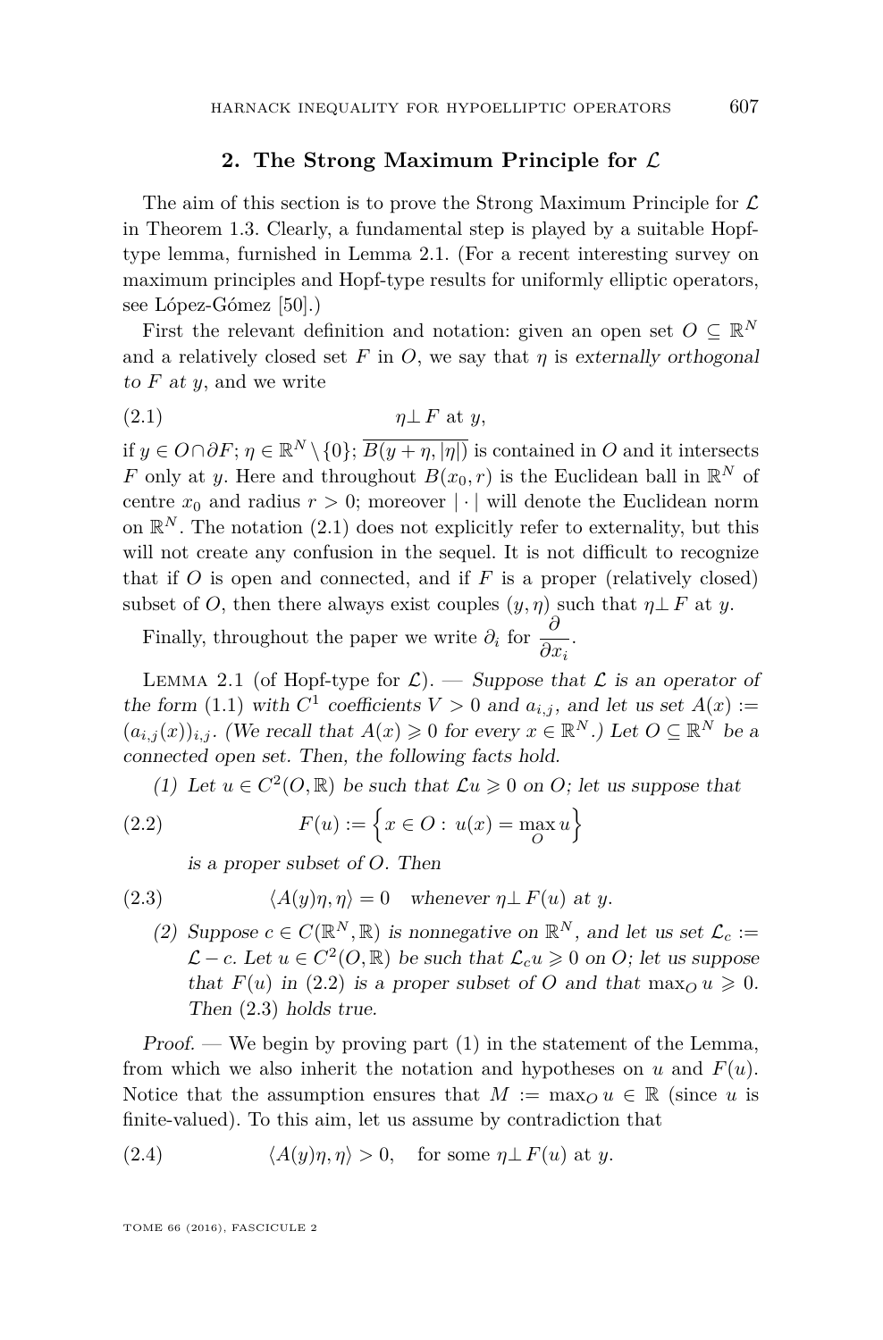## 2. The Strong Maximum Principle for $\mathcal{L}$

The aim of this section is to prove the Strong Maximum Principle for $\mathcal{L}$ in Theorem 1.3. Clearly, a fundamental step is played by a suitable Hopf-type lemma, furnished in Lemma 2.1. (For a recent interesting survey on maximum principles and Hopf-type results for uniformly elliptic operators, see López-Gómez [50].)

First the relevant definition and notation: given an open set $O \subseteq \mathbb{R}^N$ and a relatively closed set $F$ in $O$, we say that $\eta$ is *externally orthogonal to $F$ at $y$*, and we write

$$\eta \perp F \text{ at } y, \tag{2.1}$$

if $y \in O \cap \partial F$; $\eta \in \mathbb{R}^N \setminus \{0\}$; $\overline{B(y+\eta, |\eta|)}$ is contained in $O$ and it intersects $F$ only at $y$. Here and throughout $B(x_0, r)$ is the Euclidean ball in $\mathbb{R}^N$ of centre $x_0$ and radius $r > 0$; moreover $|\cdot|$ will denote the Euclidean norm on $\mathbb{R}^N$. The notation (2.1) does not explicitly refer to externality, but this will not create any confusion in the sequel. It is not difficult to recognize that if $O$ is open and connected, and if $F$ is a proper (relatively closed) subset of $O$, then there always exist couples $(y, \eta)$ such that $\eta \perp F$ at $y$.

Finally, throughout the paper we write $\partial_i$ for $\dfrac{\partial}{\partial x_i}$.

Lemma 2.1 (of Hopf-type for $\mathcal{L}$). — *Suppose that $\mathcal{L}$ is an operator of the form (1.1) with $C^1$ coefficients $V > 0$ and $a_{i,j}$, and let us set $A(x) := (a_{i,j}(x))_{i,j}$. (We recall that $A(x) \geqslant 0$ for every $x \in \mathbb{R}^N$.) Let $O \subseteq \mathbb{R}^N$ be a connected open set. Then, the following facts hold.*

*(1) Let $u \in C^2(O, \mathbb{R})$ be such that $\mathcal{L}u \geqslant 0$ on $O$; let us suppose that*

$$F(u) := \Big\{ x \in O : \, u(x) = \max_O u \Big\} \tag{2.2}$$

*is a proper subset of $O$. Then*

$$\langle A(y)\eta, \eta \rangle = 0 \quad \text{whenever } \eta \perp F(u) \text{ at } y. \tag{2.3}$$

*(2) Suppose $c \in C(\mathbb{R}^N, \mathbb{R})$ is nonnegative on $\mathbb{R}^N$, and let us set $\mathcal{L}_c := \mathcal{L} - c$. Let $u \in C^2(O, \mathbb{R})$ be such that $\mathcal{L}_c u \geqslant 0$ on $O$; let us suppose that $F(u)$ in (2.2) is a proper subset of $O$ and that $\max_O u \geqslant 0$. Then (2.3) holds true.*

*Proof.* — We begin by proving part (1) in the statement of the Lemma, from which we also inherit the notation and hypotheses on $u$ and $F(u)$. Notice that the assumption ensures that $M := \max_O u \in \mathbb{R}$ (since $u$ is finite-valued). To this aim, let us assume by contradiction that

$$\langle A(y)\eta, \eta \rangle > 0, \quad \text{for some } \eta \perp F(u) \text{ at } y. \tag{2.4}$$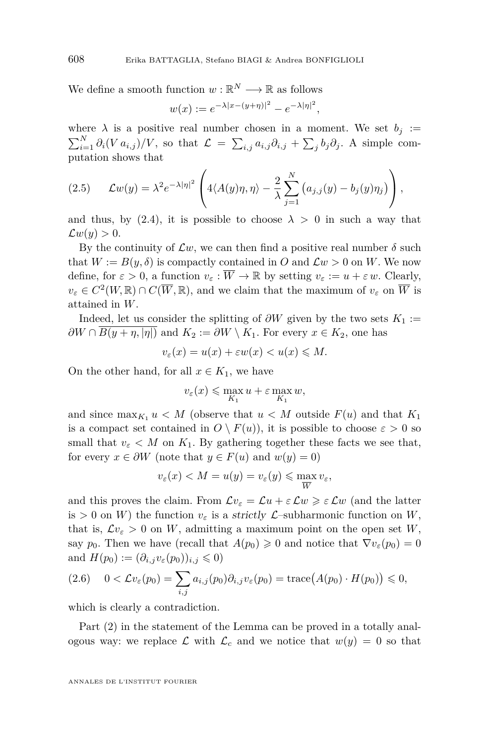We define a smooth function $w : \mathbb{R}^N \longrightarrow \mathbb{R}$ as follows

$$w(x) := e^{-\lambda|x-(y+\eta)|^2} - e^{-\lambda|\eta|^2},$$

where $\lambda$ is a positive real number chosen in a moment. We set $b_j := \sum_{i=1}^N \partial_i(V\, a_{i,j})/V$, so that $\mathcal{L} = \sum_{i,j} a_{i,j}\partial_{i,j} + \sum_j b_j \partial_j$. A simple computation shows that

$$\mathcal{L}w(y) = \lambda^2 e^{-\lambda|\eta|^2}\left(4\langle A(y)\eta, \eta\rangle - \frac{2}{\lambda}\sum_{j=1}^N \big(a_{j,j}(y) - b_j(y)\eta_j\big)\right), \tag{2.5}$$

and thus, by (2.4), it is possible to choose $\lambda > 0$ in such a way that $\mathcal{L}w(y) > 0$.

By the continuity of $\mathcal{L}w$, we can then find a positive real number $\delta$ such that $W := B(y, \delta)$ is compactly contained in $O$ and $\mathcal{L}w > 0$ on $W$. We now define, for $\varepsilon > 0$, a function $v_\varepsilon : \overline{W} \to \mathbb{R}$ by setting $v_\varepsilon := u + \varepsilon\, w$. Clearly, $v_\varepsilon \in C^2(W, \mathbb{R}) \cap C(\overline{W}, \mathbb{R})$, and we claim that the maximum of $v_\varepsilon$ on $\overline{W}$ is attained in $W$.

Indeed, let us consider the splitting of $\partial W$ given by the two sets $K_1 := \partial W \cap \overline{B(y + \eta, |\eta|)}$ and $K_2 := \partial W \setminus K_1$. For every $x \in K_2$, one has

$$v_\varepsilon(x) = u(x) + \varepsilon w(x) < u(x) \leqslant M.$$

On the other hand, for all $x \in K_1$, we have

$$v_\varepsilon(x) \leqslant \max_{K_1} u + \varepsilon \max_{K_1} w,$$

and since $\max_{K_1} u < M$ (observe that $u < M$ outside $F(u)$ and that $K_1$ is a compact set contained in $O \setminus F(u)$), it is possible to choose $\varepsilon > 0$ so small that $v_\varepsilon < M$ on $K_1$. By gathering together these facts we see that, for every $x \in \partial W$ (note that $y \in F(u)$ and $w(y) = 0$)

$$v_\varepsilon(x) < M = u(y) = v_\varepsilon(y) \leqslant \max_{\overline{W}} v_\varepsilon,$$

and this proves the claim. From $\mathcal{L}v_\varepsilon = \mathcal{L}u + \varepsilon\, \mathcal{L}w \geqslant \varepsilon\, \mathcal{L}w$ (and the latter is $> 0$ on $W$) the function $v_\varepsilon$ is a *strictly* $\mathcal{L}$–subharmonic function on $W$, that is, $\mathcal{L}v_\varepsilon > 0$ on $W$, admitting a maximum point on the open set $W$, say $p_0$. Then we have (recall that $A(p_0) \geqslant 0$ and notice that $\nabla v_\varepsilon(p_0) = 0$ and $H(p_0) := (\partial_{i,j} v_\varepsilon(p_0))_{i,j} \leqslant 0$)

$$0 < \mathcal{L}v_\varepsilon(p_0) = \sum_{i,j} a_{i,j}(p_0)\partial_{i,j} v_\varepsilon(p_0) = \mathrm{trace}\big(A(p_0) \cdot H(p_0)\big) \leqslant 0, \tag{2.6}$$

which is clearly a contradiction.

Part (2) in the statement of the Lemma can be proved in a totally analogous way: we replace $\mathcal{L}$ with $\mathcal{L}_c$ and we notice that $w(y) = 0$ so that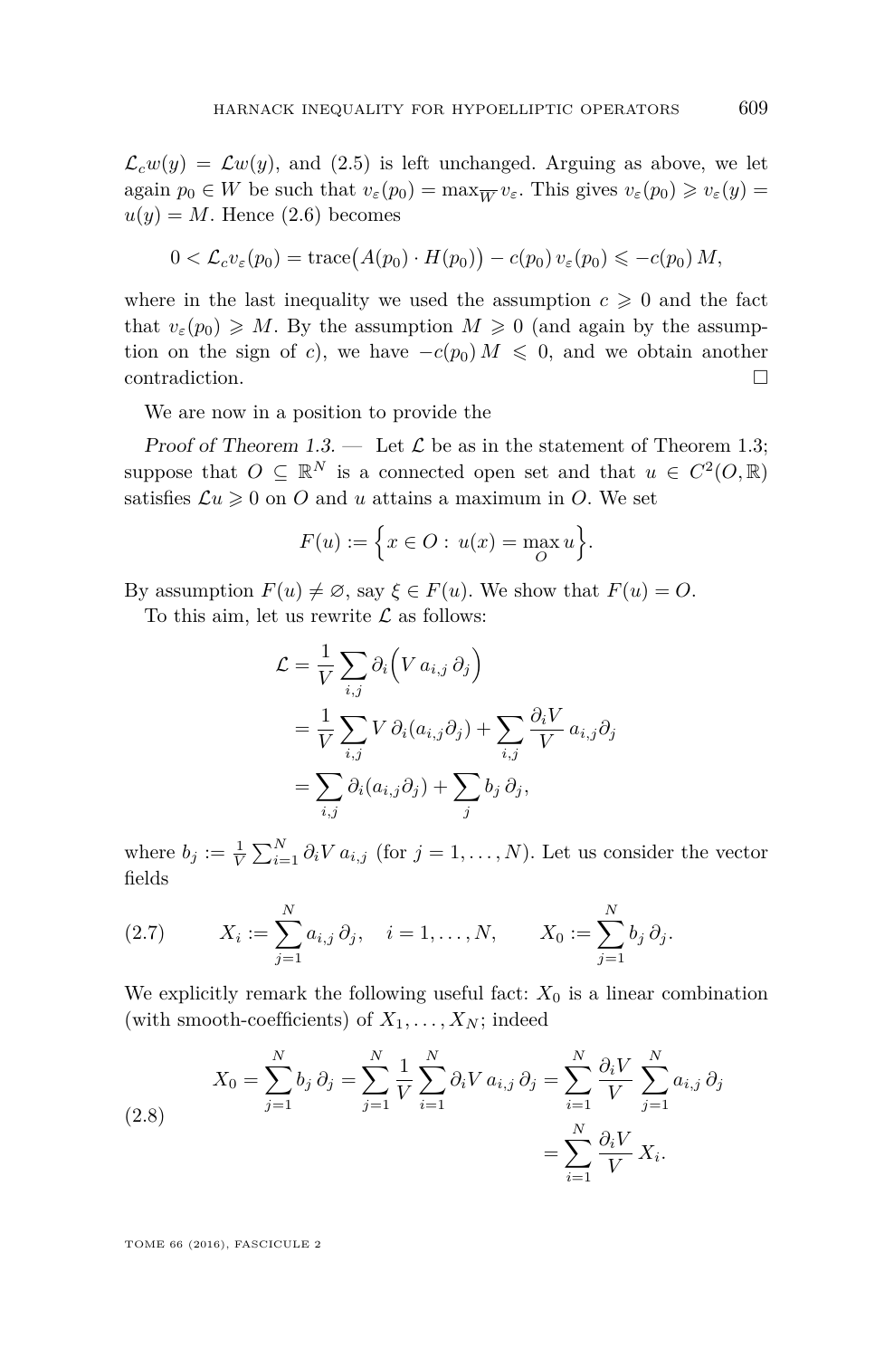$\mathcal{L}_c w(y) = \mathcal{L} w(y)$, and (2.5) is left unchanged. Arguing as above, we let again $p_0 \in W$ be such that $v_\varepsilon(p_0) = \max_{\overline{W}} v_\varepsilon$. This gives $v_\varepsilon(p_0) \geqslant v_\varepsilon(y) = u(y) = M$. Hence (2.6) becomes

$$0 < \mathcal{L}_c v_\varepsilon(p_0) = \mathrm{trace}\big(A(p_0) \cdot H(p_0)\big) - c(p_0)\, v_\varepsilon(p_0) \leqslant -c(p_0)\, M,$$

where in the last inequality we used the assumption $c \geqslant 0$ and the fact that $v_\varepsilon(p_0) \geqslant M$. By the assumption $M \geqslant 0$ (and again by the assumption on the sign of $c$), we have $-c(p_0)\, M \leqslant 0$, and we obtain another contradiction. $\square$

We are now in a position to provide the

*Proof of Theorem 1.3.* — Let $\mathcal{L}$ be as in the statement of Theorem 1.3; suppose that $O \subseteq \mathbb{R}^N$ is a connected open set and that $u \in C^2(O, \mathbb{R})$ satisfies $\mathcal{L} u \geqslant 0$ on $O$ and $u$ attains a maximum in $O$. We set

$$F(u) := \Big\{ x \in O : \, u(x) = \max_O u \Big\}.$$

By assumption $F(u) \neq \varnothing$, say $\xi \in F(u)$. We show that $F(u) = O$.

To this aim, let us rewrite $\mathcal{L}$ as follows:

$$\begin{aligned}
\mathcal{L} &= \frac{1}{V} \sum_{i,j} \partial_i \Big( V\, a_{i,j}\, \partial_j \Big) \\
&= \frac{1}{V} \sum_{i,j} V\, \partial_i (a_{i,j} \partial_j) + \sum_{i,j} \frac{\partial_i V}{V}\, a_{i,j} \partial_j \\
&= \sum_{i,j} \partial_i (a_{i,j} \partial_j) + \sum_j b_j\, \partial_j,
\end{aligned}$$

where $b_j := \frac{1}{V} \sum_{i=1}^N \partial_i V\, a_{i,j}$ (for $j = 1, \ldots, N$). Let us consider the vector fields

$$X_i := \sum_{j=1}^N a_{i,j}\, \partial_j, \quad i = 1, \ldots, N, \qquad X_0 := \sum_{j=1}^N b_j\, \partial_j. \tag{2.7}$$

We explicitly remark the following useful fact: $X_0$ is a linear combination (with smooth-coefficients) of $X_1, \ldots, X_N$; indeed

$$\begin{aligned}
X_0 = \sum_{j=1}^N b_j\, \partial_j = \sum_{j=1}^N \frac{1}{V} \sum_{i=1}^N \partial_i V\, a_{i,j}\, \partial_j = \sum_{i=1}^N \frac{\partial_i V}{V} \sum_{j=1}^N a_{i,j}\, \partial_j \\
= \sum_{i=1}^N \frac{\partial_i V}{V}\, X_i.
\end{aligned} \tag{2.8}$$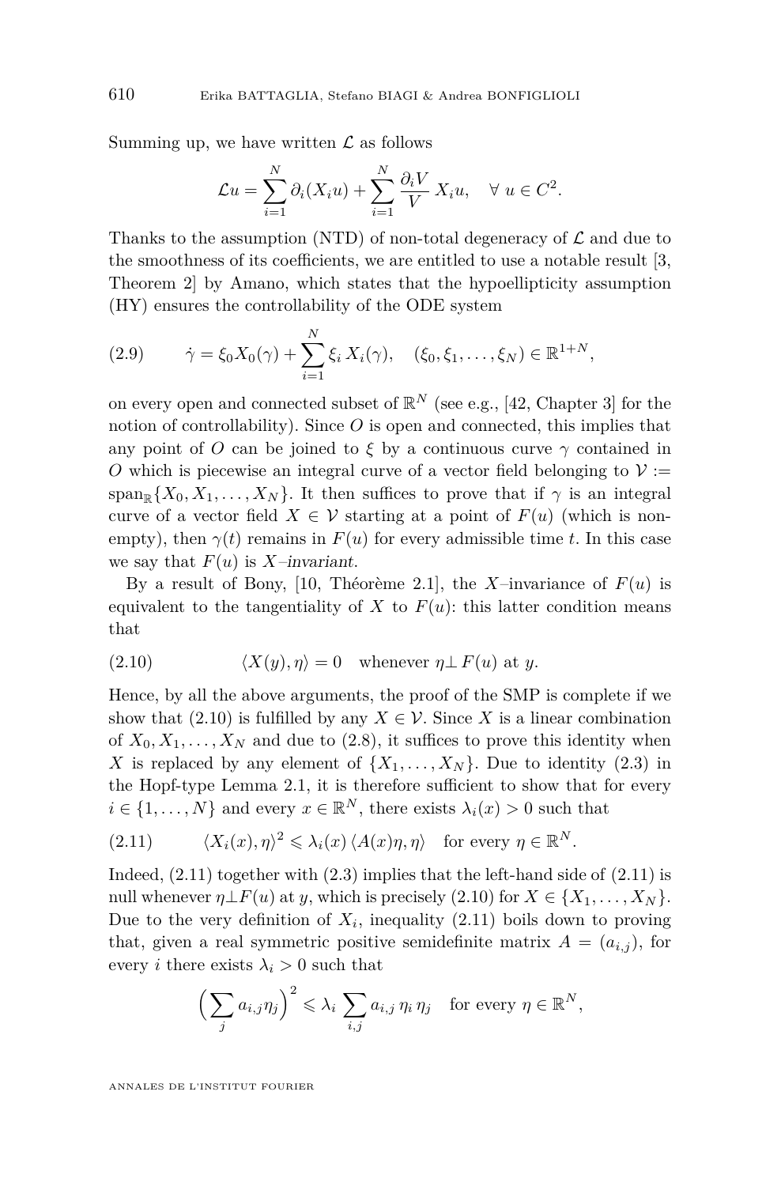Summing up, we have written $\mathcal{L}$ as follows

$$\mathcal{L}u = \sum_{i=1}^{N} \partial_i(X_i u) + \sum_{i=1}^{N} \frac{\partial_i V}{V}\, X_i u, \quad \forall\, u \in C^2.$$

Thanks to the assumption (NTD) of non-total degeneracy of $\mathcal{L}$ and due to the smoothness of its coefficients, we are entitled to use a notable result [3, Theorem 2] by Amano, which states that the hypoellipticity assumption (HY) ensures the controllability of the ODE system

$$\dot{\gamma} = \xi_0 X_0(\gamma) + \sum_{i=1}^{N} \xi_i\, X_i(\gamma), \quad (\xi_0, \xi_1, \dots, \xi_N) \in \mathbb{R}^{1+N}, \tag{2.9}$$

on every open and connected subset of $\mathbb{R}^N$ (see e.g., [42, Chapter 3] for the notion of controllability). Since $O$ is open and connected, this implies that any point of $O$ can be joined to $\xi$ by a continuous curve $\gamma$ contained in $O$ which is piecewise an integral curve of a vector field belonging to $\mathcal{V} := \mathrm{span}_{\mathbb{R}}\{X_0, X_1, \dots, X_N\}$. It then suffices to prove that if $\gamma$ is an integral curve of a vector field $X \in \mathcal{V}$ starting at a point of $F(u)$ (which is non-empty), then $\gamma(t)$ remains in $F(u)$ for every admissible time $t$. In this case we say that $F(u)$ is $X$*–invariant*.

By a result of Bony, [10, Théorème 2.1], the $X$–invariance of $F(u)$ is equivalent to the tangentiality of $X$ to $F(u)$: this latter condition means that

$$\langle X(y), \eta \rangle = 0 \quad \text{whenever } \eta \perp F(u) \text{ at } y. \tag{2.10}$$

Hence, by all the above arguments, the proof of the SMP is complete if we show that (2.10) is fulfilled by any $X \in \mathcal{V}$. Since $X$ is a linear combination of $X_0, X_1, \dots, X_N$ and due to (2.8), it suffices to prove this identity when $X$ is replaced by any element of $\{X_1, \dots, X_N\}$. Due to identity (2.3) in the Hopf-type Lemma 2.1, it is therefore sufficient to show that for every $i \in \{1, \dots, N\}$ and every $x \in \mathbb{R}^N$, there exists $\lambda_i(x) > 0$ such that

$$\langle X_i(x), \eta \rangle^2 \leqslant \lambda_i(x)\, \langle A(x)\eta, \eta \rangle \quad \text{for every } \eta \in \mathbb{R}^N. \tag{2.11}$$

Indeed, (2.11) together with (2.3) implies that the left-hand side of (2.11) is null whenever $\eta \perp F(u)$ at $y$, which is precisely (2.10) for $X \in \{X_1, \dots, X_N\}$. Due to the very definition of $X_i$, inequality (2.11) boils down to proving that, given a real symmetric positive semidefinite matrix $A = (a_{i,j})$, for every $i$ there exists $\lambda_i > 0$ such that

$$\Big( \sum_j a_{i,j} \eta_j \Big)^2 \leqslant \lambda_i \sum_{i,j} a_{i,j}\, \eta_i\, \eta_j \quad \text{for every } \eta \in \mathbb{R}^N,$$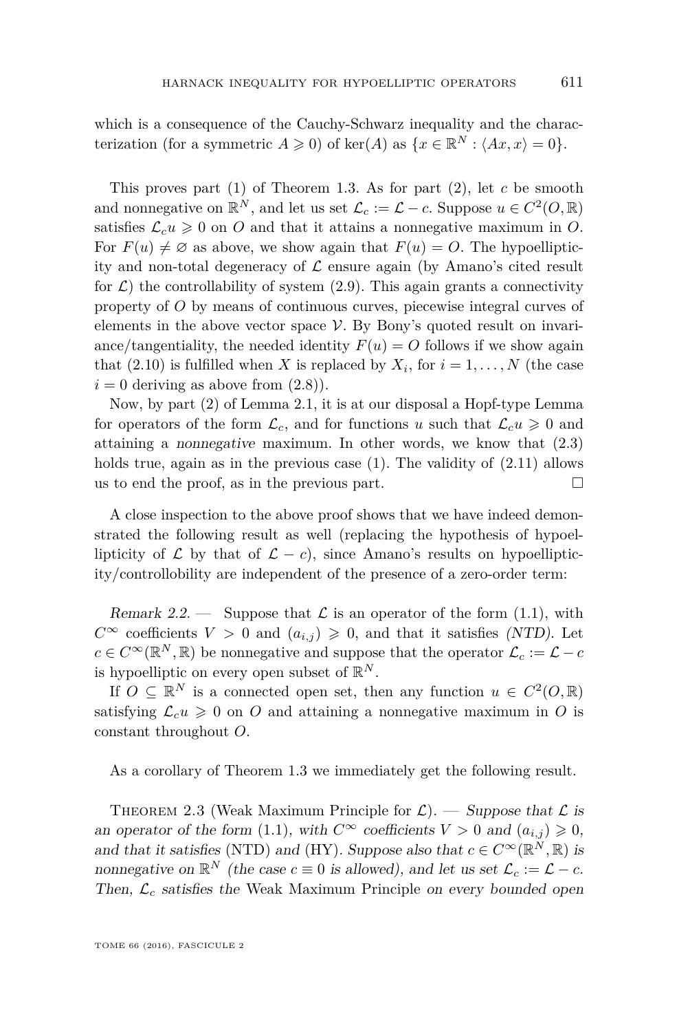which is a consequence of the Cauchy-Schwarz inequality and the characterization (for a symmetric $A \geqslant 0$) of $\ker(A)$ as $\{x \in \mathbb{R}^N : \langle Ax, x\rangle = 0\}$.

This proves part (1) of Theorem 1.3. As for part (2), let $c$ be smooth and nonnegative on $\mathbb{R}^N$, and let us set $\mathcal{L}_c := \mathcal{L} - c$. Suppose $u \in C^2(O, \mathbb{R})$ satisfies $\mathcal{L}_c u \geqslant 0$ on $O$ and that it attains a nonnegative maximum in $O$. For $F(u) \neq \varnothing$ as above, we show again that $F(u) = O$. The hypoellipticity and non-total degeneracy of $\mathcal{L}$ ensure again (by Amano's cited result for $\mathcal{L}$) the controllability of system (2.9). This again grants a connectivity property of $O$ by means of continuous curves, piecewise integral curves of elements in the above vector space $\mathcal{V}$. By Bony's quoted result on invariance/tangentiality, the needed identity $F(u) = O$ follows if we show again that (2.10) is fulfilled when $X$ is replaced by $X_i$, for $i = 1, \dots, N$ (the case $i = 0$ deriving as above from (2.8)).

Now, by part (2) of Lemma 2.1, it is at our disposal a Hopf-type Lemma for operators of the form $\mathcal{L}_c$, and for functions $u$ such that $\mathcal{L}_c u \geqslant 0$ and attaining a *nonnegative* maximum. In other words, we know that (2.3) holds true, again as in the previous case (1). The validity of (2.11) allows us to end the proof, as in the previous part. □

A close inspection to the above proof shows that we have indeed demonstrated the following result as well (replacing the hypothesis of hypoellipticity of $\mathcal{L}$ by that of $\mathcal{L} - c$), since Amano's results on hypoellipticity/controllobility are independent of the presence of a zero-order term:

*Remark 2.2.* — Suppose that $\mathcal{L}$ is an operator of the form (1.1), with $C^\infty$ coefficients $V > 0$ and $(a_{i,j}) \geqslant 0$, and that it satisfies *(NTD)*. Let $c \in C^\infty(\mathbb{R}^N, \mathbb{R})$ be nonnegative and suppose that the operator $\mathcal{L}_c := \mathcal{L} - c$ is hypoelliptic on every open subset of $\mathbb{R}^N$.

If $O \subseteq \mathbb{R}^N$ is a connected open set, then any function $u \in C^2(O, \mathbb{R})$ satisfying $\mathcal{L}_c u \geqslant 0$ on $O$ and attaining a nonnegative maximum in $O$ is constant throughout $O$.

As a corollary of Theorem 1.3 we immediately get the following result.

Theorem 2.3 (Weak Maximum Principle for $\mathcal{L}$). — *Suppose that $\mathcal{L}$ is an operator of the form* (1.1)*, with $C^\infty$ coefficients $V > 0$ and $(a_{i,j}) \geqslant 0$, and that it satisfies* (NTD) *and* (HY). *Suppose also that $c \in C^\infty(\mathbb{R}^N, \mathbb{R})$ is nonnegative on $\mathbb{R}^N$ (the case $c \equiv 0$ is allowed), and let us set $\mathcal{L}_c := \mathcal{L} - c$. Then, $\mathcal{L}_c$ satisfies the* Weak Maximum Principle *on every bounded open*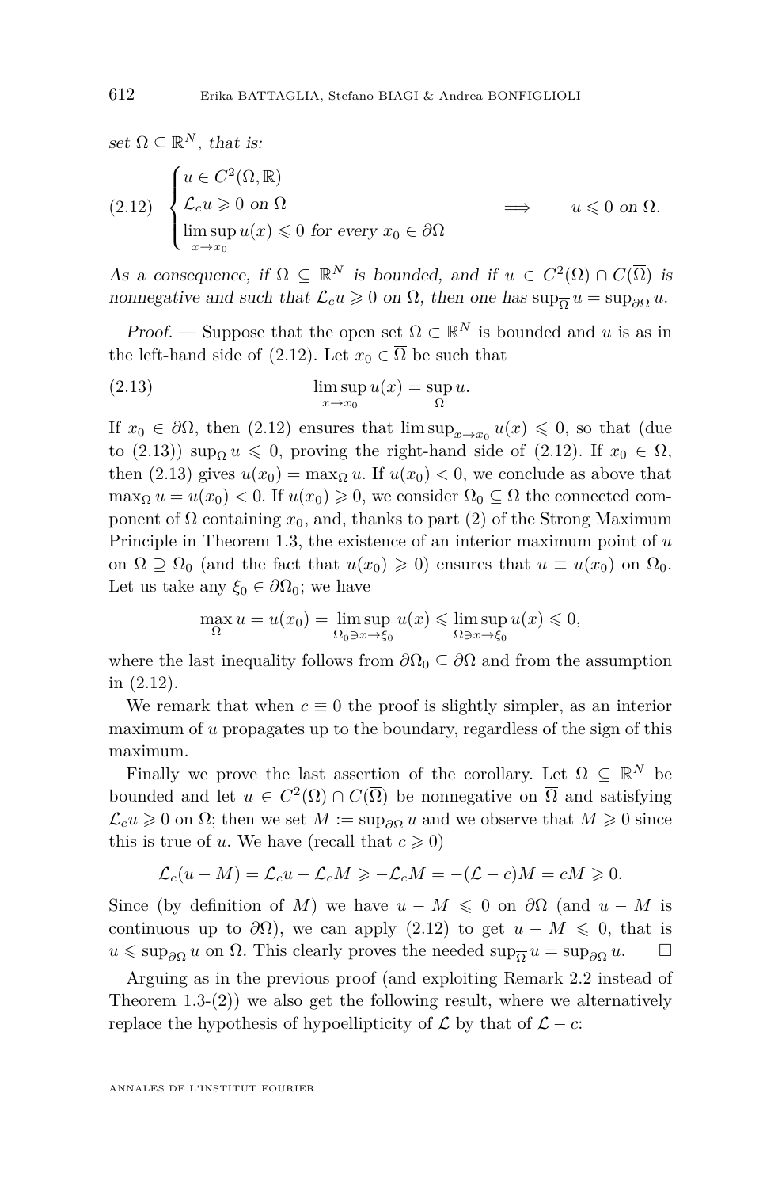*set $\Omega \subseteq \mathbb{R}^N$, that is:*

$$
\text{(2.12)} \quad \begin{cases} u \in C^2(\Omega, \mathbb{R}) \\ \mathcal{L}_c u \geqslant 0 \text{ on } \Omega \\ \limsup\limits_{x \to x_0} u(x) \leqslant 0 \text{ for every } x_0 \in \partial\Omega \end{cases} \qquad \Longrightarrow \qquad u \leqslant 0 \text{ on } \Omega.
$$

*As a consequence, if $\Omega \subseteq \mathbb{R}^N$ is bounded, and if $u \in C^2(\Omega) \cap C(\overline{\Omega})$ is nonnegative and such that $\mathcal{L}_c u \geqslant 0$ on $\Omega$, then one has $\sup_{\overline{\Omega}} u = \sup_{\partial\Omega} u$.*

*Proof.* — Suppose that the open set $\Omega \subset \mathbb{R}^N$ is bounded and $u$ is as in the left-hand side of (2.12). Let $x_0 \in \overline{\Omega}$ be such that

$$
\text{(2.13)} \qquad \limsup_{x \to x_0} u(x) = \sup_{\Omega} u.
$$

If $x_0 \in \partial\Omega$, then (2.12) ensures that $\limsup_{x \to x_0} u(x) \leqslant 0$, so that (due to (2.13)) $\sup_\Omega u \leqslant 0$, proving the right-hand side of (2.12). If $x_0 \in \Omega$, then (2.13) gives $u(x_0) = \max_\Omega u$. If $u(x_0) < 0$, we conclude as above that $\max_\Omega u = u(x_0) < 0$. If $u(x_0) \geqslant 0$, we consider $\Omega_0 \subseteq \Omega$ the connected component of $\Omega$ containing $x_0$, and, thanks to part (2) of the Strong Maximum Principle in Theorem 1.3, the existence of an interior maximum point of $u$ on $\Omega \supseteq \Omega_0$ (and the fact that $u(x_0) \geqslant 0$) ensures that $u \equiv u(x_0)$ on $\Omega_0$. Let us take any $\xi_0 \in \partial\Omega_0$; we have

$$
\max_{\Omega} u = u(x_0) = \limsup_{\Omega_0 \ni x \to \xi_0} u(x) \leqslant \limsup_{\Omega \ni x \to \xi_0} u(x) \leqslant 0,
$$

where the last inequality follows from $\partial\Omega_0 \subseteq \partial\Omega$ and from the assumption in (2.12).

We remark that when $c \equiv 0$ the proof is slightly simpler, as an interior maximum of $u$ propagates up to the boundary, regardless of the sign of this maximum.

Finally we prove the last assertion of the corollary. Let $\Omega \subseteq \mathbb{R}^N$ be bounded and let $u \in C^2(\Omega) \cap C(\overline{\Omega})$ be nonnegative on $\overline{\Omega}$ and satisfying $\mathcal{L}_c u \geqslant 0$ on $\Omega$; then we set $M := \sup_{\partial\Omega} u$ and we observe that $M \geqslant 0$ since this is true of $u$. We have (recall that $c \geqslant 0$)

$$
\mathcal{L}_c(u - M) = \mathcal{L}_c u - \mathcal{L}_c M \geqslant -\mathcal{L}_c M = -(\mathcal{L} - c)M = cM \geqslant 0.
$$

Since (by definition of $M$) we have $u - M \leqslant 0$ on $\partial\Omega$ (and $u - M$ is continuous up to $\partial\Omega$), we can apply (2.12) to get $u - M \leqslant 0$, that is $u \leqslant \sup_{\partial\Omega} u$ on $\Omega$. This clearly proves the needed $\sup_{\overline{\Omega}} u = \sup_{\partial\Omega} u$. $\square$

Arguing as in the previous proof (and exploiting Remark 2.2 instead of Theorem 1.3-(2)) we also get the following result, where we alternatively replace the hypothesis of hypoellipticity of $\mathcal{L}$ by that of $\mathcal{L} - c$: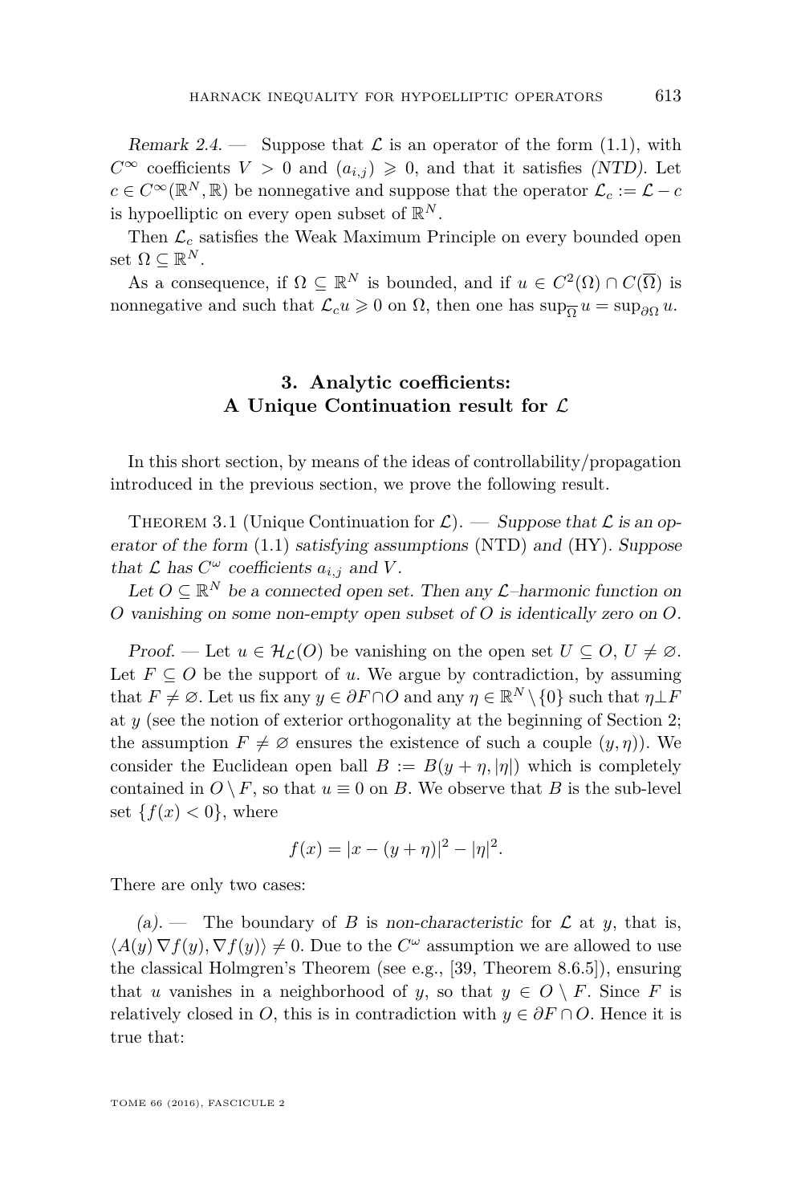*Remark 2.4.* — Suppose that $\mathcal{L}$ is an operator of the form (1.1), with $C^\infty$ coefficients $V > 0$ and $(a_{i,j}) \geqslant 0$, and that it satisfies *(NTD)*. Let $c \in C^\infty(\mathbb{R}^N, \mathbb{R})$ be nonnegative and suppose that the operator $\mathcal{L}_c := \mathcal{L} - c$ is hypoelliptic on every open subset of $\mathbb{R}^N$.

Then $\mathcal{L}_c$ satisfies the Weak Maximum Principle on every bounded open set $\Omega \subseteq \mathbb{R}^N$.

As a consequence, if $\Omega \subseteq \mathbb{R}^N$ is bounded, and if $u \in C^2(\Omega) \cap C(\overline{\Omega})$ is nonnegative and such that $\mathcal{L}_c u \geqslant 0$ on $\Omega$, then one has $\sup_{\overline{\Omega}} u = \sup_{\partial\Omega} u$.

## 3. Analytic coefficients: A Unique Continuation result for $\mathcal{L}$

In this short section, by means of the ideas of controllability/propagation introduced in the previous section, we prove the following result.

Theorem 3.1 (Unique Continuation for $\mathcal{L}$). — *Suppose that $\mathcal{L}$ is an operator of the form* (1.1) *satisfying assumptions* (NTD) *and* (HY). *Suppose that $\mathcal{L}$ has $C^\omega$ coefficients $a_{i,j}$ and $V$.*

*Let $O \subseteq \mathbb{R}^N$ be a connected open set. Then any $\mathcal{L}$–harmonic function on $O$ vanishing on some non-empty open subset of $O$ is identically zero on $O$.*

*Proof.* — Let $u \in \mathcal{H}_{\mathcal{L}}(O)$ be vanishing on the open set $U \subseteq O$, $U \neq \varnothing$. Let $F \subseteq O$ be the support of $u$. We argue by contradiction, by assuming that $F \neq \varnothing$. Let us fix any $y \in \partial F \cap O$ and any $\eta \in \mathbb{R}^N \setminus \{0\}$ such that $\eta \perp F$ at $y$ (see the notion of exterior orthogonality at the beginning of Section 2; the assumption $F \neq \varnothing$ ensures the existence of such a couple $(y, \eta)$). We consider the Euclidean open ball $B := B(y + \eta, |\eta|)$ which is completely contained in $O \setminus F$, so that $u \equiv 0$ on $B$. We observe that $B$ is the sub-level set $\{f(x) < 0\}$, where

$$f(x) = |x - (y + \eta)|^2 - |\eta|^2.$$

There are only two cases:

*(a).* — The boundary of $B$ is *non-characteristic* for $\mathcal{L}$ at $y$, that is, $\langle A(y) \nabla f(y), \nabla f(y)\rangle \neq 0$. Due to the $C^\omega$ assumption we are allowed to use the classical Holmgren's Theorem (see e.g., [39, Theorem 8.6.5]), ensuring that $u$ vanishes in a neighborhood of $y$, so that $y \in O \setminus F$. Since $F$ is relatively closed in $O$, this is in contradiction with $y \in \partial F \cap O$. Hence it is true that: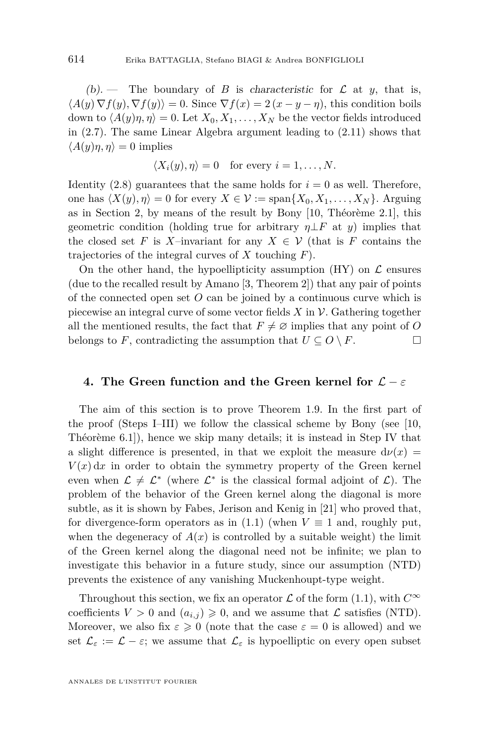*(b).* — The boundary of $B$ is *characteristic* for $\mathcal{L}$ at $y$, that is, $\langle A(y)\,\nabla f(y), \nabla f(y)\rangle = 0$. Since $\nabla f(x) = 2\,(x - y - \eta)$, this condition boils down to $\langle A(y)\eta, \eta\rangle = 0$. Let $X_0, X_1, \dots, X_N$ be the vector fields introduced in (2.7). The same Linear Algebra argument leading to (2.11) shows that $\langle A(y)\eta, \eta\rangle = 0$ implies

$$\langle X_i(y), \eta\rangle = 0 \quad \text{for every } i = 1, \dots, N.$$

Identity (2.8) guarantees that the same holds for $i = 0$ as well. Therefore, one has $\langle X(y), \eta\rangle = 0$ for every $X \in \mathcal{V} := \operatorname{span}\{X_0, X_1, \dots, X_N\}$. Arguing as in Section 2, by means of the result by Bony [10, Théorème 2.1], this geometric condition (holding true for arbitrary $\eta \perp F$ at $y$) implies that the closed set $F$ is $X$–invariant for any $X \in \mathcal{V}$ (that is $F$ contains the trajectories of the integral curves of $X$ touching $F$).

On the other hand, the hypoellipticity assumption (HY) on $\mathcal{L}$ ensures (due to the recalled result by Amano [3, Theorem 2]) that any pair of points of the connected open set $O$ can be joined by a continuous curve which is piecewise an integral curve of some vector fields $X$ in $\mathcal{V}$. Gathering together all the mentioned results, the fact that $F \neq \varnothing$ implies that any point of $O$ belongs to $F$, contradicting the assumption that $U \subseteq O \setminus F$. $\square$

## 4. The Green function and the Green kernel for $\mathcal{L} - \varepsilon$

The aim of this section is to prove Theorem 1.9. In the first part of the proof (Steps I–III) we follow the classical scheme by Bony (see [10, Théorème 6.1]), hence we skip many details; it is instead in Step IV that a slight difference is presented, in that we exploit the measure $\mathrm{d}\nu(x) = V(x)\,\mathrm{d}x$ in order to obtain the symmetry property of the Green kernel even when $\mathcal{L} \neq \mathcal{L}^*$ (where $\mathcal{L}^*$ is the classical formal adjoint of $\mathcal{L}$). The problem of the behavior of the Green kernel along the diagonal is more subtle, as it is shown by Fabes, Jerison and Kenig in [21] who proved that, for divergence-form operators as in (1.1) (when $V \equiv 1$ and, roughly put, when the degeneracy of $A(x)$ is controlled by a suitable weight) the limit of the Green kernel along the diagonal need not be infinite; we plan to investigate this behavior in a future study, since our assumption (NTD) prevents the existence of any vanishing Muckenhoupt-type weight.

Throughout this section, we fix an operator $\mathcal{L}$ of the form (1.1), with $C^\infty$ coefficients $V > 0$ and $(a_{i,j}) \geqslant 0$, and we assume that $\mathcal{L}$ satisfies (NTD). Moreover, we also fix $\varepsilon \geqslant 0$ (note that the case $\varepsilon = 0$ is allowed) and we set $\mathcal{L}_\varepsilon := \mathcal{L} - \varepsilon$; we assume that $\mathcal{L}_\varepsilon$ is hypoelliptic on every open subset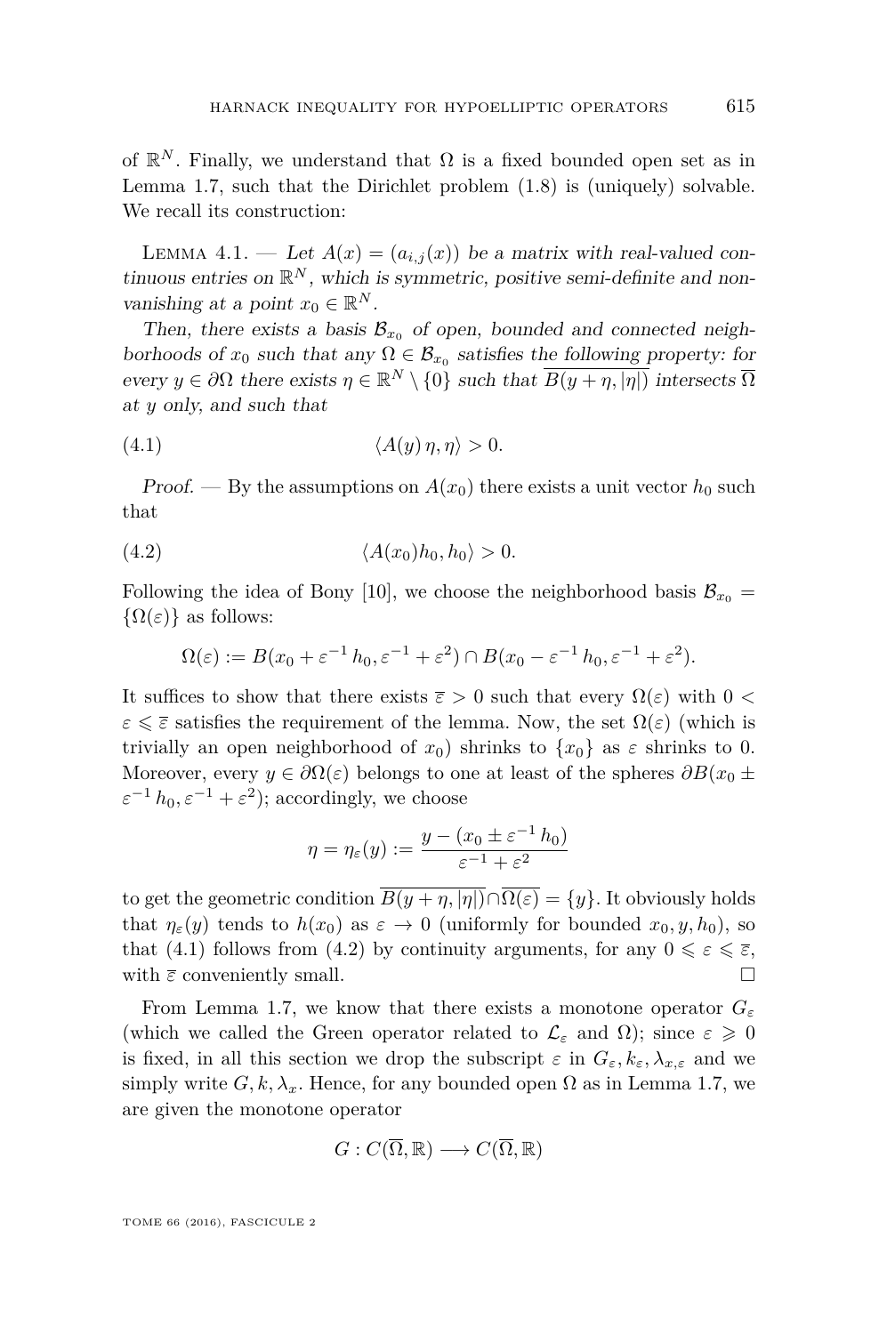of $\mathbb{R}^N$. Finally, we understand that $\Omega$ is a fixed bounded open set as in Lemma 1.7, such that the Dirichlet problem (1.8) is (uniquely) solvable. We recall its construction:

Lemma 4.1. — *Let $A(x) = (a_{i,j}(x))$ be a matrix with real-valued continuous entries on $\mathbb{R}^N$, which is symmetric, positive semi-definite and non-vanishing at a point $x_0 \in \mathbb{R}^N$.*

*Then, there exists a basis $\mathcal{B}_{x_0}$ of open, bounded and connected neighborhoods of $x_0$ such that any $\Omega \in \mathcal{B}_{x_0}$ satisfies the following property: for every $y \in \partial\Omega$ there exists $\eta \in \mathbb{R}^N \setminus \{0\}$ such that $\overline{B(y+\eta, |\eta|)}$ intersects $\overline{\Omega}$ at $y$ only, and such that*

$$\langle A(y)\,\eta, \eta\rangle > 0. \tag{4.1}$$

*Proof.* — By the assumptions on $A(x_0)$ there exists a unit vector $h_0$ such that

$$\langle A(x_0)h_0, h_0\rangle > 0. \tag{4.2}$$

Following the idea of Bony [10], we choose the neighborhood basis $\mathcal{B}_{x_0} = \{\Omega(\varepsilon)\}$ as follows:

$$\Omega(\varepsilon) := B(x_0 + \varepsilon^{-1}\, h_0, \varepsilon^{-1} + \varepsilon^2) \cap B(x_0 - \varepsilon^{-1}\, h_0, \varepsilon^{-1} + \varepsilon^2).$$

It suffices to show that there exists $\overline{\varepsilon} > 0$ such that every $\Omega(\varepsilon)$ with $0 < \varepsilon \leqslant \overline{\varepsilon}$ satisfies the requirement of the lemma. Now, the set $\Omega(\varepsilon)$ (which is trivially an open neighborhood of $x_0$) shrinks to $\{x_0\}$ as $\varepsilon$ shrinks to 0. Moreover, every $y \in \partial\Omega(\varepsilon)$ belongs to one at least of the spheres $\partial B(x_0 \pm \varepsilon^{-1}\, h_0, \varepsilon^{-1} + \varepsilon^2)$; accordingly, we choose

$$\eta = \eta_\varepsilon(y) := \frac{y - (x_0 \pm \varepsilon^{-1}\, h_0)}{\varepsilon^{-1} + \varepsilon^2}$$

to get the geometric condition $\overline{B(y+\eta, |\eta|)} \cap \overline{\Omega(\varepsilon)} = \{y\}$. It obviously holds that $\eta_\varepsilon(y)$ tends to $h(x_0)$ as $\varepsilon \to 0$ (uniformly for bounded $x_0, y, h_0$), so that (4.1) follows from (4.2) by continuity arguments, for any $0 \leqslant \varepsilon \leqslant \overline{\varepsilon}$, with $\overline{\varepsilon}$ conveniently small. $\square$

From Lemma 1.7, we know that there exists a monotone operator $G_\varepsilon$ (which we called the Green operator related to $\mathcal{L}_\varepsilon$ and $\Omega$); since $\varepsilon \geqslant 0$ is fixed, in all this section we drop the subscript $\varepsilon$ in $G_\varepsilon, k_\varepsilon, \lambda_{x,\varepsilon}$ and we simply write $G, k, \lambda_x$. Hence, for any bounded open $\Omega$ as in Lemma 1.7, we are given the monotone operator

$$G : C(\overline{\Omega}, \mathbb{R}) \longrightarrow C(\overline{\Omega}, \mathbb{R})$$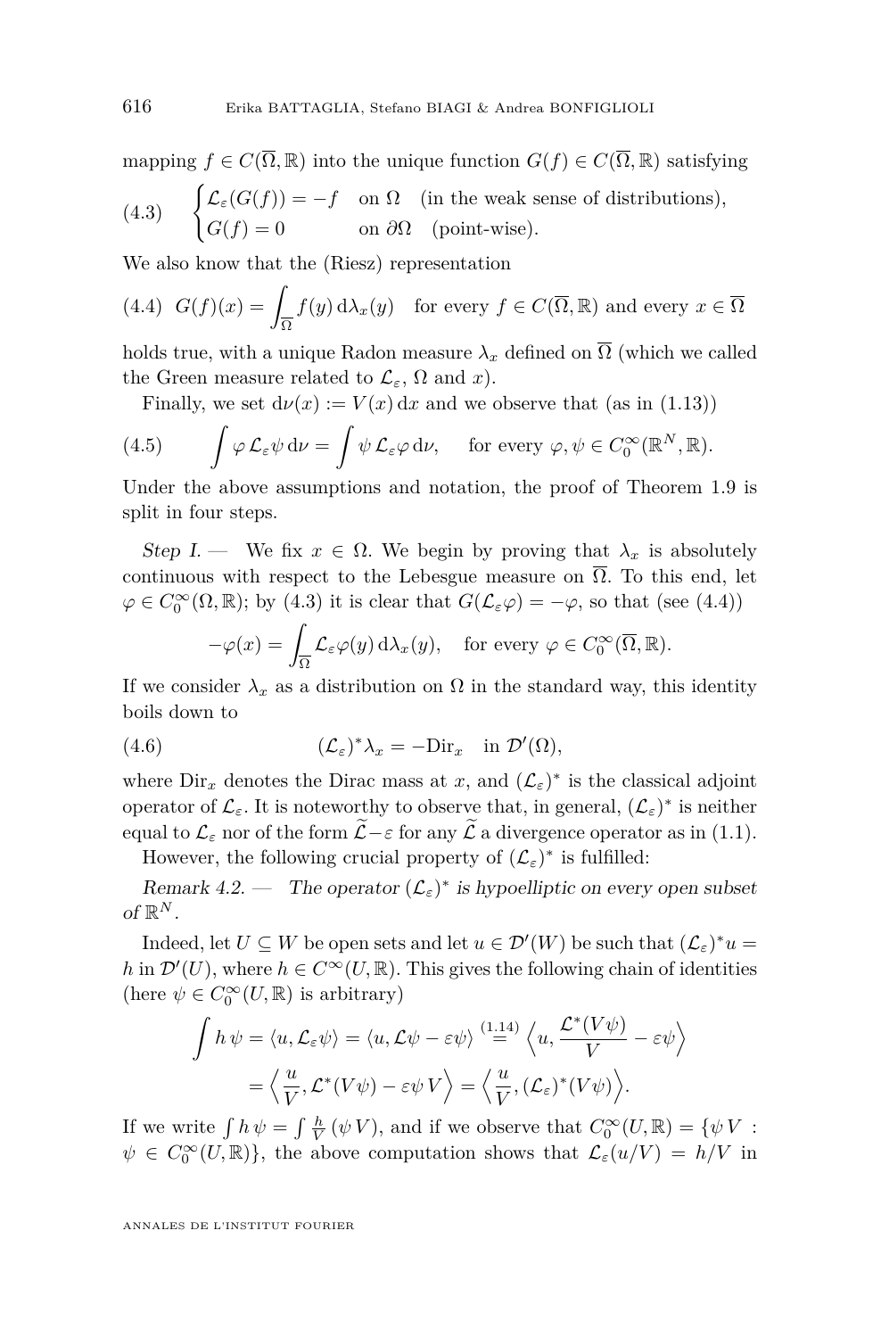mapping $f \in C(\overline{\Omega}, \mathbb{R})$ into the unique function $G(f) \in C(\overline{\Omega}, \mathbb{R})$ satisfying

$$\text{(4.3)} \qquad \begin{cases} \mathcal{L}_\varepsilon(G(f)) = -f & \text{on } \Omega \quad \text{(in the weak sense of distributions),} \\ G(f) = 0 & \text{on } \partial\Omega \quad \text{(point-wise).} \end{cases}$$

We also know that the (Riesz) representation

$$\text{(4.4)} \quad G(f)(x) = \int_{\overline{\Omega}} f(y)\, \mathrm{d}\lambda_x(y) \quad \text{for every } f \in C(\overline{\Omega}, \mathbb{R}) \text{ and every } x \in \overline{\Omega}$$

holds true, with a unique Radon measure $\lambda_x$ defined on $\overline{\Omega}$ (which we called the Green measure related to $\mathcal{L}_\varepsilon$, $\Omega$ and $x$).

Finally, we set $\mathrm{d}\nu(x) := V(x)\, \mathrm{d}x$ and we observe that (as in (1.13))

$$\text{(4.5)} \qquad \int \varphi\, \mathcal{L}_\varepsilon \psi \, \mathrm{d}\nu = \int \psi\, \mathcal{L}_\varepsilon \varphi \, \mathrm{d}\nu, \qquad \text{for every } \varphi, \psi \in C_0^\infty(\mathbb{R}^N, \mathbb{R}).$$

Under the above assumptions and notation, the proof of Theorem 1.9 is split in four steps.

*Step I.* — We fix $x \in \Omega$. We begin by proving that $\lambda_x$ is absolutely continuous with respect to the Lebesgue measure on $\overline{\Omega}$. To this end, let $\varphi \in C_0^\infty(\Omega, \mathbb{R})$; by (4.3) it is clear that $G(\mathcal{L}_\varepsilon \varphi) = -\varphi$, so that (see (4.4))

$$-\varphi(x) = \int_{\overline{\Omega}} \mathcal{L}_\varepsilon \varphi(y)\, \mathrm{d}\lambda_x(y), \quad \text{for every } \varphi \in C_0^\infty(\overline{\Omega}, \mathbb{R}).$$

If we consider $\lambda_x$ as a distribution on $\Omega$ in the standard way, this identity boils down to

$$\text{(4.6)} \qquad (\mathcal{L}_\varepsilon)^* \lambda_x = -\mathrm{Dir}_x \quad \text{in } \mathcal{D}'(\Omega),$$

where $\mathrm{Dir}_x$ denotes the Dirac mass at $x$, and $(\mathcal{L}_\varepsilon)^*$ is the classical adjoint operator of $\mathcal{L}_\varepsilon$. It is noteworthy to observe that, in general, $(\mathcal{L}_\varepsilon)^*$ is neither equal to $\mathcal{L}_\varepsilon$ nor of the form $\widetilde{\mathcal{L}} - \varepsilon$ for any $\widetilde{\mathcal{L}}$ a divergence operator as in (1.1).

However, the following crucial property of $(\mathcal{L}_\varepsilon)^*$ is fulfilled:

*Remark 4.2.* — *The operator $(\mathcal{L}_\varepsilon)^*$ is hypoelliptic on every open subset of $\mathbb{R}^N$.*

Indeed, let $U \subseteq W$ be open sets and let $u \in \mathcal{D}'(W)$ be such that $(\mathcal{L}_\varepsilon)^* u = h$ in $\mathcal{D}'(U)$, where $h \in C^\infty(U, \mathbb{R})$. This gives the following chain of identities (here $\psi \in C_0^\infty(U, \mathbb{R})$ is arbitrary)

$$\begin{aligned} \int h\, \psi = \langle u, \mathcal{L}_\varepsilon \psi \rangle = \langle u, \mathcal{L}\psi - \varepsilon\psi \rangle &\overset{(1.14)}{=} \Big\langle u, \frac{\mathcal{L}^*(V\psi)}{V} - \varepsilon\psi \Big\rangle \\ &= \Big\langle \frac{u}{V}, \mathcal{L}^*(V\psi) - \varepsilon\psi\, V \Big\rangle = \Big\langle \frac{u}{V}, (\mathcal{L}_\varepsilon)^*(V\psi) \Big\rangle. \end{aligned}$$

If we write $\int h\, \psi = \int \frac{h}{V}\, (\psi\, V)$, and if we observe that $C_0^\infty(U, \mathbb{R}) = \{\psi\, V : \psi \in C_0^\infty(U, \mathbb{R})\}$, the above computation shows that $\mathcal{L}_\varepsilon(u/V) = h/V$ in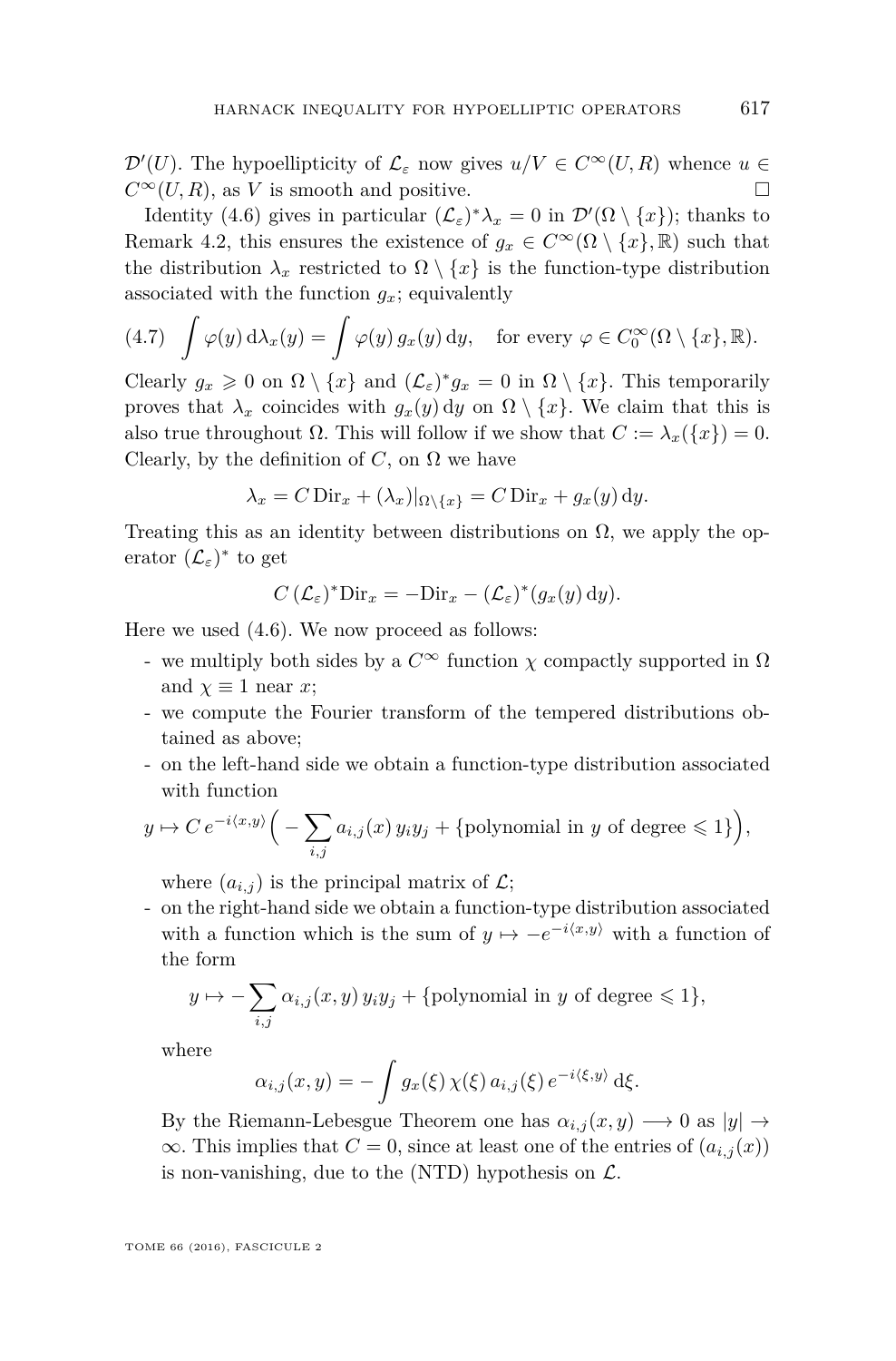$\mathcal{D}'(U)$. The hypoellipticity of $\mathcal{L}_\varepsilon$ now gives $u/V \in C^\infty(U, R)$ whence $u \in C^\infty(U, R)$, as $V$ is smooth and positive. $\square$

Identity (4.6) gives in particular $(\mathcal{L}_\varepsilon)^* \lambda_x = 0$ in $\mathcal{D}'(\Omega \setminus \{x\})$; thanks to Remark 4.2, this ensures the existence of $g_x \in C^\infty(\Omega \setminus \{x\}, \mathbb{R})$ such that the distribution $\lambda_x$ restricted to $\Omega \setminus \{x\}$ is the function-type distribution associated with the function $g_x$; equivalently

$$\int \varphi(y)\,\mathrm{d}\lambda_x(y) = \int \varphi(y)\, g_x(y)\,\mathrm{d}y, \quad \text{for every } \varphi \in C_0^\infty(\Omega \setminus \{x\}, \mathbb{R}). \tag{4.7}$$

Clearly $g_x \geqslant 0$ on $\Omega \setminus \{x\}$ and $(\mathcal{L}_\varepsilon)^* g_x = 0$ in $\Omega \setminus \{x\}$. This temporarily proves that $\lambda_x$ coincides with $g_x(y)\,\mathrm{d}y$ on $\Omega \setminus \{x\}$. We claim that this is also true throughout $\Omega$. This will follow if we show that $C := \lambda_x(\{x\}) = 0$. Clearly, by the definition of $C$, on $\Omega$ we have

$$\lambda_x = C\,\mathrm{Dir}_x + (\lambda_x)|_{\Omega \setminus \{x\}} = C\,\mathrm{Dir}_x + g_x(y)\,\mathrm{d}y.$$

Treating this as an identity between distributions on $\Omega$, we apply the operator $(\mathcal{L}_\varepsilon)^*$ to get

$$C\,(\mathcal{L}_\varepsilon)^* \mathrm{Dir}_x = -\mathrm{Dir}_x - (\mathcal{L}_\varepsilon)^*(g_x(y)\,\mathrm{d}y).$$

Here we used (4.6). We now proceed as follows:

- we multiply both sides by a $C^\infty$ function $\chi$ compactly supported in $\Omega$ and $\chi \equiv 1$ near $x$;
- we compute the Fourier transform of the tempered distributions obtained as above;
- on the left-hand side we obtain a function-type distribution associated with function
$$y \mapsto C\, e^{-i\langle x,y\rangle} \Big( -\sum_{i,j} a_{i,j}(x)\, y_i y_j + \{\text{polynomial in } y \text{ of degree} \leqslant 1\} \Big),$$
where $(a_{i,j})$ is the principal matrix of $\mathcal{L}$;
- on the right-hand side we obtain a function-type distribution associated with a function which is the sum of $y \mapsto -e^{-i\langle x,y\rangle}$ with a function of the form
$$y \mapsto -\sum_{i,j} \alpha_{i,j}(x,y)\, y_i y_j + \{\text{polynomial in } y \text{ of degree} \leqslant 1\},$$
where
$$\alpha_{i,j}(x,y) = -\int g_x(\xi)\, \chi(\xi)\, a_{i,j}(\xi)\, e^{-i\langle \xi, y\rangle}\,\mathrm{d}\xi.$$
By the Riemann-Lebesgue Theorem one has $\alpha_{i,j}(x,y) \longrightarrow 0$ as $|y| \to \infty$. This implies that $C = 0$, since at least one of the entries of $(a_{i,j}(x))$ is non-vanishing, due to the (NTD) hypothesis on $\mathcal{L}$.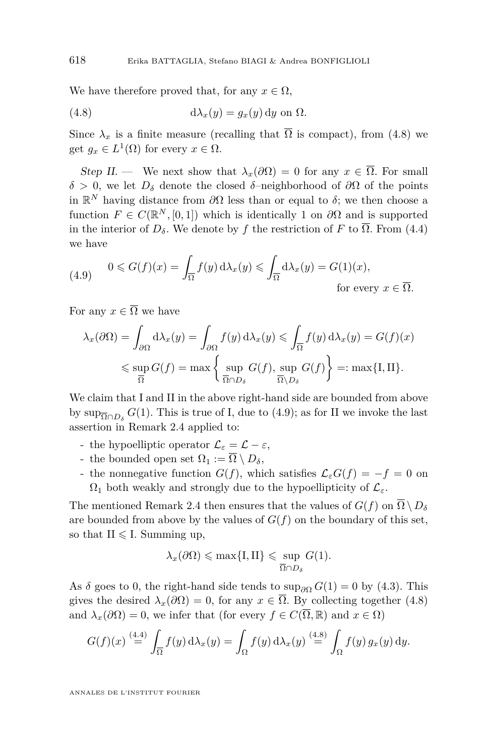We have therefore proved that, for any $x \in \Omega$,

$$\mathrm{d}\lambda_x(y) = g_x(y)\,\mathrm{d}y \text{ on } \Omega. \tag{4.8}$$

Since $\lambda_x$ is a finite measure (recalling that $\overline{\Omega}$ is compact), from (4.8) we get $g_x \in L^1(\Omega)$ for every $x \in \Omega$.

*Step II.* — We next show that $\lambda_x(\partial\Omega) = 0$ for any $x \in \overline{\Omega}$. For small $\delta > 0$, we let $D_\delta$ denote the closed $\delta$–neighborhood of $\partial\Omega$ of the points in $\mathbb{R}^N$ having distance from $\partial\Omega$ less than or equal to $\delta$; we then choose a function $F \in C(\mathbb{R}^N, [0,1])$ which is identically 1 on $\partial\Omega$ and is supported in the interior of $D_\delta$. We denote by $f$ the restriction of $F$ to $\overline{\Omega}$. From (4.4) we have

$$0 \leqslant G(f)(x) = \int_{\overline{\Omega}} f(y)\,\mathrm{d}\lambda_x(y) \leqslant \int_{\overline{\Omega}} \mathrm{d}\lambda_x(y) = G(1)(x), \quad \text{for every } x \in \overline{\Omega}. \tag{4.9}$$

For any $x \in \overline{\Omega}$ we have

$$\begin{aligned}\lambda_x(\partial\Omega) = \int_{\partial\Omega} \mathrm{d}\lambda_x(y) &= \int_{\partial\Omega} f(y)\,\mathrm{d}\lambda_x(y) \leqslant \int_{\overline{\Omega}} f(y)\,\mathrm{d}\lambda_x(y) = G(f)(x) \\ &\leqslant \sup_{\overline{\Omega}} G(f) = \max\left\{ \sup_{\overline{\Omega}\cap D_\delta} G(f), \sup_{\overline{\Omega}\setminus D_\delta} G(f) \right\} =: \max\{\mathrm{I}, \mathrm{II}\}.\end{aligned}$$

We claim that I and II in the above right-hand side are bounded from above by $\sup_{\overline{\Omega}\cap D_\delta} G(1)$. This is true of I, due to (4.9); as for II we invoke the last assertion in Remark 2.4 applied to:

- the hypoelliptic operator $\mathcal{L}_\varepsilon = \mathcal{L} - \varepsilon$,
- the bounded open set $\Omega_1 := \overline{\Omega} \setminus D_\delta$,
- the nonnegative function $G(f)$, which satisfies $\mathcal{L}_\varepsilon G(f) = -f = 0$ on $\Omega_1$ both weakly and strongly due to the hypoellipticity of $\mathcal{L}_\varepsilon$.

The mentioned Remark 2.4 then ensures that the values of $G(f)$ on $\overline{\Omega} \setminus D_\delta$ are bounded from above by the values of $G(f)$ on the boundary of this set, so that II $\leqslant$ I. Summing up,

$$\lambda_x(\partial\Omega) \leqslant \max\{\mathrm{I}, \mathrm{II}\} \leqslant \sup_{\overline{\Omega}\cap D_\delta} G(1).$$

As $\delta$ goes to 0, the right-hand side tends to $\sup_{\partial\Omega} G(1) = 0$ by (4.3). This gives the desired $\lambda_x(\partial\Omega) = 0$, for any $x \in \overline{\Omega}$. By collecting together (4.8) and $\lambda_x(\partial\Omega) = 0$, we infer that (for every $f \in C(\overline{\Omega}, \mathbb{R})$ and $x \in \Omega$)

$$G(f)(x) \overset{(4.4)}{=} \int_{\overline{\Omega}} f(y)\,\mathrm{d}\lambda_x(y) = \int_{\Omega} f(y)\,\mathrm{d}\lambda_x(y) \overset{(4.8)}{=} \int_{\Omega} f(y)\,g_x(y)\,\mathrm{d}y.$$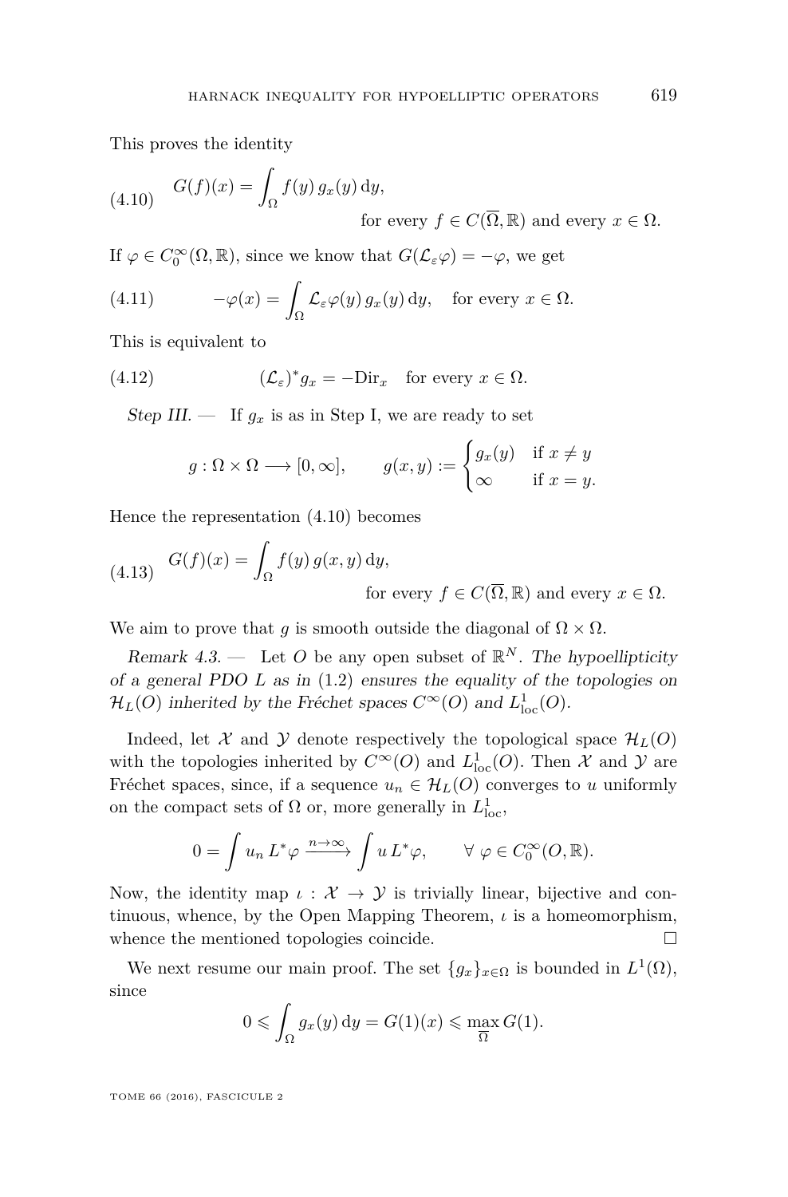This proves the identity

$$G(f)(x) = \int_\Omega f(y)\, g_x(y)\, \mathrm{d}y, \qquad \text{for every } f \in C(\overline{\Omega}, \mathbb{R}) \text{ and every } x \in \Omega. \tag{4.10}$$

If $\varphi \in C_0^\infty(\Omega, \mathbb{R})$, since we know that $G(\mathcal{L}_\varepsilon \varphi) = -\varphi$, we get

$$-\varphi(x) = \int_\Omega \mathcal{L}_\varepsilon \varphi(y)\, g_x(y)\, \mathrm{d}y, \quad \text{for every } x \in \Omega. \tag{4.11}$$

This is equivalent to

$$(\mathcal{L}_\varepsilon)^* g_x = -\mathrm{Dir}_x \quad \text{for every } x \in \Omega. \tag{4.12}$$

*Step III.* — If $g_x$ is as in Step I, we are ready to set

$$g : \Omega \times \Omega \longrightarrow [0, \infty], \qquad g(x,y) := \begin{cases} g_x(y) & \text{if } x \neq y \\ \infty & \text{if } x = y. \end{cases}$$

Hence the representation (4.10) becomes

$$G(f)(x) = \int_\Omega f(y)\, g(x,y)\, \mathrm{d}y, \qquad \text{for every } f \in C(\overline{\Omega}, \mathbb{R}) \text{ and every } x \in \Omega. \tag{4.13}$$

We aim to prove that $g$ is smooth outside the diagonal of $\Omega \times \Omega$.

*Remark 4.3.* — Let $O$ be any open subset of $\mathbb{R}^N$. *The hypoellipticity of a general PDO $L$ as in* (1.2) *ensures the equality of the topologies on $\mathcal{H}_L(O)$ inherited by the Fréchet spaces $C^\infty(O)$ and $L^1_{\mathrm{loc}}(O)$.*

Indeed, let $\mathcal{X}$ and $\mathcal{Y}$ denote respectively the topological space $\mathcal{H}_L(O)$ with the topologies inherited by $C^\infty(O)$ and $L^1_{\mathrm{loc}}(O)$. Then $\mathcal{X}$ and $\mathcal{Y}$ are Fréchet spaces, since, if a sequence $u_n \in \mathcal{H}_L(O)$ converges to $u$ uniformly on the compact sets of $\Omega$ or, more generally in $L^1_{\mathrm{loc}}$,

$$0 = \int u_n\, L^* \varphi \xrightarrow{n \to \infty} \int u\, L^* \varphi, \qquad \forall\, \varphi \in C_0^\infty(O, \mathbb{R}).$$

Now, the identity map $\iota : \mathcal{X} \to \mathcal{Y}$ is trivially linear, bijective and continuous, whence, by the Open Mapping Theorem, $\iota$ is a homeomorphism, whence the mentioned topologies coincide. □

We next resume our main proof. The set $\{g_x\}_{x \in \Omega}$ is bounded in $L^1(\Omega)$, since

$$0 \leqslant \int_\Omega g_x(y)\, \mathrm{d}y = G(1)(x) \leqslant \max_{\overline{\Omega}} G(1).$$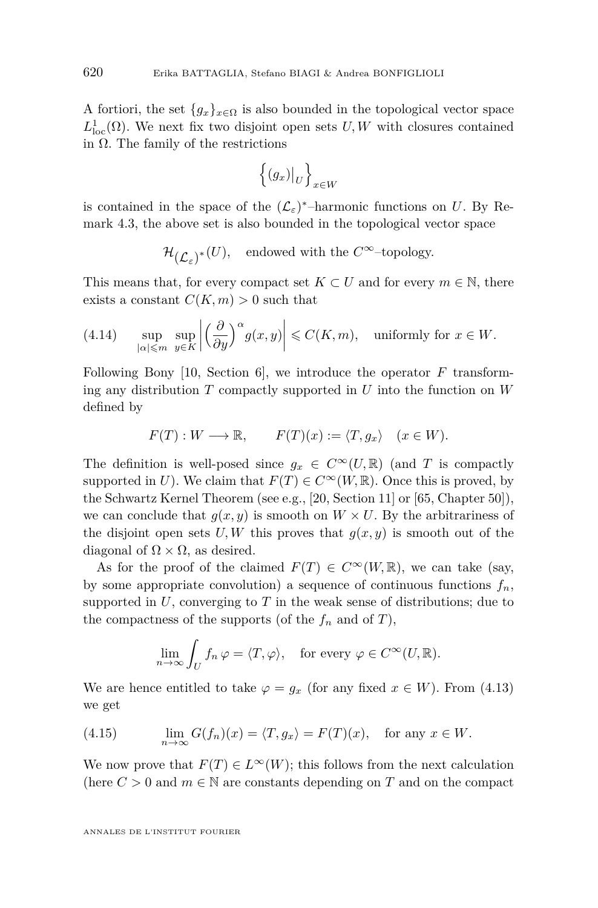A fortiori, the set $\{g_x\}_{x\in\Omega}$ is also bounded in the topological vector space $L^1_{\mathrm{loc}}(\Omega)$. We next fix two disjoint open sets $U, W$ with closures contained in $\Omega$. The family of the restrictions

$$\left\{ (g_x)\big|_U \right\}_{x\in W}$$

is contained in the space of the $(\mathcal{L}_\varepsilon)^*$–harmonic functions on $U$. By Remark 4.3, the above set is also bounded in the topological vector space

$$\mathcal{H}_{(\mathcal{L}_\varepsilon)^*}(U), \quad \text{endowed with the } C^\infty\text{–topology.}$$

This means that, for every compact set $K \subset U$ and for every $m \in \mathbb{N}$, there exists a constant $C(K, m) > 0$ such that

$$\sup_{|\alpha|\leqslant m} \sup_{y\in K} \left| \Big(\frac{\partial}{\partial y}\Big)^\alpha g(x,y) \right| \leqslant C(K,m), \quad \text{uniformly for } x \in W. \tag{4.14}$$

Following Bony [10, Section 6], we introduce the operator $F$ transforming any distribution $T$ compactly supported in $U$ into the function on $W$ defined by

$$F(T) : W \longrightarrow \mathbb{R}, \qquad F(T)(x) := \langle T, g_x\rangle \quad (x \in W).$$

The definition is well-posed since $g_x \in C^\infty(U, \mathbb{R})$ (and $T$ is compactly supported in $U$). We claim that $F(T) \in C^\infty(W, \mathbb{R})$. Once this is proved, by the Schwartz Kernel Theorem (see e.g., [20, Section 11] or [65, Chapter 50]), we can conclude that $g(x, y)$ is smooth on $W \times U$. By the arbitrariness of the disjoint open sets $U, W$ this proves that $g(x, y)$ is smooth out of the diagonal of $\Omega \times \Omega$, as desired.

As for the proof of the claimed $F(T) \in C^\infty(W, \mathbb{R})$, we can take (say, by some appropriate convolution) a sequence of continuous functions $f_n$, supported in $U$, converging to $T$ in the weak sense of distributions; due to the compactness of the supports (of the $f_n$ and of $T$),

$$\lim_{n\to\infty} \int_U f_n\, \varphi = \langle T, \varphi\rangle, \quad \text{for every } \varphi \in C^\infty(U, \mathbb{R}).$$

We are hence entitled to take $\varphi = g_x$ (for any fixed $x \in W$). From (4.13) we get

$$\lim_{n\to\infty} G(f_n)(x) = \langle T, g_x\rangle = F(T)(x), \quad \text{for any } x \in W. \tag{4.15}$$

We now prove that $F(T) \in L^\infty(W)$; this follows from the next calculation (here $C > 0$ and $m \in \mathbb{N}$ are constants depending on $T$ and on the compact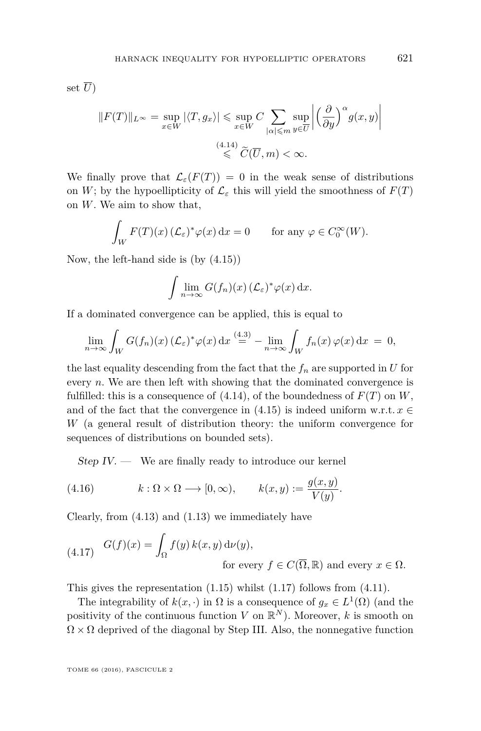set $\overline{U}$)

$$\|F(T)\|_{L^\infty} = \sup_{x\in W} |\langle T, g_x\rangle| \leqslant \sup_{x\in W} C \sum_{|\alpha|\leqslant m} \sup_{y\in \overline{U}} \left| \left(\frac{\partial}{\partial y}\right)^\alpha g(x,y)\right| \overset{(4.14)}{\leqslant} \widetilde{C}(\overline{U}, m) < \infty.$$

We finally prove that $\mathcal{L}_\varepsilon(F(T)) = 0$ in the weak sense of distributions on $W$; by the hypoellipticity of $\mathcal{L}_\varepsilon$ this will yield the smoothness of $F(T)$ on $W$. We aim to show that,

$$\int_W F(T)(x)\, (\mathcal{L}_\varepsilon)^* \varphi(x)\, \mathrm{d}x = 0 \qquad \text{for any } \varphi \in C_0^\infty(W).$$

Now, the left-hand side is (by (4.15))

$$\int \lim_{n\to\infty} G(f_n)(x)\, (\mathcal{L}_\varepsilon)^* \varphi(x)\, \mathrm{d}x.$$

If a dominated convergence can be applied, this is equal to

$$\lim_{n\to\infty} \int_W G(f_n)(x)\, (\mathcal{L}_\varepsilon)^*\varphi(x)\, \mathrm{d}x \overset{(4.3)}{=} -\lim_{n\to\infty} \int_W f_n(x)\, \varphi(x)\, \mathrm{d}x \;=\; 0,$$

the last equality descending from the fact that the $f_n$ are supported in $U$ for every $n$. We are then left with showing that the dominated convergence is fulfilled: this is a consequence of (4.14), of the boundedness of $F(T)$ on $W$, and of the fact that the convergence in (4.15) is indeed uniform w.r.t. $x \in W$ (a general result of distribution theory: the uniform convergence for sequences of distributions on bounded sets).

*Step IV.* — We are finally ready to introduce our kernel

$$k : \Omega \times \Omega \longrightarrow [0, \infty), \qquad k(x,y) := \frac{g(x,y)}{V(y)}. \tag{4.16}$$

Clearly, from (4.13) and (1.13) we immediately have

$$G(f)(x) = \int_\Omega f(y)\, k(x,y)\, \mathrm{d}\nu(y), \qquad \text{for every } f \in C(\overline{\Omega}, \mathbb{R}) \text{ and every } x \in \Omega. \tag{4.17}$$

This gives the representation (1.15) whilst (1.17) follows from (4.11).

The integrability of $k(x,\cdot)$ in $\Omega$ is a consequence of $g_x \in L^1(\Omega)$ (and the positivity of the continuous function $V$ on $\mathbb{R}^N$). Moreover, $k$ is smooth on $\Omega \times \Omega$ deprived of the diagonal by Step III. Also, the nonnegative function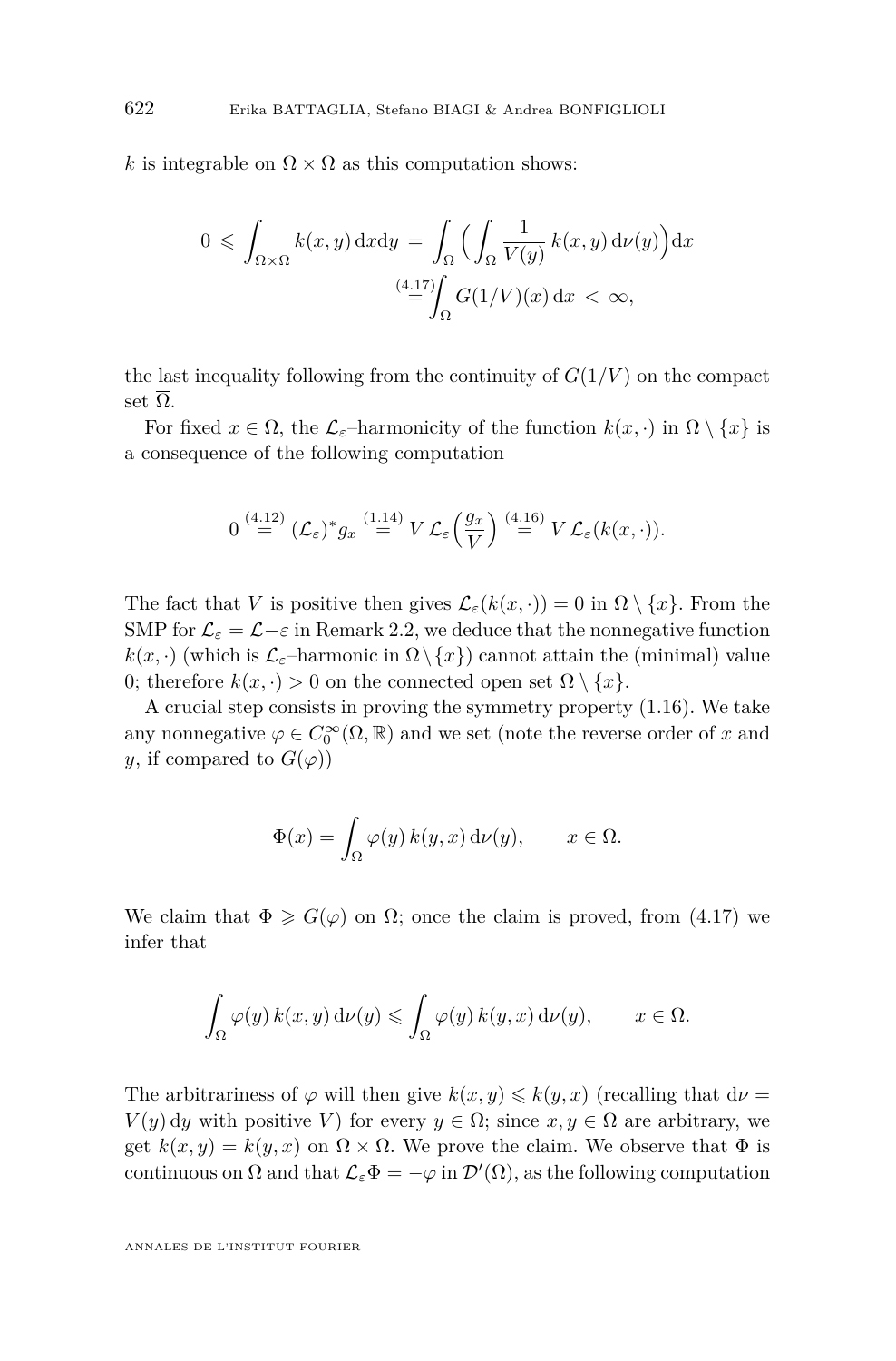$k$ is integrable on $\Omega \times \Omega$ as this computation shows:

$$0 \leqslant \int_{\Omega\times\Omega} k(x,y)\,\mathrm{d}x\mathrm{d}y = \int_\Omega \Big( \int_\Omega \frac{1}{V(y)}\, k(x,y)\,\mathrm{d}\nu(y)\Big)\mathrm{d}x \stackrel{(4.17)}{=} \int_\Omega G(1/V)(x)\,\mathrm{d}x < \infty,$$

the last inequality following from the continuity of $G(1/V)$ on the compact set $\overline{\Omega}$.

For fixed $x \in \Omega$, the $\mathcal{L}_\varepsilon$–harmonicity of the function $k(x,\cdot)$ in $\Omega \setminus \{x\}$ is a consequence of the following computation

$$0 \stackrel{(4.12)}{=} (\mathcal{L}_\varepsilon)^* g_x \stackrel{(1.14)}{=} V\,\mathcal{L}_\varepsilon\Big(\frac{g_x}{V}\Big) \stackrel{(4.16)}{=} V\,\mathcal{L}_\varepsilon(k(x,\cdot)).$$

The fact that $V$ is positive then gives $\mathcal{L}_\varepsilon(k(x,\cdot)) = 0$ in $\Omega \setminus \{x\}$. From the SMP for $\mathcal{L}_\varepsilon = \mathcal{L} - \varepsilon$ in Remark 2.2, we deduce that the nonnegative function $k(x,\cdot)$ (which is $\mathcal{L}_\varepsilon$–harmonic in $\Omega \setminus \{x\}$) cannot attain the (minimal) value 0; therefore $k(x,\cdot) > 0$ on the connected open set $\Omega \setminus \{x\}$.

A crucial step consists in proving the symmetry property (1.16). We take any nonnegative $\varphi \in C_0^\infty(\Omega,\mathbb{R})$ and we set (note the reverse order of $x$ and $y$, if compared to $G(\varphi)$)

$$\Phi(x) = \int_\Omega \varphi(y)\,k(y,x)\,\mathrm{d}\nu(y), \qquad x \in \Omega.$$

We claim that $\Phi \geqslant G(\varphi)$ on $\Omega$; once the claim is proved, from (4.17) we infer that

$$\int_\Omega \varphi(y)\,k(x,y)\,\mathrm{d}\nu(y) \leqslant \int_\Omega \varphi(y)\,k(y,x)\,\mathrm{d}\nu(y), \qquad x \in \Omega.$$

The arbitrariness of $\varphi$ will then give $k(x,y) \leqslant k(y,x)$ (recalling that $\mathrm{d}\nu = V(y)\,\mathrm{d}y$ with positive $V$) for every $y \in \Omega$; since $x, y \in \Omega$ are arbitrary, we get $k(x,y) = k(y,x)$ on $\Omega \times \Omega$. We prove the claim. We observe that $\Phi$ is continuous on $\Omega$ and that $\mathcal{L}_\varepsilon \Phi = -\varphi$ in $\mathcal{D}'(\Omega)$, as the following computation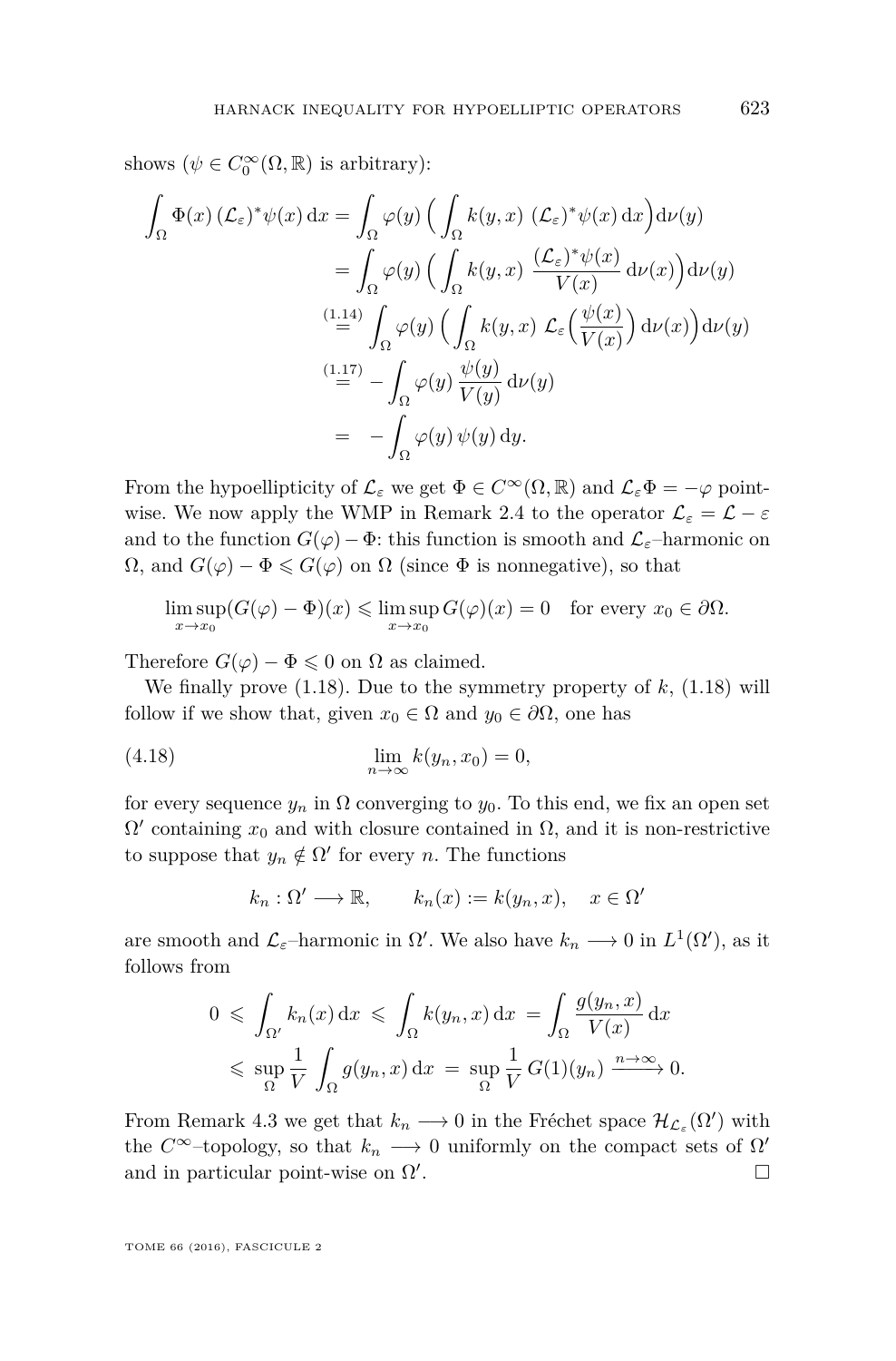shows ($\psi \in C_0^\infty(\Omega, \mathbb{R})$ is arbitrary):

$$
\begin{aligned}
\int_\Omega \Phi(x)\,(\mathcal{L}_\varepsilon)^*\psi(x)\,\mathrm{d}x &= \int_\Omega \varphi(y)\Big(\int_\Omega k(y,x)\;(\mathcal{L}_\varepsilon)^*\psi(x)\,\mathrm{d}x\Big)\mathrm{d}\nu(y)\\
&= \int_\Omega \varphi(y)\Big(\int_\Omega k(y,x)\;\frac{(\mathcal{L}_\varepsilon)^*\psi(x)}{V(x)}\,\mathrm{d}\nu(x)\Big)\mathrm{d}\nu(y)\\
&\overset{(1.14)}{=} \int_\Omega \varphi(y)\Big(\int_\Omega k(y,x)\;\mathcal{L}_\varepsilon\Big(\frac{\psi(x)}{V(x)}\Big)\,\mathrm{d}\nu(x)\Big)\mathrm{d}\nu(y)\\
&\overset{(1.17)}{=} -\int_\Omega \varphi(y)\,\frac{\psi(y)}{V(y)}\,\mathrm{d}\nu(y)\\
&= \;-\int_\Omega \varphi(y)\,\psi(y)\,\mathrm{d}y.
\end{aligned}
$$

From the hypoellipticity of $\mathcal{L}_\varepsilon$ we get $\Phi \in C^\infty(\Omega, \mathbb{R})$ and $\mathcal{L}_\varepsilon \Phi = -\varphi$ point-wise. We now apply the WMP in Remark 2.4 to the operator $\mathcal{L}_\varepsilon = \mathcal{L} - \varepsilon$ and to the function $G(\varphi) - \Phi$: this function is smooth and $\mathcal{L}_\varepsilon$–harmonic on $\Omega$, and $G(\varphi) - \Phi \leqslant G(\varphi)$ on $\Omega$ (since $\Phi$ is nonnegative), so that

$$
\limsup_{x \to x_0}(G(\varphi) - \Phi)(x) \leqslant \limsup_{x \to x_0} G(\varphi)(x) = 0 \quad \text{for every } x_0 \in \partial\Omega.
$$

Therefore $G(\varphi) - \Phi \leqslant 0$ on $\Omega$ as claimed.

We finally prove (1.18). Due to the symmetry property of $k$, (1.18) will follow if we show that, given $x_0 \in \Omega$ and $y_0 \in \partial\Omega$, one has

$$
\lim_{n\to\infty} k(y_n, x_0) = 0, \tag{4.18}
$$

for every sequence $y_n$ in $\Omega$ converging to $y_0$. To this end, we fix an open set $\Omega'$ containing $x_0$ and with closure contained in $\Omega$, and it is non-restrictive to suppose that $y_n \notin \Omega'$ for every $n$. The functions

$$
k_n : \Omega' \longrightarrow \mathbb{R}, \qquad k_n(x) := k(y_n, x), \quad x \in \Omega'
$$

are smooth and $\mathcal{L}_\varepsilon$–harmonic in $\Omega'$. We also have $k_n \longrightarrow 0$ in $L^1(\Omega')$, as it follows from

$$
\begin{aligned}
0 \;\leqslant\; \int_{\Omega'} k_n(x)\,\mathrm{d}x \;&\leqslant\; \int_\Omega k(y_n, x)\,\mathrm{d}x \;=\; \int_\Omega \frac{g(y_n, x)}{V(x)}\,\mathrm{d}x\\
&\leqslant\; \sup_\Omega \frac{1}{V} \int_\Omega g(y_n, x)\,\mathrm{d}x \;=\; \sup_\Omega \frac{1}{V}\, G(1)(y_n) \xrightarrow{n\to\infty} 0.
\end{aligned}
$$

From Remark 4.3 we get that $k_n \longrightarrow 0$ in the Fréchet space $\mathcal{H}_{\mathcal{L}_\varepsilon}(\Omega')$ with the $C^\infty$–topology, so that $k_n \longrightarrow 0$ uniformly on the compact sets of $\Omega'$ and in particular point-wise on $\Omega'$. □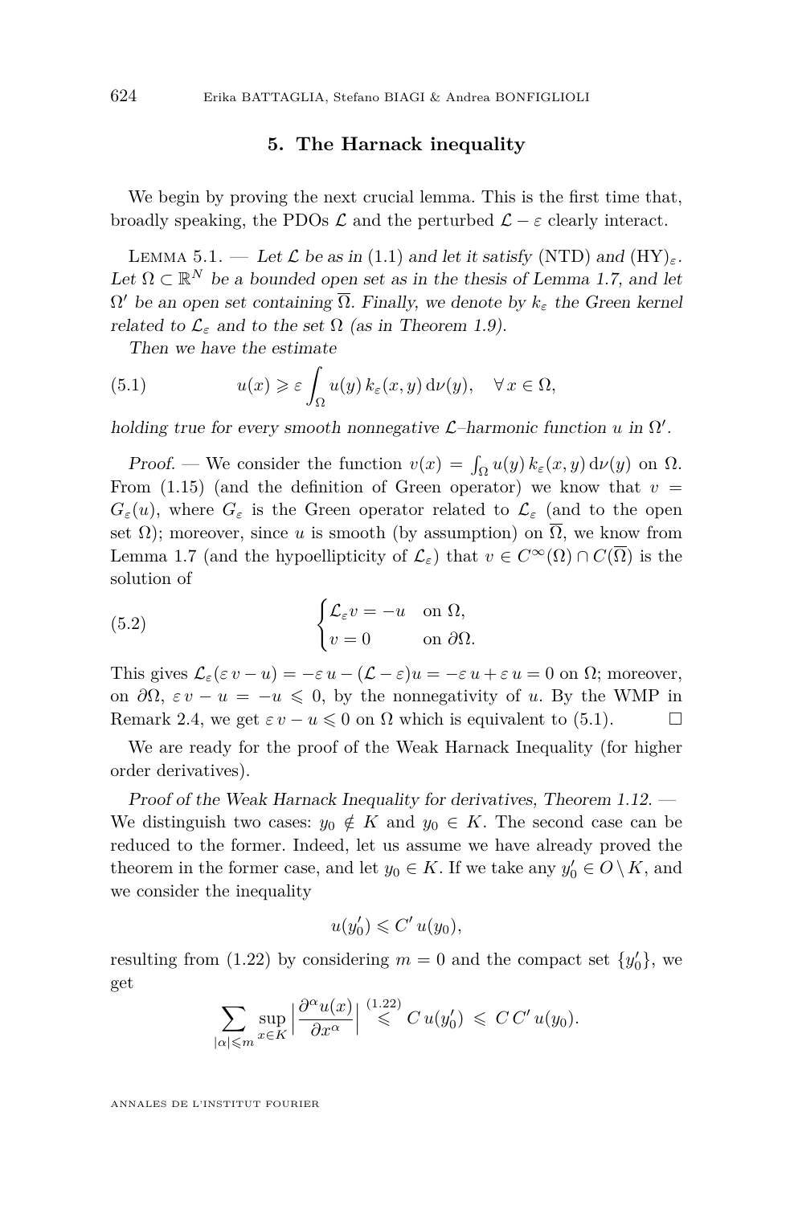## 5. The Harnack inequality

We begin by proving the next crucial lemma. This is the first time that, broadly speaking, the PDOs $\mathcal{L}$ and the perturbed $\mathcal{L}-\varepsilon$ clearly interact.

Lemma 5.1. — *Let $\mathcal{L}$ be as in* (1.1) *and let it satisfy* (NTD) *and* $(\mathrm{HY})_\varepsilon$*. Let $\Omega \subset \mathbb{R}^N$ be a bounded open set as in the thesis of Lemma 1.7, and let $\Omega'$ be an open set containing $\overline{\Omega}$. Finally, we denote by $k_\varepsilon$ the Green kernel related to $\mathcal{L}_\varepsilon$ and to the set $\Omega$ (as in Theorem 1.9).*

*Then we have the estimate*

$$u(x) \geqslant \varepsilon \int_\Omega u(y)\, k_\varepsilon(x,y)\, \mathrm{d}\nu(y), \quad \forall\, x \in \Omega, \tag{5.1}$$

*holding true for every smooth nonnegative $\mathcal{L}$–harmonic function $u$ in $\Omega'$.*

*Proof.* — We consider the function $v(x) = \int_\Omega u(y)\, k_\varepsilon(x,y)\, \mathrm{d}\nu(y)$ on $\Omega$. From (1.15) (and the definition of Green operator) we know that $v = G_\varepsilon(u)$, where $G_\varepsilon$ is the Green operator related to $\mathcal{L}_\varepsilon$ (and to the open set $\Omega$); moreover, since $u$ is smooth (by assumption) on $\overline{\Omega}$, we know from Lemma 1.7 (and the hypoellipticity of $\mathcal{L}_\varepsilon$) that $v \in C^\infty(\Omega) \cap C(\overline{\Omega})$ is the solution of

$$\begin{cases} \mathcal{L}_\varepsilon v = -u & \text{on } \Omega, \\ v = 0 & \text{on } \partial\Omega. \end{cases} \tag{5.2}$$

This gives $\mathcal{L}_\varepsilon(\varepsilon\, v - u) = -\varepsilon\, u - (\mathcal{L}-\varepsilon) u = -\varepsilon\, u + \varepsilon\, u = 0$ on $\Omega$; moreover, on $\partial\Omega$, $\varepsilon\, v - u = -u \leqslant 0$, by the nonnegativity of $u$. By the WMP in Remark 2.4, we get $\varepsilon\, v - u \leqslant 0$ on $\Omega$ which is equivalent to (5.1). $\square$

We are ready for the proof of the Weak Harnack Inequality (for higher order derivatives).

*Proof of the Weak Harnack Inequality for derivatives, Theorem 1.12.* — We distinguish two cases: $y_0 \notin K$ and $y_0 \in K$. The second case can be reduced to the former. Indeed, let us assume we have already proved the theorem in the former case, and let $y_0 \in K$. If we take any $y_0' \in O \setminus K$, and we consider the inequality

$$u(y_0') \leqslant C'\, u(y_0),$$

resulting from (1.22) by considering $m = 0$ and the compact set $\{y_0'\}$, we get

$$\sum_{|\alpha| \leqslant m} \sup_{x \in K} \Big| \frac{\partial^\alpha u(x)}{\partial x^\alpha} \Big| \overset{(1.22)}{\leqslant} C\, u(y_0') \leqslant C\, C'\, u(y_0).$$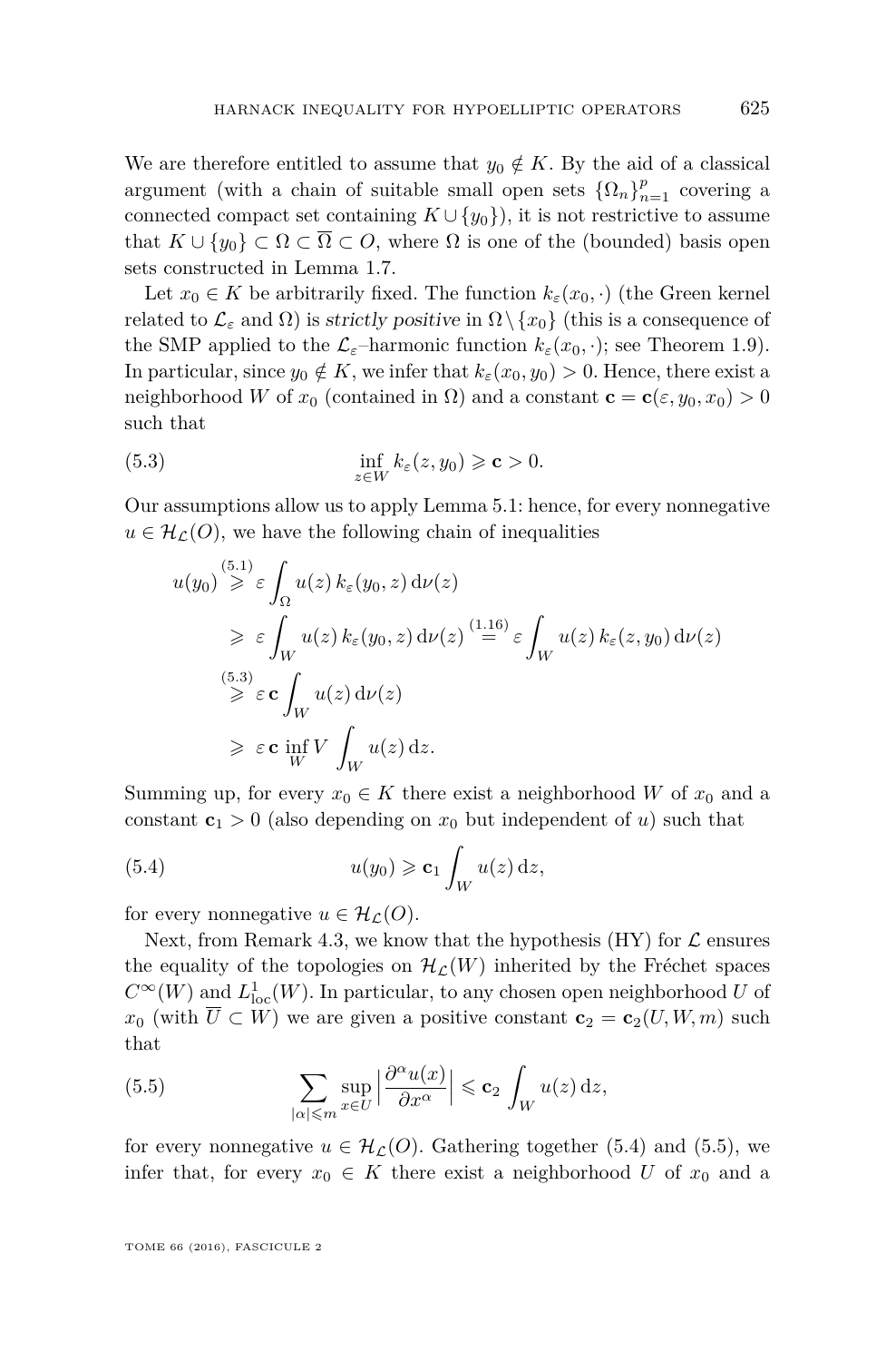We are therefore entitled to assume that $y_0 \notin K$. By the aid of a classical argument (with a chain of suitable small open sets $\{\Omega_n\}_{n=1}^p$ covering a connected compact set containing $K \cup \{y_0\}$), it is not restrictive to assume that $K \cup \{y_0\} \subset \Omega \subset \overline{\Omega} \subset O$, where $\Omega$ is one of the (bounded) basis open sets constructed in Lemma 1.7.

Let $x_0 \in K$ be arbitrarily fixed. The function $k_\varepsilon(x_0, \cdot)$ (the Green kernel related to $\mathcal{L}_\varepsilon$ and $\Omega$) is *strictly positive* in $\Omega \setminus \{x_0\}$ (this is a consequence of the SMP applied to the $\mathcal{L}_\varepsilon$–harmonic function $k_\varepsilon(x_0, \cdot)$; see Theorem 1.9). In particular, since $y_0 \notin K$, we infer that $k_\varepsilon(x_0, y_0) > 0$. Hence, there exist a neighborhood $W$ of $x_0$ (contained in $\Omega$) and a constant $\mathbf{c} = \mathbf{c}(\varepsilon, y_0, x_0) > 0$ such that

$$\inf_{z \in W} k_\varepsilon(z, y_0) \geqslant \mathbf{c} > 0. \tag{5.3}$$

Our assumptions allow us to apply Lemma 5.1: hence, for every nonnegative $u \in \mathcal{H}_\mathcal{L}(O)$, we have the following chain of inequalities

$$\begin{aligned}
u(y_0) &\overset{(5.1)}{\geqslant} \varepsilon \int_\Omega u(z)\, k_\varepsilon(y_0, z)\, \mathrm{d}\nu(z) \\
&\geqslant \varepsilon \int_W u(z)\, k_\varepsilon(y_0, z)\, \mathrm{d}\nu(z) \overset{(1.16)}{=} \varepsilon \int_W u(z)\, k_\varepsilon(z, y_0)\, \mathrm{d}\nu(z) \\
&\overset{(5.3)}{\geqslant} \varepsilon\, \mathbf{c} \int_W u(z)\, \mathrm{d}\nu(z) \\
&\geqslant \varepsilon\, \mathbf{c}\, \inf_W V \int_W u(z)\, \mathrm{d}z.
\end{aligned}$$

Summing up, for every $x_0 \in K$ there exist a neighborhood $W$ of $x_0$ and a constant $\mathbf{c}_1 > 0$ (also depending on $x_0$ but independent of $u$) such that

$$u(y_0) \geqslant \mathbf{c}_1 \int_W u(z)\, \mathrm{d}z, \tag{5.4}$$

for every nonnegative $u \in \mathcal{H}_\mathcal{L}(O)$.

Next, from Remark 4.3, we know that the hypothesis (HY) for $\mathcal{L}$ ensures the equality of the topologies on $\mathcal{H}_\mathcal{L}(W)$ inherited by the Fréchet spaces $C^\infty(W)$ and $L^1_{\mathrm{loc}}(W)$. In particular, to any chosen open neighborhood $U$ of $x_0$ (with $\overline{U} \subset W$) we are given a positive constant $\mathbf{c}_2 = \mathbf{c}_2(U, W, m)$ such that

$$\sum_{|\alpha| \leqslant m} \sup_{x \in U} \Big| \frac{\partial^\alpha u(x)}{\partial x^\alpha} \Big| \leqslant \mathbf{c}_2 \int_W u(z)\, \mathrm{d}z, \tag{5.5}$$

for every nonnegative $u \in \mathcal{H}_\mathcal{L}(O)$. Gathering together (5.4) and (5.5), we infer that, for every $x_0 \in K$ there exist a neighborhood $U$ of $x_0$ and a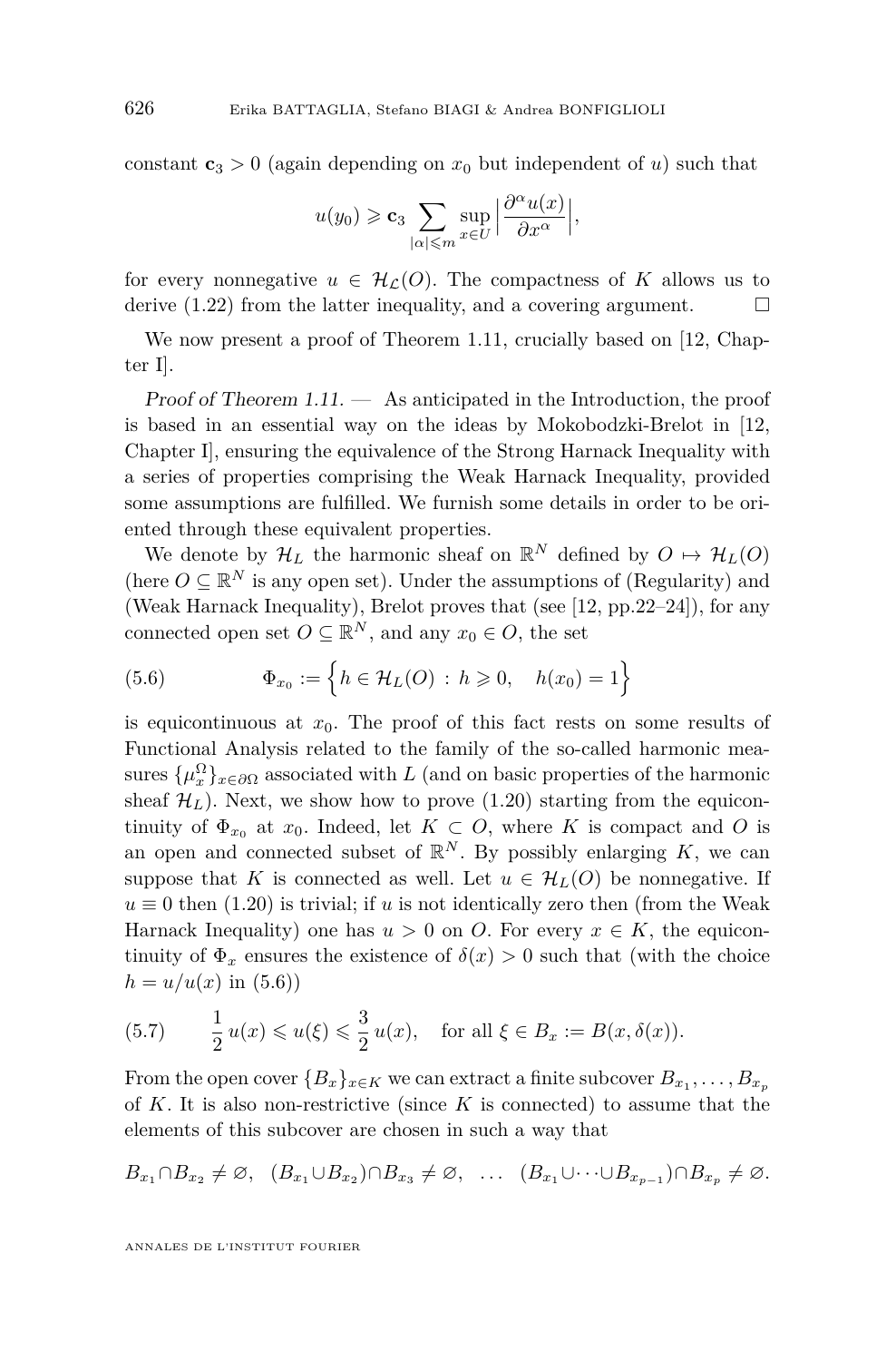constant $\mathbf{c}_3 > 0$ (again depending on $x_0$ but independent of $u$) such that

$$u(y_0) \geqslant \mathbf{c}_3 \sum_{|\alpha|\leqslant m} \sup_{x\in U} \Big|\frac{\partial^\alpha u(x)}{\partial x^\alpha}\Big|,$$

for every nonnegative $u \in \mathcal{H}_{\mathcal{L}}(O)$. The compactness of $K$ allows us to derive (1.22) from the latter inequality, and a covering argument. $\square$

We now present a proof of Theorem 1.11, crucially based on [12, Chapter I].

*Proof of Theorem 1.11.* — As anticipated in the Introduction, the proof is based in an essential way on the ideas by Mokobodzki-Brelot in [12, Chapter I], ensuring the equivalence of the Strong Harnack Inequality with a series of properties comprising the Weak Harnack Inequality, provided some assumptions are fulfilled. We furnish some details in order to be oriented through these equivalent properties.

We denote by $\mathcal{H}_L$ the harmonic sheaf on $\mathbb{R}^N$ defined by $O \mapsto \mathcal{H}_L(O)$ (here $O \subseteq \mathbb{R}^N$ is any open set). Under the assumptions of (Regularity) and (Weak Harnack Inequality), Brelot proves that (see [12, pp.22–24]), for any connected open set $O \subseteq \mathbb{R}^N$, and any $x_0 \in O$, the set

$$\Phi_{x_0} := \Big\{ h \in \mathcal{H}_L(O) \,:\, h \geqslant 0, \quad h(x_0) = 1 \Big\} \tag{5.6}$$

is equicontinuous at $x_0$. The proof of this fact rests on some results of Functional Analysis related to the family of the so-called harmonic measures $\{\mu_x^\Omega\}_{x\in\partial\Omega}$ associated with $L$ (and on basic properties of the harmonic sheaf $\mathcal{H}_L$). Next, we show how to prove (1.20) starting from the equicontinuity of $\Phi_{x_0}$ at $x_0$. Indeed, let $K \subset O$, where $K$ is compact and $O$ is an open and connected subset of $\mathbb{R}^N$. By possibly enlarging $K$, we can suppose that $K$ is connected as well. Let $u \in \mathcal{H}_L(O)$ be nonnegative. If $u \equiv 0$ then (1.20) is trivial; if $u$ is not identically zero then (from the Weak Harnack Inequality) one has $u > 0$ on $O$. For every $x \in K$, the equicontinuity of $\Phi_x$ ensures the existence of $\delta(x) > 0$ such that (with the choice $h = u/u(x)$ in (5.6))

$$\frac{1}{2}\, u(x) \leqslant u(\xi) \leqslant \frac{3}{2}\, u(x), \quad \text{for all } \xi \in B_x := B(x, \delta(x)). \tag{5.7}$$

From the open cover $\{B_x\}_{x\in K}$ we can extract a finite subcover $B_{x_1}, \dots, B_{x_p}$ of $K$. It is also non-restrictive (since $K$ is connected) to assume that the elements of this subcover are chosen in such a way that

$$B_{x_1}\cap B_{x_2} \neq \varnothing, \quad (B_{x_1}\cup B_{x_2})\cap B_{x_3} \neq \varnothing, \quad \dots \quad (B_{x_1}\cup\dots\cup B_{x_{p-1}})\cap B_{x_p} \neq \varnothing.$$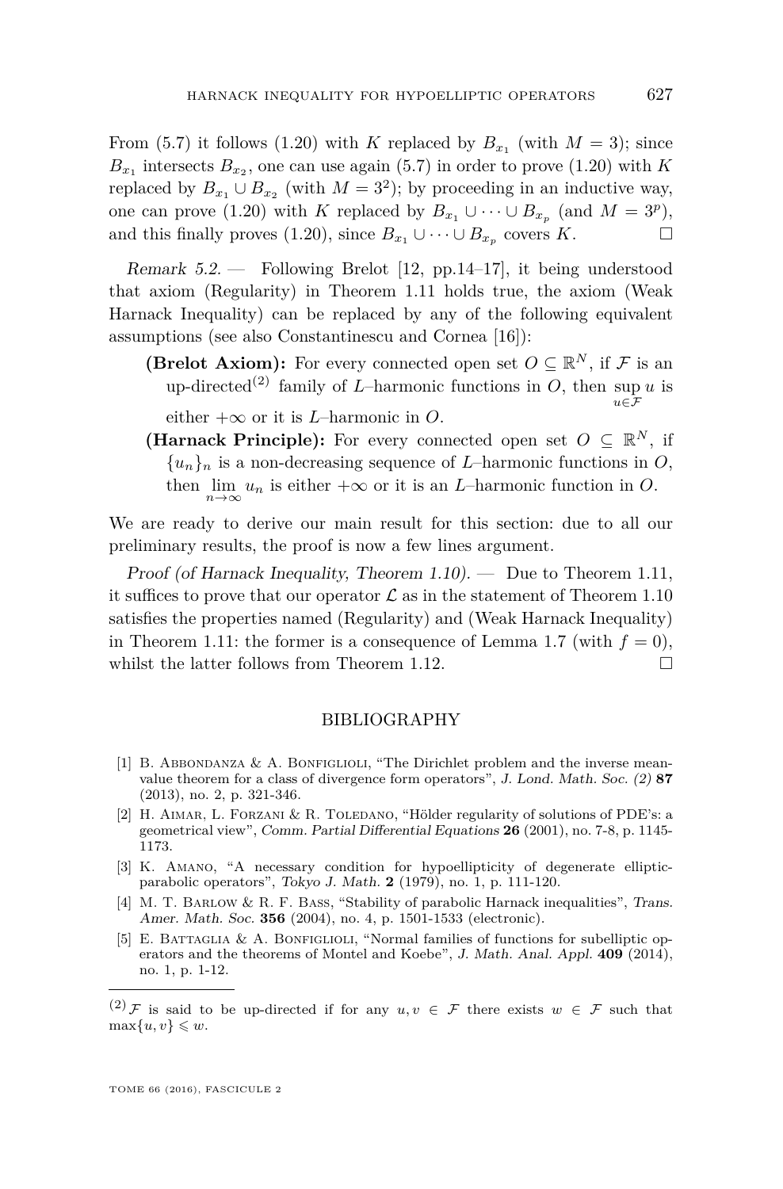From (5.7) it follows (1.20) with $K$ replaced by $B_{x_1}$ (with $M = 3$); since $B_{x_1}$ intersects $B_{x_2}$, one can use again (5.7) in order to prove (1.20) with $K$ replaced by $B_{x_1} \cup B_{x_2}$ (with $M = 3^2$); by proceeding in an inductive way, one can prove (1.20) with $K$ replaced by $B_{x_1} \cup \cdots \cup B_{x_p}$ (and $M = 3^p$), and this finally proves (1.20), since $B_{x_1} \cup \cdots \cup B_{x_p}$ covers $K$. □

*Remark 5.2.* — Following Brelot [12, pp.14–17], it being understood that axiom (Regularity) in Theorem 1.11 holds true, the axiom (Weak Harnack Inequality) can be replaced by any of the following equivalent assumptions (see also Constantinescu and Cornea [16]):

- **(Brelot Axiom):** For every connected open set $O \subseteq \mathbb{R}^N$, if $\mathcal{F}$ is an up-directed[(2)] family of $L$–harmonic functions in $O$, then $\sup_{u \in \mathcal{F}} u$ is either $+\infty$ or it is $L$–harmonic in $O$.
- **(Harnack Principle):** For every connected open set $O \subseteq \mathbb{R}^N$, if $\{u_n\}_n$ is a non-decreasing sequence of $L$–harmonic functions in $O$, then $\lim_{n\to\infty} u_n$ is either $+\infty$ or it is an $L$–harmonic function in $O$.

We are ready to derive our main result for this section: due to all our preliminary results, the proof is now a few lines argument.

*Proof (of Harnack Inequality, Theorem 1.10).* — Due to Theorem 1.11, it suffices to prove that our operator $\mathcal{L}$ as in the statement of Theorem 1.10 satisfies the properties named (Regularity) and (Weak Harnack Inequality) in Theorem 1.11: the former is a consequence of Lemma 1.7 (with $f = 0$), whilst the latter follows from Theorem 1.12. □

## BIBLIOGRAPHY

[1] B. Abbondanza & A. Bonfiglioli, "The Dirichlet problem and the inverse mean-value theorem for a class of divergence form operators", *J. Lond. Math. Soc. (2)* **87** (2013), no. 2, p. 321-346.

[2] H. Aimar, L. Forzani & R. Toledano, "Hölder regularity of solutions of PDE's: a geometrical view", *Comm. Partial Differential Equations* **26** (2001), no. 7-8, p. 1145-1173.

[3] K. Amano, "A necessary condition for hypoellipticity of degenerate elliptic-parabolic operators", *Tokyo J. Math.* **2** (1979), no. 1, p. 111-120.

[4] M. T. Barlow & R. F. Bass, "Stability of parabolic Harnack inequalities", *Trans. Amer. Math. Soc.* **356** (2004), no. 4, p. 1501-1533 (electronic).

[5] E. Battaglia & A. Bonfiglioli, "Normal families of functions for subelliptic operators and the theorems of Montel and Koebe", *J. Math. Anal. Appl.* **409** (2014), no. 1, p. 1-12.

[(2)] $\mathcal{F}$ is said to be up-directed if for any $u, v \in \mathcal{F}$ there exists $w \in \mathcal{F}$ such that $\max\{u, v\} \leqslant w$.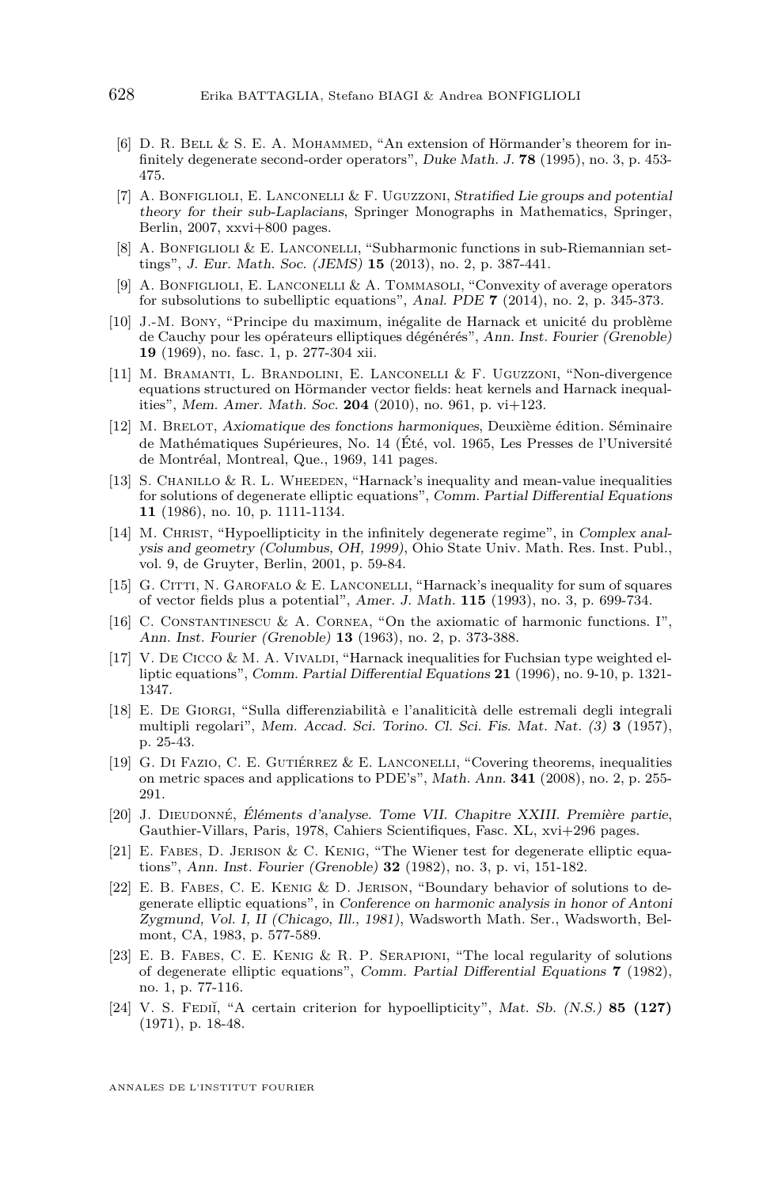[6] D. R. Bell & S. E. A. Mohammed, "An extension of Hörmander's theorem for infinitely degenerate second-order operators", *Duke Math. J.* **78** (1995), no. 3, p. 453-475.

[7] A. Bonfiglioli, E. Lanconelli & F. Uguzzoni, *Stratified Lie groups and potential theory for their sub-Laplacians*, Springer Monographs in Mathematics, Springer, Berlin, 2007, xxvi+800 pages.

[8] A. Bonfiglioli & E. Lanconelli, "Subharmonic functions in sub-Riemannian settings", *J. Eur. Math. Soc. (JEMS)* **15** (2013), no. 2, p. 387-441.

[9] A. Bonfiglioli, E. Lanconelli & A. Tommasoli, "Convexity of average operators for subsolutions to subelliptic equations", *Anal. PDE* **7** (2014), no. 2, p. 345-373.

[10] J.-M. Bony, "Principe du maximum, inégalite de Harnack et unicité du problème de Cauchy pour les opérateurs elliptiques dégénérés", *Ann. Inst. Fourier (Grenoble)* **19** (1969), no. fasc. 1, p. 277-304 xii.

[11] M. Bramanti, L. Brandolini, E. Lanconelli & F. Uguzzoni, "Non-divergence equations structured on Hörmander vector fields: heat kernels and Harnack inequalities", *Mem. Amer. Math. Soc.* **204** (2010), no. 961, p. vi+123.

[12] M. Brelot, *Axiomatique des fonctions harmoniques*, Deuxième édition. Séminaire de Mathématiques Supérieures, No. 14 (Été, vol. 1965, Les Presses de l'Université de Montréal, Montreal, Que., 1969, 141 pages.

[13] S. Chanillo & R. L. Wheeden, "Harnack's inequality and mean-value inequalities for solutions of degenerate elliptic equations", *Comm. Partial Differential Equations* **11** (1986), no. 10, p. 1111-1134.

[14] M. Christ, "Hypoellipticity in the infinitely degenerate regime", in *Complex analysis and geometry (Columbus, OH, 1999)*, Ohio State Univ. Math. Res. Inst. Publ., vol. 9, de Gruyter, Berlin, 2001, p. 59-84.

[15] G. Citti, N. Garofalo & E. Lanconelli, "Harnack's inequality for sum of squares of vector fields plus a potential", *Amer. J. Math.* **115** (1993), no. 3, p. 699-734.

[16] C. Constantinescu & A. Cornea, "On the axiomatic of harmonic functions. I", *Ann. Inst. Fourier (Grenoble)* **13** (1963), no. 2, p. 373-388.

[17] V. De Cicco & M. A. Vivaldi, "Harnack inequalities for Fuchsian type weighted elliptic equations", *Comm. Partial Differential Equations* **21** (1996), no. 9-10, p. 1321-1347.

[18] E. De Giorgi, "Sulla differenziabilità e l'analiticità delle estremali degli integrali multipli regolari", *Mem. Accad. Sci. Torino. Cl. Sci. Fis. Mat. Nat. (3)* **3** (1957), p. 25-43.

[19] G. Di Fazio, C. E. Gutiérrez & E. Lanconelli, "Covering theorems, inequalities on metric spaces and applications to PDE's", *Math. Ann.* **341** (2008), no. 2, p. 255-291.

[20] J. Dieudonné, *Éléments d'analyse. Tome VII. Chapitre XXIII. Première partie*, Gauthier-Villars, Paris, 1978, Cahiers Scientifiques, Fasc. XL, xvi+296 pages.

[21] E. Fabes, D. Jerison & C. Kenig, "The Wiener test for degenerate elliptic equations", *Ann. Inst. Fourier (Grenoble)* **32** (1982), no. 3, p. vi, 151-182.

[22] E. B. Fabes, C. E. Kenig & D. Jerison, "Boundary behavior of solutions to degenerate elliptic equations", in *Conference on harmonic analysis in honor of Antoni Zygmund, Vol. I, II (Chicago, Ill., 1981)*, Wadsworth Math. Ser., Wadsworth, Belmont, CA, 1983, p. 577-589.

[23] E. B. Fabes, C. E. Kenig & R. P. Serapioni, "The local regularity of solutions of degenerate elliptic equations", *Comm. Partial Differential Equations* **7** (1982), no. 1, p. 77-116.

[24] V. S. Fediĭ, "A certain criterion for hypoellipticity", *Mat. Sb. (N.S.)* **85 (127)** (1971), p. 18-48.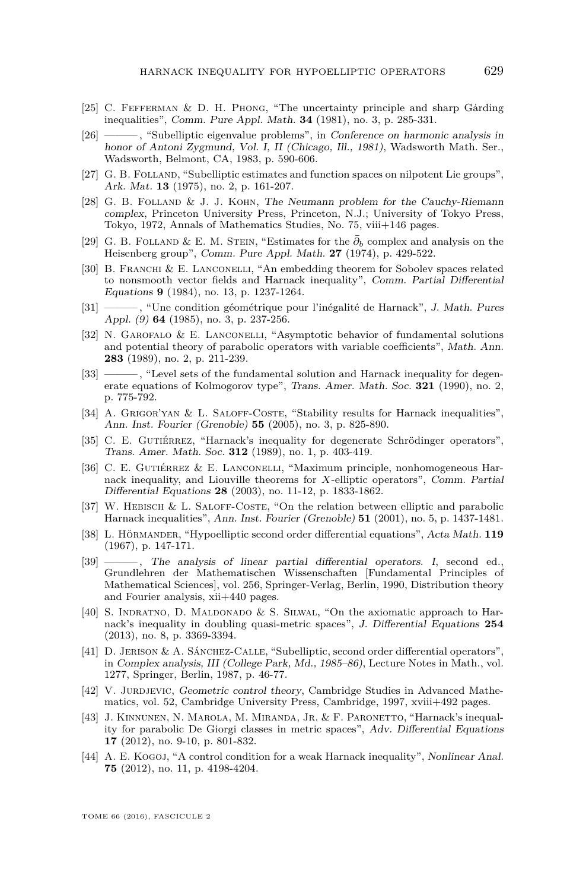[25] C. Fefferman & D. H. Phong, "The uncertainty principle and sharp Gårding inequalities", *Comm. Pure Appl. Math.* **34** (1981), no. 3, p. 285-331.

[26] ———, "Subelliptic eigenvalue problems", in *Conference on harmonic analysis in honor of Antoni Zygmund, Vol. I, II (Chicago, Ill., 1981)*, Wadsworth Math. Ser., Wadsworth, Belmont, CA, 1983, p. 590-606.

[27] G. B. Folland, "Subelliptic estimates and function spaces on nilpotent Lie groups", *Ark. Mat.* **13** (1975), no. 2, p. 161-207.

[28] G. B. Folland & J. J. Kohn, *The Neumann problem for the Cauchy-Riemann complex*, Princeton University Press, Princeton, N.J.; University of Tokyo Press, Tokyo, 1972, Annals of Mathematics Studies, No. 75, viii+146 pages.

[29] G. B. Folland & E. M. Stein, "Estimates for the $\bar{\partial}_b$ complex and analysis on the Heisenberg group", *Comm. Pure Appl. Math.* **27** (1974), p. 429-522.

[30] B. Franchi & E. Lanconelli, "An embedding theorem for Sobolev spaces related to nonsmooth vector fields and Harnack inequality", *Comm. Partial Differential Equations* **9** (1984), no. 13, p. 1237-1264.

[31] ———, "Une condition géométrique pour l'inégalité de Harnack", *J. Math. Pures Appl. (9)* **64** (1985), no. 3, p. 237-256.

[32] N. Garofalo & E. Lanconelli, "Asymptotic behavior of fundamental solutions and potential theory of parabolic operators with variable coefficients", *Math. Ann.* **283** (1989), no. 2, p. 211-239.

[33] ———, "Level sets of the fundamental solution and Harnack inequality for degenerate equations of Kolmogorov type", *Trans. Amer. Math. Soc.* **321** (1990), no. 2, p. 775-792.

[34] A. Grigor'yan & L. Saloff-Coste, "Stability results for Harnack inequalities", *Ann. Inst. Fourier (Grenoble)* **55** (2005), no. 3, p. 825-890.

[35] C. E. Gutiérrez, "Harnack's inequality for degenerate Schrödinger operators", *Trans. Amer. Math. Soc.* **312** (1989), no. 1, p. 403-419.

[36] C. E. Gutiérrez & E. Lanconelli, "Maximum principle, nonhomogeneous Harnack inequality, and Liouville theorems for $X$-elliptic operators", *Comm. Partial Differential Equations* **28** (2003), no. 11-12, p. 1833-1862.

[37] W. Hebisch & L. Saloff-Coste, "On the relation between elliptic and parabolic Harnack inequalities", *Ann. Inst. Fourier (Grenoble)* **51** (2001), no. 5, p. 1437-1481.

[38] L. Hörmander, "Hypoelliptic second order differential equations", *Acta Math.* **119** (1967), p. 147-171.

[39] ———, *The analysis of linear partial differential operators. I*, second ed., Grundlehren der Mathematischen Wissenschaften [Fundamental Principles of Mathematical Sciences], vol. 256, Springer-Verlag, Berlin, 1990, Distribution theory and Fourier analysis, xii+440 pages.

[40] S. Indratno, D. Maldonado & S. Silwal, "On the axiomatic approach to Harnack's inequality in doubling quasi-metric spaces", *J. Differential Equations* **254** (2013), no. 8, p. 3369-3394.

[41] D. Jerison & A. Sánchez-Calle, "Subelliptic, second order differential operators", in *Complex analysis, III (College Park, Md., 1985–86)*, Lecture Notes in Math., vol. 1277, Springer, Berlin, 1987, p. 46-77.

[42] V. Jurdjevic, *Geometric control theory*, Cambridge Studies in Advanced Mathematics, vol. 52, Cambridge University Press, Cambridge, 1997, xviii+492 pages.

[43] J. Kinnunen, N. Marola, M. Miranda, Jr. & F. Paronetto, "Harnack's inequality for parabolic De Giorgi classes in metric spaces", *Adv. Differential Equations* **17** (2012), no. 9-10, p. 801-832.

[44] A. E. Kogoj, "A control condition for a weak Harnack inequality", *Nonlinear Anal.* **75** (2012), no. 11, p. 4198-4204.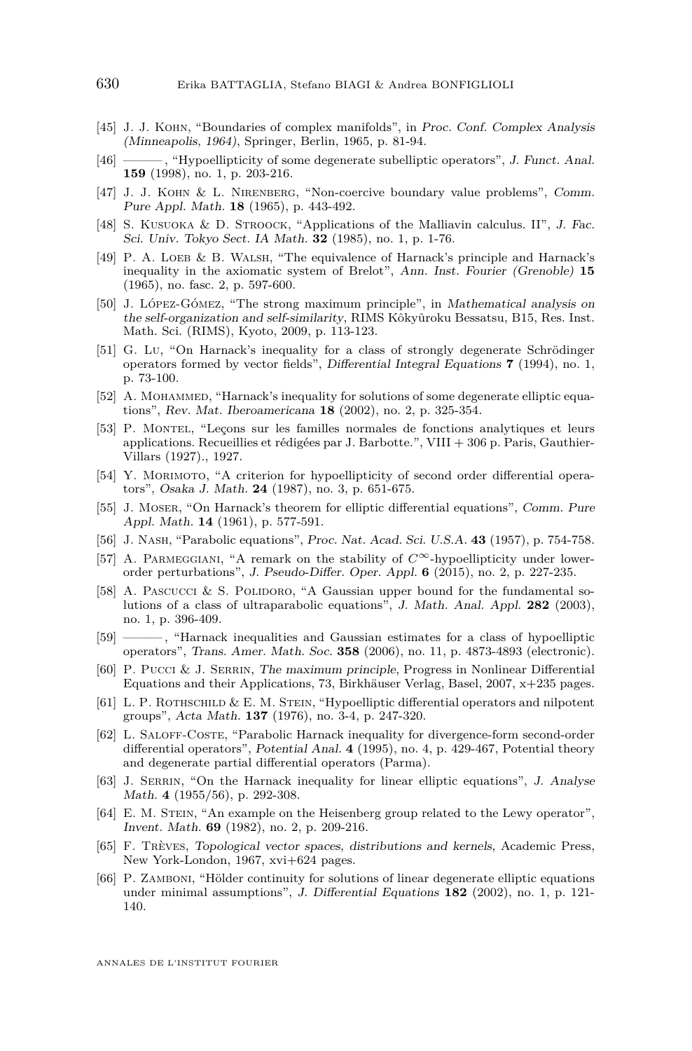[45] J. J. Kohn, "Boundaries of complex manifolds", in *Proc. Conf. Complex Analysis (Minneapolis, 1964)*, Springer, Berlin, 1965, p. 81-94.

[46] ———, "Hypoellipticity of some degenerate subelliptic operators", *J. Funct. Anal.* **159** (1998), no. 1, p. 203-216.

[47] J. J. Kohn & L. Nirenberg, "Non-coercive boundary value problems", *Comm. Pure Appl. Math.* **18** (1965), p. 443-492.

[48] S. Kusuoka & D. Stroock, "Applications of the Malliavin calculus. II", *J. Fac. Sci. Univ. Tokyo Sect. IA Math.* **32** (1985), no. 1, p. 1-76.

[49] P. A. Loeb & B. Walsh, "The equivalence of Harnack's principle and Harnack's inequality in the axiomatic system of Brelot", *Ann. Inst. Fourier (Grenoble)* **15** (1965), no. fasc. 2, p. 597-600.

[50] J. López-Gómez, "The strong maximum principle", in *Mathematical analysis on the self-organization and self-similarity*, RIMS Kôkyûroku Bessatsu, B15, Res. Inst. Math. Sci. (RIMS), Kyoto, 2009, p. 113-123.

[51] G. Lu, "On Harnack's inequality for a class of strongly degenerate Schrödinger operators formed by vector fields", *Differential Integral Equations* **7** (1994), no. 1, p. 73-100.

[52] A. Mohammed, "Harnack's inequality for solutions of some degenerate elliptic equations", *Rev. Mat. Iberoamericana* **18** (2002), no. 2, p. 325-354.

[53] P. Montel, "Leçons sur les familles normales de fonctions analytiques et leurs applications. Recueillies et rédigées par J. Barbotte.", VIII + 306 p. Paris, Gauthier-Villars (1927)., 1927.

[54] Y. Morimoto, "A criterion for hypoellipticity of second order differential operators", *Osaka J. Math.* **24** (1987), no. 3, p. 651-675.

[55] J. Moser, "On Harnack's theorem for elliptic differential equations", *Comm. Pure Appl. Math.* **14** (1961), p. 577-591.

[56] J. Nash, "Parabolic equations", *Proc. Nat. Acad. Sci. U.S.A.* **43** (1957), p. 754-758.

[57] A. Parmeggiani, "A remark on the stability of $C^\infty$-hypoellipticity under lower-order perturbations", *J. Pseudo-Differ. Oper. Appl.* **6** (2015), no. 2, p. 227-235.

[58] A. Pascucci & S. Polidoro, "A Gaussian upper bound for the fundamental solutions of a class of ultraparabolic equations", *J. Math. Anal. Appl.* **282** (2003), no. 1, p. 396-409.

[59] ———, "Harnack inequalities and Gaussian estimates for a class of hypoelliptic operators", *Trans. Amer. Math. Soc.* **358** (2006), no. 11, p. 4873-4893 (electronic).

[60] P. Pucci & J. Serrin, *The maximum principle*, Progress in Nonlinear Differential Equations and their Applications, 73, Birkhäuser Verlag, Basel, 2007, x+235 pages.

[61] L. P. Rothschild & E. M. Stein, "Hypoelliptic differential operators and nilpotent groups", *Acta Math.* **137** (1976), no. 3-4, p. 247-320.

[62] L. Saloff-Coste, "Parabolic Harnack inequality for divergence-form second-order differential operators", *Potential Anal.* **4** (1995), no. 4, p. 429-467, Potential theory and degenerate partial differential operators (Parma).

[63] J. Serrin, "On the Harnack inequality for linear elliptic equations", *J. Analyse Math.* **4** (1955/56), p. 292-308.

[64] E. M. Stein, "An example on the Heisenberg group related to the Lewy operator", *Invent. Math.* **69** (1982), no. 2, p. 209-216.

[65] F. Trèves, *Topological vector spaces, distributions and kernels*, Academic Press, New York-London, 1967, xvi+624 pages.

[66] P. Zamboni, "Hölder continuity for solutions of linear degenerate elliptic equations under minimal assumptions", *J. Differential Equations* **182** (2002), no. 1, p. 121-140.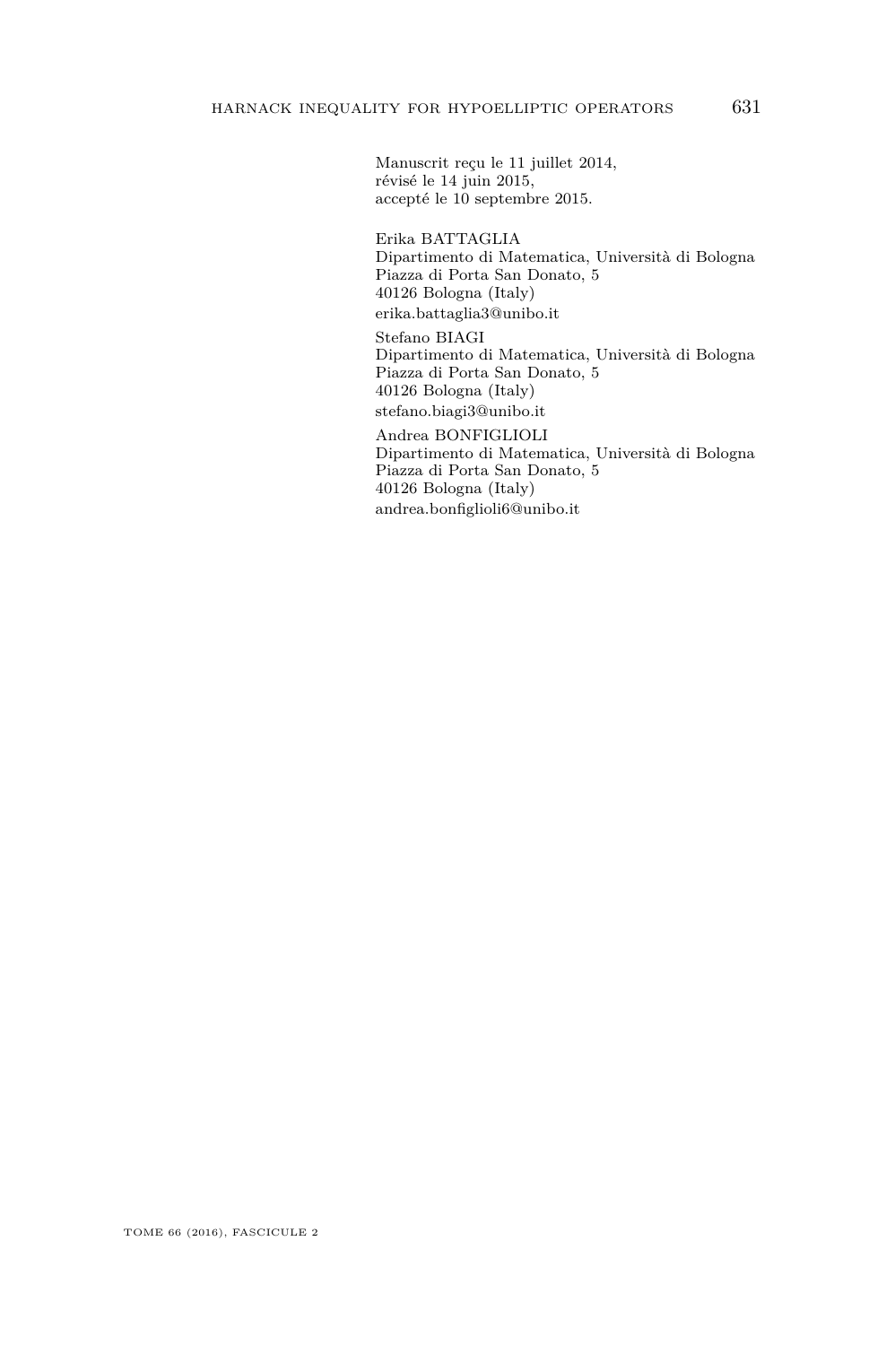Manuscrit reçu le 11 juillet 2014,
révisé le 14 juin 2015,
accepté le 10 septembre 2015.

Erika BATTAGLIA
Dipartimento di Matematica, Università di Bologna
Piazza di Porta San Donato, 5
40126 Bologna (Italy)
erika.battaglia3@unibo.it

Stefano BIAGI
Dipartimento di Matematica, Università di Bologna
Piazza di Porta San Donato, 5
40126 Bologna (Italy)
stefano.biagi3@unibo.it

Andrea BONFIGLIOLI
Dipartimento di Matematica, Università di Bologna
Piazza di Porta San Donato, 5
40126 Bologna (Italy)
andrea.bonfiglioli6@unibo.it